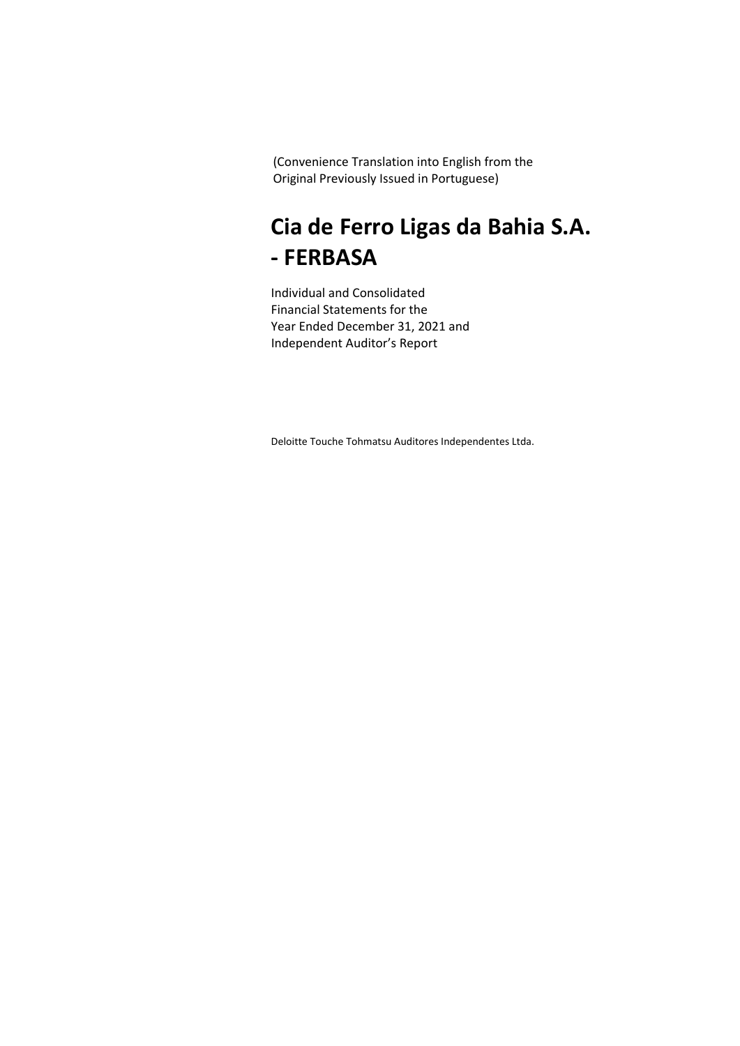(Convenience Translation into English from the Original Previously Issued in Portuguese)

# Cia de Ferro Ligas da Bahia S.A. - FERBASA

Individual and Consolidated Financial Statements for the Year Ended December 31, 2021 and Independent Auditor's Report

Deloitte Touche Tohmatsu Auditores Independentes Ltda.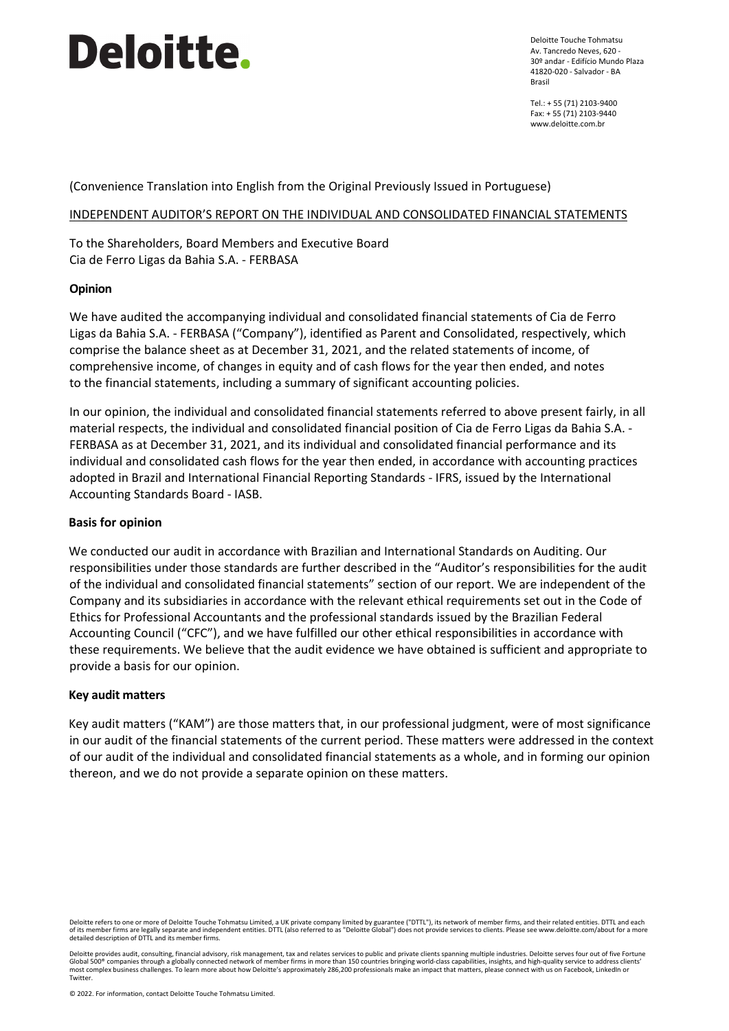Deloitte.

Deloitte Touche Tohmatsu
Av. Tancredo Neves, 620 -
30º andar - Edifício Mundo Plaza
41820-020 - Salvador - BA
Brasil

Tel.: + 55 (71) 2103-9400
Fax: + 55 (71) 2103-9440
www.deloitte.com.br

(Convenience Translation into English from the Original Previously Issued in Portuguese)

INDEPENDENT AUDITOR'S REPORT ON THE INDIVIDUAL AND CONSOLIDATED FINANCIAL STATEMENTS

To the Shareholders, Board Members and Executive Board
Cia de Ferro Ligas da Bahia S.A. - FERBASA

**Opinion**

We have audited the accompanying individual and consolidated financial statements of Cia de Ferro Ligas da Bahia S.A. - FERBASA ("Company"), identified as Parent and Consolidated, respectively, which comprise the balance sheet as at December 31, 2021, and the related statements of income, of comprehensive income, of changes in equity and of cash flows for the year then ended, and notes to the financial statements, including a summary of significant accounting policies.

In our opinion, the individual and consolidated financial statements referred to above present fairly, in all material respects, the individual and consolidated financial position of Cia de Ferro Ligas da Bahia S.A. - FERBASA as at December 31, 2021, and its individual and consolidated financial performance and its individual and consolidated cash flows for the year then ended, in accordance with accounting practices adopted in Brazil and International Financial Reporting Standards - IFRS, issued by the International Accounting Standards Board - IASB.

**Basis for opinion**

We conducted our audit in accordance with Brazilian and International Standards on Auditing. Our responsibilities under those standards are further described in the "Auditor's responsibilities for the audit of the individual and consolidated financial statements" section of our report. We are independent of the Company and its subsidiaries in accordance with the relevant ethical requirements set out in the Code of Ethics for Professional Accountants and the professional standards issued by the Brazilian Federal Accounting Council ("CFC"), and we have fulfilled our other ethical responsibilities in accordance with these requirements. We believe that the audit evidence we have obtained is sufficient and appropriate to provide a basis for our opinion.

**Key audit matters**

Key audit matters ("KAM") are those matters that, in our professional judgment, were of most significance in our audit of the financial statements of the current period. These matters were addressed in the context of our audit of the individual and consolidated financial statements as a whole, and in forming our opinion thereon, and we do not provide a separate opinion on these matters.

Deloitte refers to one or more of Deloitte Touche Tohmatsu Limited, a UK private company limited by guarantee ("DTTL"), its network of member firms, and their related entities. DTTL and each of its member firms are legally separate and independent entities. DTTL (also referred to as "Deloitte Global") does not provide services to clients. Please see www.deloitte.com/about for a more detailed description of DTTL and its member firms.

Deloitte provides audit, consulting, financial advisory, risk management, tax and relates services to public and private clients spanning multiple industries. Deloitte serves four out of five Fortune Global 500® companies through a globally connected network of member firms in more than 150 countries bringing world-class capabilities, insights, and high-quality service to address clients' most complex business challenges. To learn more about how Deloitte's approximately 286,200 professionals make an impact that matters, please connect with us on Facebook, LinkedIn or Twitter.

© 2022. For information, contact Deloitte Touche Tohmatsu Limited.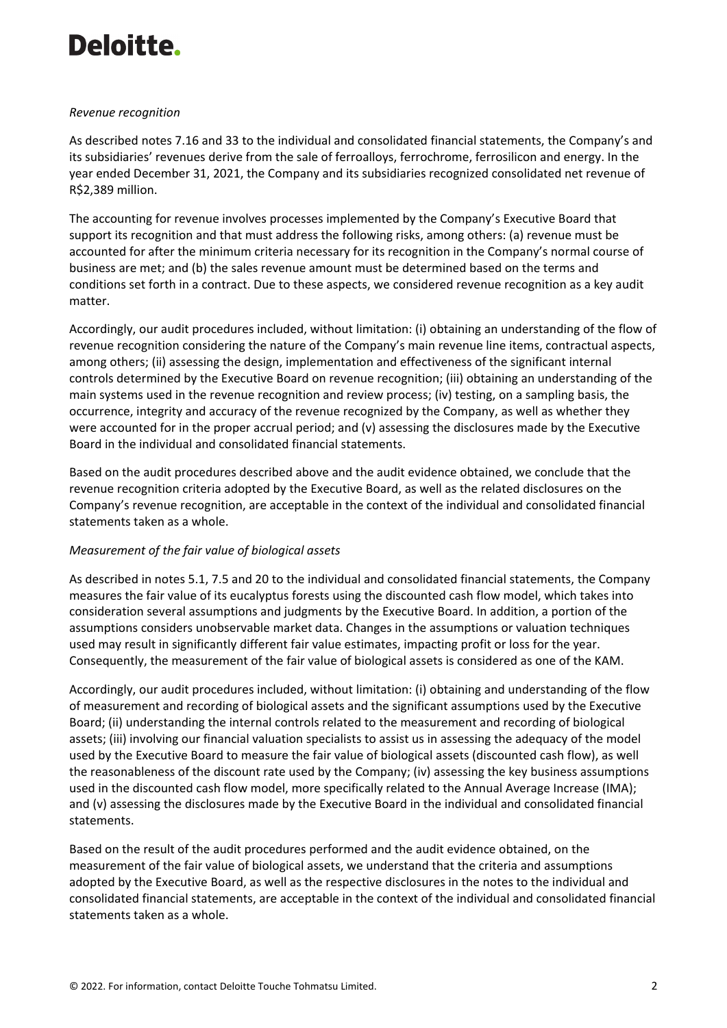*Revenue recognition*

As described notes 7.16 and 33 to the individual and consolidated financial statements, the Company's and its subsidiaries' revenues derive from the sale of ferroalloys, ferrochrome, ferrosilicon and energy. In the year ended December 31, 2021, the Company and its subsidiaries recognized consolidated net revenue of R$2,389 million.

The accounting for revenue involves processes implemented by the Company's Executive Board that support its recognition and that must address the following risks, among others: (a) revenue must be accounted for after the minimum criteria necessary for its recognition in the Company's normal course of business are met; and (b) the sales revenue amount must be determined based on the terms and conditions set forth in a contract. Due to these aspects, we considered revenue recognition as a key audit matter.

Accordingly, our audit procedures included, without limitation: (i) obtaining an understanding of the flow of revenue recognition considering the nature of the Company's main revenue line items, contractual aspects, among others; (ii) assessing the design, implementation and effectiveness of the significant internal controls determined by the Executive Board on revenue recognition; (iii) obtaining an understanding of the main systems used in the revenue recognition and review process; (iv) testing, on a sampling basis, the occurrence, integrity and accuracy of the revenue recognized by the Company, as well as whether they were accounted for in the proper accrual period; and (v) assessing the disclosures made by the Executive Board in the individual and consolidated financial statements.

Based on the audit procedures described above and the audit evidence obtained, we conclude that the revenue recognition criteria adopted by the Executive Board, as well as the related disclosures on the Company's revenue recognition, are acceptable in the context of the individual and consolidated financial statements taken as a whole.

*Measurement of the fair value of biological assets*

As described in notes 5.1, 7.5 and 20 to the individual and consolidated financial statements, the Company measures the fair value of its eucalyptus forests using the discounted cash flow model, which takes into consideration several assumptions and judgments by the Executive Board. In addition, a portion of the assumptions considers unobservable market data. Changes in the assumptions or valuation techniques used may result in significantly different fair value estimates, impacting profit or loss for the year. Consequently, the measurement of the fair value of biological assets is considered as one of the KAM.

Accordingly, our audit procedures included, without limitation: (i) obtaining and understanding of the flow of measurement and recording of biological assets and the significant assumptions used by the Executive Board; (ii) understanding the internal controls related to the measurement and recording of biological assets; (iii) involving our financial valuation specialists to assist us in assessing the adequacy of the model used by the Executive Board to measure the fair value of biological assets (discounted cash flow), as well the reasonableness of the discount rate used by the Company; (iv) assessing the key business assumptions used in the discounted cash flow model, more specifically related to the Annual Average Increase (IMA); and (v) assessing the disclosures made by the Executive Board in the individual and consolidated financial statements.

Based on the result of the audit procedures performed and the audit evidence obtained, on the measurement of the fair value of biological assets, we understand that the criteria and assumptions adopted by the Executive Board, as well as the respective disclosures in the notes to the individual and consolidated financial statements, are acceptable in the context of the individual and consolidated financial statements taken as a whole.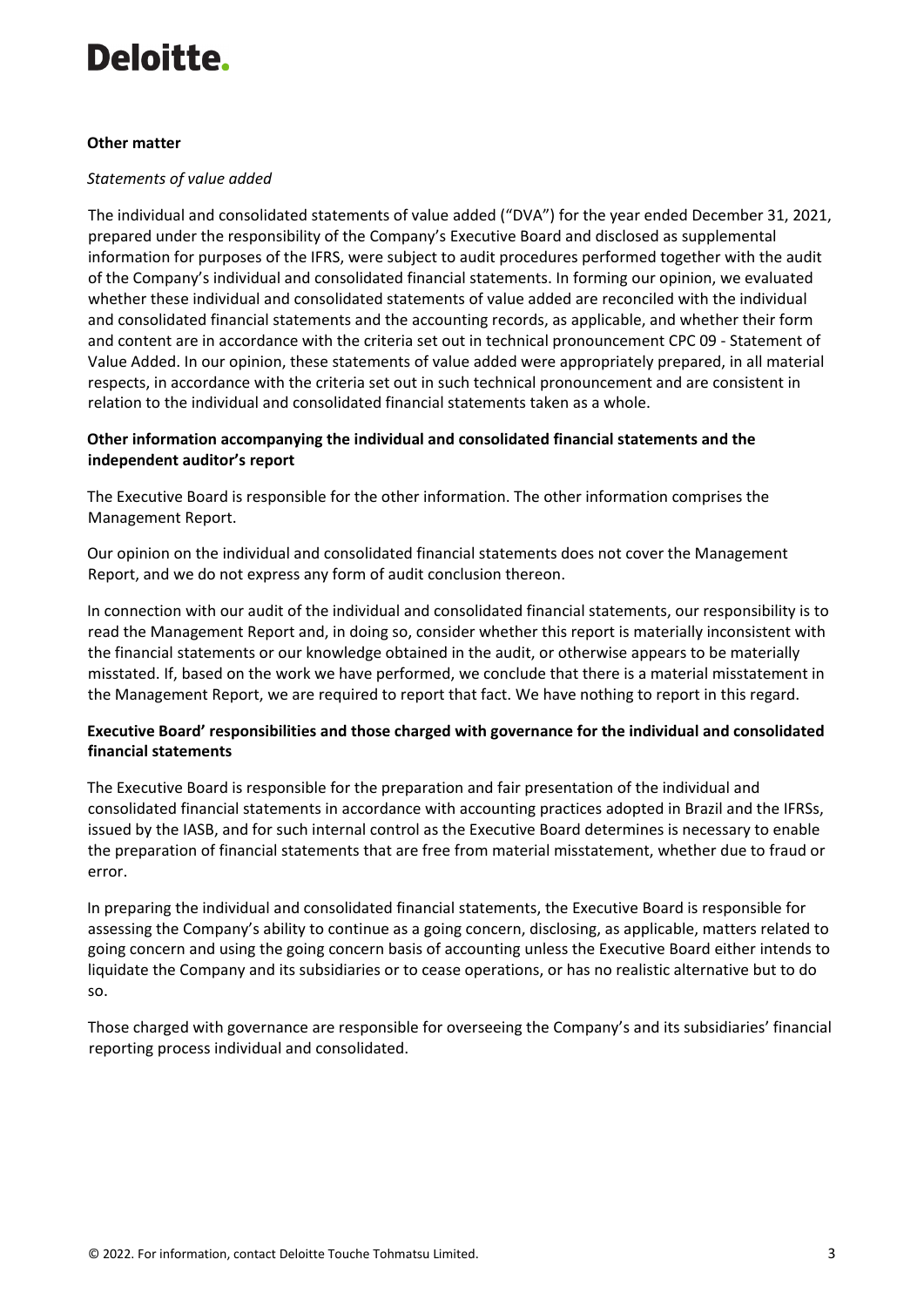**Other matter**

*Statements of value added*

The individual and consolidated statements of value added ("DVA") for the year ended December 31, 2021, prepared under the responsibility of the Company's Executive Board and disclosed as supplemental information for purposes of the IFRS, were subject to audit procedures performed together with the audit of the Company's individual and consolidated financial statements. In forming our opinion, we evaluated whether these individual and consolidated statements of value added are reconciled with the individual and consolidated financial statements and the accounting records, as applicable, and whether their form and content are in accordance with the criteria set out in technical pronouncement CPC 09 - Statement of Value Added. In our opinion, these statements of value added were appropriately prepared, in all material respects, in accordance with the criteria set out in such technical pronouncement and are consistent in relation to the individual and consolidated financial statements taken as a whole.

**Other information accompanying the individual and consolidated financial statements and the independent auditor's report**

The Executive Board is responsible for the other information. The other information comprises the Management Report.

Our opinion on the individual and consolidated financial statements does not cover the Management Report, and we do not express any form of audit conclusion thereon.

In connection with our audit of the individual and consolidated financial statements, our responsibility is to read the Management Report and, in doing so, consider whether this report is materially inconsistent with the financial statements or our knowledge obtained in the audit, or otherwise appears to be materially misstated. If, based on the work we have performed, we conclude that there is a material misstatement in the Management Report, we are required to report that fact. We have nothing to report in this regard.

**Executive Board' responsibilities and those charged with governance for the individual and consolidated financial statements**

The Executive Board is responsible for the preparation and fair presentation of the individual and consolidated financial statements in accordance with accounting practices adopted in Brazil and the IFRSs, issued by the IASB, and for such internal control as the Executive Board determines is necessary to enable the preparation of financial statements that are free from material misstatement, whether due to fraud or error.

In preparing the individual and consolidated financial statements, the Executive Board is responsible for assessing the Company's ability to continue as a going concern, disclosing, as applicable, matters related to going concern and using the going concern basis of accounting unless the Executive Board either intends to liquidate the Company and its subsidiaries or to cease operations, or has no realistic alternative but to do so.

Those charged with governance are responsible for overseeing the Company's and its subsidiaries' financial reporting process individual and consolidated.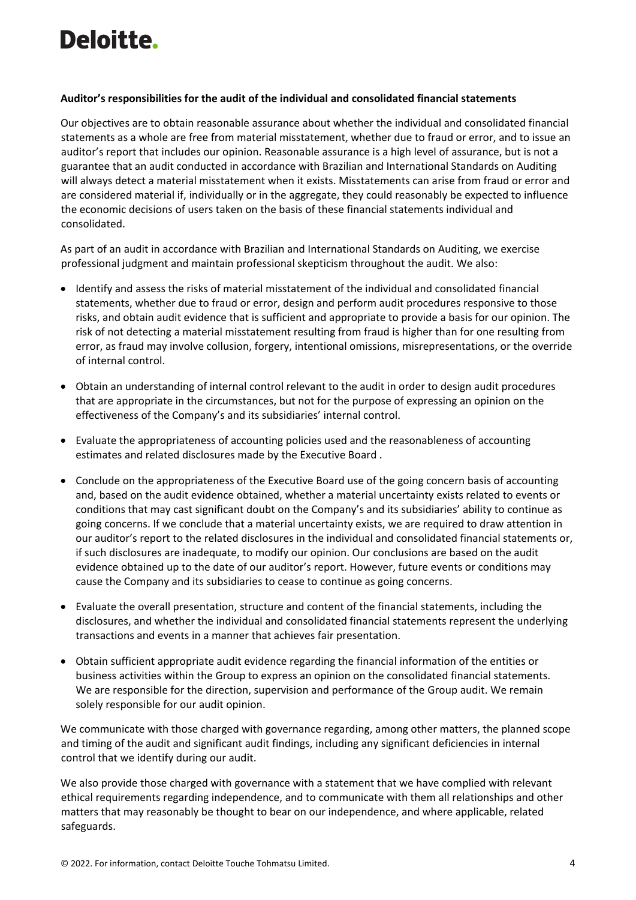**Auditor's responsibilities for the audit of the individual and consolidated financial statements**

Our objectives are to obtain reasonable assurance about whether the individual and consolidated financial statements as a whole are free from material misstatement, whether due to fraud or error, and to issue an auditor's report that includes our opinion. Reasonable assurance is a high level of assurance, but is not a guarantee that an audit conducted in accordance with Brazilian and International Standards on Auditing will always detect a material misstatement when it exists. Misstatements can arise from fraud or error and are considered material if, individually or in the aggregate, they could reasonably be expected to influence the economic decisions of users taken on the basis of these financial statements individual and consolidated.

As part of an audit in accordance with Brazilian and International Standards on Auditing, we exercise professional judgment and maintain professional skepticism throughout the audit. We also:

- Identify and assess the risks of material misstatement of the individual and consolidated financial statements, whether due to fraud or error, design and perform audit procedures responsive to those risks, and obtain audit evidence that is sufficient and appropriate to provide a basis for our opinion. The risk of not detecting a material misstatement resulting from fraud is higher than for one resulting from error, as fraud may involve collusion, forgery, intentional omissions, misrepresentations, or the override of internal control.
- Obtain an understanding of internal control relevant to the audit in order to design audit procedures that are appropriate in the circumstances, but not for the purpose of expressing an opinion on the effectiveness of the Company's and its subsidiaries' internal control.
- Evaluate the appropriateness of accounting policies used and the reasonableness of accounting estimates and related disclosures made by the Executive Board .
- Conclude on the appropriateness of the Executive Board use of the going concern basis of accounting and, based on the audit evidence obtained, whether a material uncertainty exists related to events or conditions that may cast significant doubt on the Company's and its subsidiaries' ability to continue as going concerns. If we conclude that a material uncertainty exists, we are required to draw attention in our auditor's report to the related disclosures in the individual and consolidated financial statements or, if such disclosures are inadequate, to modify our opinion. Our conclusions are based on the audit evidence obtained up to the date of our auditor's report. However, future events or conditions may cause the Company and its subsidiaries to cease to continue as going concerns.
- Evaluate the overall presentation, structure and content of the financial statements, including the disclosures, and whether the individual and consolidated financial statements represent the underlying transactions and events in a manner that achieves fair presentation.
- Obtain sufficient appropriate audit evidence regarding the financial information of the entities or business activities within the Group to express an opinion on the consolidated financial statements. We are responsible for the direction, supervision and performance of the Group audit. We remain solely responsible for our audit opinion.

We communicate with those charged with governance regarding, among other matters, the planned scope and timing of the audit and significant audit findings, including any significant deficiencies in internal control that we identify during our audit.

We also provide those charged with governance with a statement that we have complied with relevant ethical requirements regarding independence, and to communicate with them all relationships and other matters that may reasonably be thought to bear on our independence, and where applicable, related safeguards.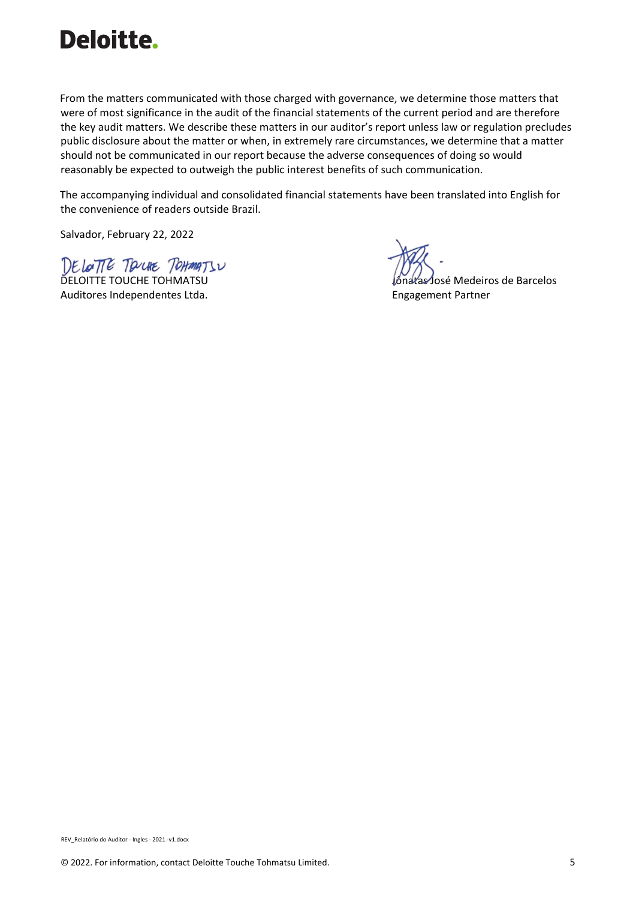From the matters communicated with those charged with governance, we determine those matters that were of most significance in the audit of the financial statements of the current period and are therefore the key audit matters. We describe these matters in our auditor's report unless law or regulation precludes public disclosure about the matter or when, in extremely rare circumstances, we determine that a matter should not be communicated in our report because the adverse consequences of doing so would reasonably be expected to outweigh the public interest benefits of such communication.

The accompanying individual and consolidated financial statements have been translated into English for the convenience of readers outside Brazil.

Salvador, February 22, 2022

| | |
|---|---|
| DELOITTE TOUCHE TOHMATSU | Jônatas José Medeiros de Barcelos |
| Auditores Independentes Ltda. | Engagement Partner |

REV_Relatório do Auditor - Ingles - 2021 -v1.docx

© 2022. For information, contact Deloitte Touche Tohmatsu Limited.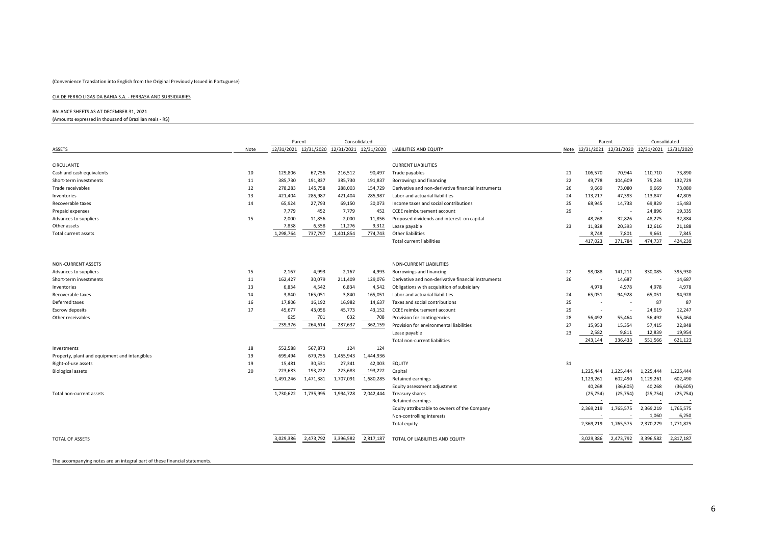(Convenience Translation into English from the Original Previously Issued in Portuguese)

CIA DE FERRO LIGAS DA BAHIA S.A. - FERBASA AND SUBSIDIARIES

BALANCE SHEETS AS AT DECEMBER 31, 2021

(Amounts expressed in thousand of Brazilian reais - R$)

| ASSETS | Note | Parent 12/31/2021 | Parent 12/31/2020 | Consolidated 12/31/2021 | Consolidated 12/31/2020 |
|---|---|---|---|---|---|
| **CIRCULANTE** | | | | | |
| Cash and cash equivalents | 10 | 129,806 | 67,756 | 216,512 | 90,497 |
| Short-term investments | 11 | 385,730 | 191,837 | 385,730 | 191,837 |
| Trade receivables | 12 | 278,283 | 145,758 | 288,003 | 154,729 |
| Inventories | 13 | 421,404 | 285,987 | 421,404 | 285,987 |
| Recoverable taxes | 14 | 65,924 | 27,793 | 69,150 | 30,073 |
| Prepaid expenses | | 7,779 | 452 | 7,779 | 452 |
| Advances to suppliers | 15 | 2,000 | 11,856 | 2,000 | 11,856 |
| Other assets | | 7,838 | 6,358 | 11,276 | 9,312 |
| Total current assets | | 1,298,764 | 737,797 | 1,401,854 | 774,743 |
| **NON-CURRENT ASSETS** | | | | | |
| Advances to suppliers | 15 | 2,167 | 4,993 | 2,167 | 4,993 |
| Short-term investments | 11 | 162,427 | 30,079 | 211,409 | 129,076 |
| Inventories | 13 | 6,834 | 4,542 | 6,834 | 4,542 |
| Recoverable taxes | 14 | 3,840 | 165,051 | 3,840 | 165,051 |
| Deferred taxes | 16 | 17,806 | 16,192 | 16,982 | 14,637 |
| Escrow deposits | 17 | 45,677 | 43,056 | 45,773 | 43,152 |
| Other receivables | | 625 | 701 | 632 | 708 |
| | | 239,376 | 264,614 | 287,637 | 362,159 |
| Investments | 18 | 552,588 | 567,873 | 124 | 124 |
| Property, plant and equipment and intangibles | 19 | 699,494 | 679,755 | 1,455,943 | 1,444,936 |
| Right-of-use assets | 19 | 15,481 | 30,531 | 27,341 | 42,003 |
| Biological assets | 20 | 223,683 | 193,222 | 223,683 | 193,222 |
| | | 1,491,246 | 1,471,381 | 1,707,091 | 1,680,285 |
| Total non-current assets | | 1,730,622 | 1,735,995 | 1,994,728 | 2,042,444 |
| **TOTAL OF ASSETS** | | 3,029,386 | 2,473,792 | 3,396,582 | 2,817,187 |

| LIABILITIES AND EQUITY | Note | Parent 12/31/2021 | Parent 12/31/2020 | Consolidated 12/31/2021 | Consolidated 12/31/2020 |
|---|---|---|---|---|---|
| **CURRENT LIABILITIES** | | | | | |
| Trade payables | 21 | 106,570 | 70,944 | 110,710 | 73,890 |
| Borrowings and financing | 22 | 49,778 | 104,609 | 75,234 | 132,729 |
| Derivative and non-derivative financial instruments | 26 | 9,669 | 73,080 | 9,669 | 73,080 |
| Labor and actuarial liabilities | 24 | 113,217 | 47,393 | 113,847 | 47,805 |
| Income taxes and social contributions | 25 | 68,945 | 14,738 | 69,829 | 15,483 |
| CCEE reimbursement account | 29 | - | - | 24,896 | 19,335 |
| Proposed dividends and interest on capital | | 48,268 | 32,826 | 48,275 | 32,884 |
| Lease payable | 23 | 11,828 | 20,393 | 12,616 | 21,188 |
| Other liabilities | | 8,748 | 7,801 | 9,661 | 7,845 |
| Total current liabilities | | 417,023 | 371,784 | 474,737 | 424,239 |
| **NON-CURRENT LIABILITIES** | | | | | |
| Borrowings and financing | 22 | 98,088 | 141,211 | 330,085 | 395,930 |
| Derivative and non-derivative financial instruments | 26 | - | 14,687 | - | 14,687 |
| Obligations with acquisition of subsidiary | | 4,978 | 4,978 | 4,978 | 4,978 |
| Labor and actuarial liabilities | 24 | 65,051 | 94,928 | 65,051 | 94,928 |
| Taxes and social contributions | 25 | - | - | 87 | 87 |
| CCEE reimbursement account | 29 | - | - | 24,619 | 12,247 |
| Provision for contingencies | 28 | 56,492 | 55,464 | 56,492 | 55,464 |
| Provision for environmental liabilities | 27 | 15,953 | 15,354 | 57,415 | 22,848 |
| Lease payable | 23 | 2,582 | 9,811 | 12,839 | 19,954 |
| Total non-current liabilities | | 243,144 | 336,433 | 551,566 | 621,123 |
| **EQUITY** | 31 | | | | |
| Capital | | 1,225,444 | 1,225,444 | 1,225,444 | 1,225,444 |
| Retained earnings | | 1,129,261 | 602,490 | 1,129,261 | 602,490 |
| Equity assessment adjustment | | 40,268 | (36,605) | 40,268 | (36,605) |
| Treasury shares | | (25,754) | (25,754) | (25,754) | (25,754) |
| Retained earnings | | - | - | - | - |
| Equity attributable to owners of the Company | | 2,369,219 | 1,765,575 | 2,369,219 | 1,765,575 |
| Non-controlling interests | | - | - | 1,060 | 6,250 |
| Total equity | | 2,369,219 | 1,765,575 | 2,370,279 | 1,771,825 |
| **TOTAL OF LIABILITIES AND EQUITY** | | 3,029,386 | 2,473,792 | 3,396,582 | 2,817,187 |

The accompanying notes are an integral part of these financial statements.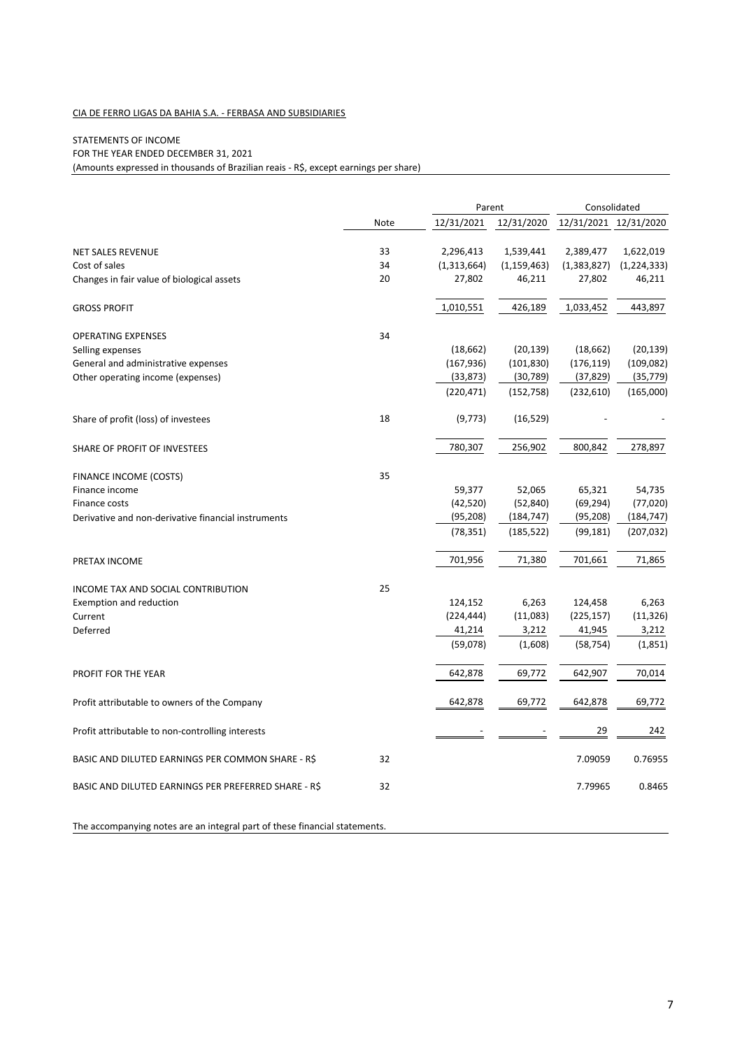CIA DE FERRO LIGAS DA BAHIA S.A. - FERBASA AND SUBSIDIARIES

STATEMENTS OF INCOME
FOR THE YEAR ENDED DECEMBER 31, 2021
(Amounts expressed in thousands of Brazilian reais - R$, except earnings per share)

| | Note | Parent | | Consolidated | |
|---|---|---|---|---|---|
| | | 12/31/2021 | 12/31/2020 | 12/31/2021 | 12/31/2020 |
| NET SALES REVENUE | 33 | 2,296,413 | 1,539,441 | 2,389,477 | 1,622,019 |
| Cost of sales | 34 | (1,313,664) | (1,159,463) | (1,383,827) | (1,224,333) |
| Changes in fair value of biological assets | 20 | 27,802 | 46,211 | 27,802 | 46,211 |
| GROSS PROFIT | | 1,010,551 | 426,189 | 1,033,452 | 443,897 |
| OPERATING EXPENSES | 34 | | | | |
| Selling expenses | | (18,662) | (20,139) | (18,662) | (20,139) |
| General and administrative expenses | | (167,936) | (101,830) | (176,119) | (109,082) |
| Other operating income (expenses) | | (33,873) | (30,789) | (37,829) | (35,779) |
| | | (220,471) | (152,758) | (232,610) | (165,000) |
| Share of profit (loss) of investees | 18 | (9,773) | (16,529) | - | - |
| SHARE OF PROFIT OF INVESTEES | | 780,307 | 256,902 | 800,842 | 278,897 |
| FINANCE INCOME (COSTS) | 35 | | | | |
| Finance income | | 59,377 | 52,065 | 65,321 | 54,735 |
| Finance costs | | (42,520) | (52,840) | (69,294) | (77,020) |
| Derivative and non-derivative financial instruments | | (95,208) | (184,747) | (95,208) | (184,747) |
| | | (78,351) | (185,522) | (99,181) | (207,032) |
| PRETAX INCOME | | 701,956 | 71,380 | 701,661 | 71,865 |
| INCOME TAX AND SOCIAL CONTRIBUTION | 25 | | | | |
| Exemption and reduction | | 124,152 | 6,263 | 124,458 | 6,263 |
| Current | | (224,444) | (11,083) | (225,157) | (11,326) |
| Deferred | | 41,214 | 3,212 | 41,945 | 3,212 |
| | | (59,078) | (1,608) | (58,754) | (1,851) |
| PROFIT FOR THE YEAR | | 642,878 | 69,772 | 642,907 | 70,014 |
| Profit attributable to owners of the Company | | 642,878 | 69,772 | 642,878 | 69,772 |
| Profit attributable to non-controlling interests | | - | - | 29 | 242 |
| BASIC AND DILUTED EARNINGS PER COMMON SHARE - R$ | 32 | | | 7.09059 | 0.76955 |
| BASIC AND DILUTED EARNINGS PER PREFERRED SHARE - R$ | 32 | | | 7.79965 | 0.8465 |

The accompanying notes are an integral part of these financial statements.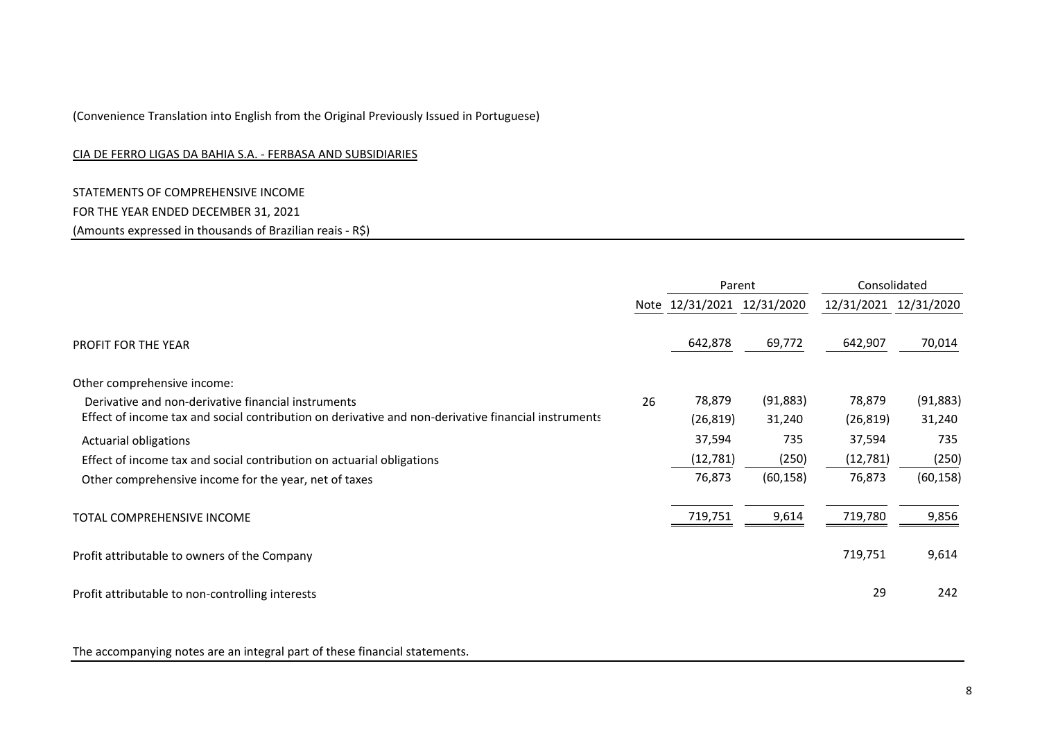(Convenience Translation into English from the Original Previously Issued in Portuguese)

CIA DE FERRO LIGAS DA BAHIA S.A. - FERBASA AND SUBSIDIARIES

STATEMENTS OF COMPREHENSIVE INCOME
FOR THE YEAR ENDED DECEMBER 31, 2021
(Amounts expressed in thousands of Brazilian reais - R$)

| | | Parent | | Consolidated | |
|---|---|---|---|---|---|
| | Note | 12/31/2021 | 12/31/2020 | 12/31/2021 | 12/31/2020 |
| PROFIT FOR THE YEAR | | 642,878 | 69,772 | 642,907 | 70,014 |
| Other comprehensive income: | | | | | |
| Derivative and non-derivative financial instruments | 26 | 78,879 | (91,883) | 78,879 | (91,883) |
| Effect of income tax and social contribution on derivative and non-derivative financial instruments | | (26,819) | 31,240 | (26,819) | 31,240 |
| Actuarial obligations | | 37,594 | 735 | 37,594 | 735 |
| Effect of income tax and social contribution on actuarial obligations | | (12,781) | (250) | (12,781) | (250) |
| Other comprehensive income for the year, net of taxes | | 76,873 | (60,158) | 76,873 | (60,158) |
| TOTAL COMPREHENSIVE INCOME | | 719,751 | 9,614 | 719,780 | 9,856 |
| Profit attributable to owners of the Company | | | | 719,751 | 9,614 |
| Profit attributable to non-controlling interests | | | | 29 | 242 |

The accompanying notes are an integral part of these financial statements.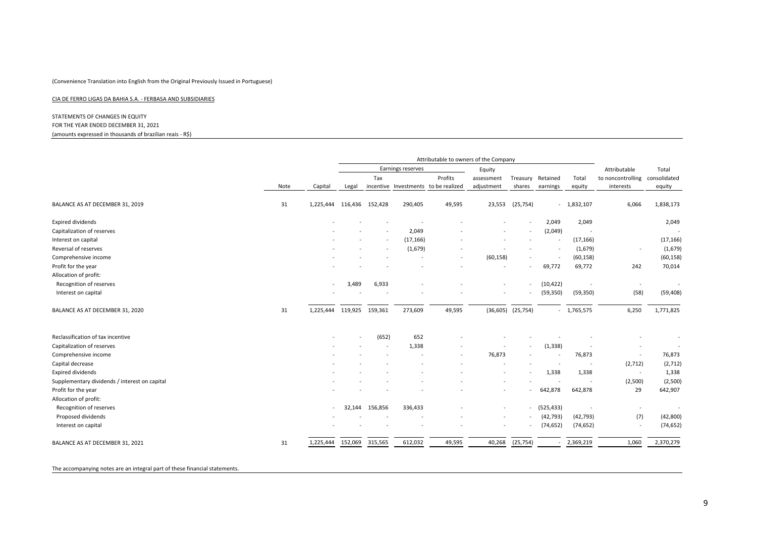(Convenience Translation into English from the Original Previously Issued in Portuguese)

CIA DE FERRO LIGAS DA BAHIA S.A. - FERBASA AND SUBSIDIARIES

STATEMENTS OF CHANGES IN EQUITY
FOR THE YEAR ENDED DECEMBER 31, 2021
(amounts expressed in thousands of brazilian reais - R$)

| | | Attributable to owners of the Company | | | | | | | | | | Attributable | Total |
|---|---|---|---|---|---|---|---|---|---|---|---|---|---|
| | | | Earnings reserves | | | | Equity | | | | | | |
| | Note | Capital | Legal | Tax incentive | Investments | Profits to be realized | assessment adjustment | Treasury shares | Retained earnings | Total equity | | to noncontrolling interests | consolidated equity |
| BALANCE AS AT DECEMBER 31, 2019 | 31 | 1,225,444 | 116,436 | 152,428 | 290,405 | 49,595 | 23,553 | (25,754) | - | 1,832,107 | | 6,066 | 1,838,173 |
| Expired dividends | | - | - | - | - | - | - | - | 2,049 | 2,049 | | | 2,049 |
| Capitalization of reserves | | - | - | - | 2,049 | - | - | - | (2,049) | - | | | - |
| Interest on capital | | - | - | - | (17,166) | - | - | - | - | (17,166) | | | (17,166) |
| Reversal of reserves | | - | - | - | (1,679) | - | - | - | - | (1,679) | | - | (1,679) |
| Comprehensive income | | - | - | - | - | - | (60,158) | - | - | (60,158) | | | (60,158) |
| Profit for the year | | - | - | - | - | - | - | - | 69,772 | 69,772 | | 242 | 70,014 |
| Allocation of profit: | | | | | | | | | | | | | |
| Recognition of reserves | | - | 3,489 | 6,933 | - | - | - | - | (10,422) | - | | - | - |
| Interest on capital | | - | - | - | - | - | - | - | (59,350) | (59,350) | | (58) | (59,408) |
| BALANCE AS AT DECEMBER 31, 2020 | 31 | 1,225,444 | 119,925 | 159,361 | 273,609 | 49,595 | (36,605) | (25,754) | - | 1,765,575 | | 6,250 | 1,771,825 |
| Reclassification of tax incentive | | - | - | (652) | 652 | - | - | - | - | - | | - | - |
| Capitalization of reserves | | - | - | - | 1,338 | - | - | - | (1,338) | - | | - | - |
| Comprehensive income | | - | - | - | - | - | 76,873 | - | - | 76,873 | | - | 76,873 |
| Capital decrease | | - | - | - | - | - | - | - | - | - | | (2,712) | (2,712) |
| Expired dividends | | - | - | - | - | - | - | - | 1,338 | 1,338 | | - | 1,338 |
| Supplementary dividends / interest on capital | | - | - | - | - | - | - | - | - | - | | (2,500) | (2,500) |
| Profit for the year | | - | - | - | - | - | - | - | 642,878 | 642,878 | | 29 | 642,907 |
| Allocation of profit: | | | | | | | | | | | | | |
| Recognition of reserves | | - | 32,144 | 156,856 | 336,433 | - | - | - | (525,433) | - | | - | - |
| Proposed dividends | | - | - | - | - | - | - | - | (42,793) | (42,793) | | (7) | (42,800) |
| Interest on capital | | - | - | - | - | - | - | - | (74,652) | (74,652) | | - | (74,652) |
| BALANCE AS AT DECEMBER 31, 2021 | 31 | 1,225,444 | 152,069 | 315,565 | 612,032 | 49,595 | 40,268 | (25,754) | - | 2,369,219 | | 1,060 | 2,370,279 |

The accompanying notes are an integral part of these financial statements.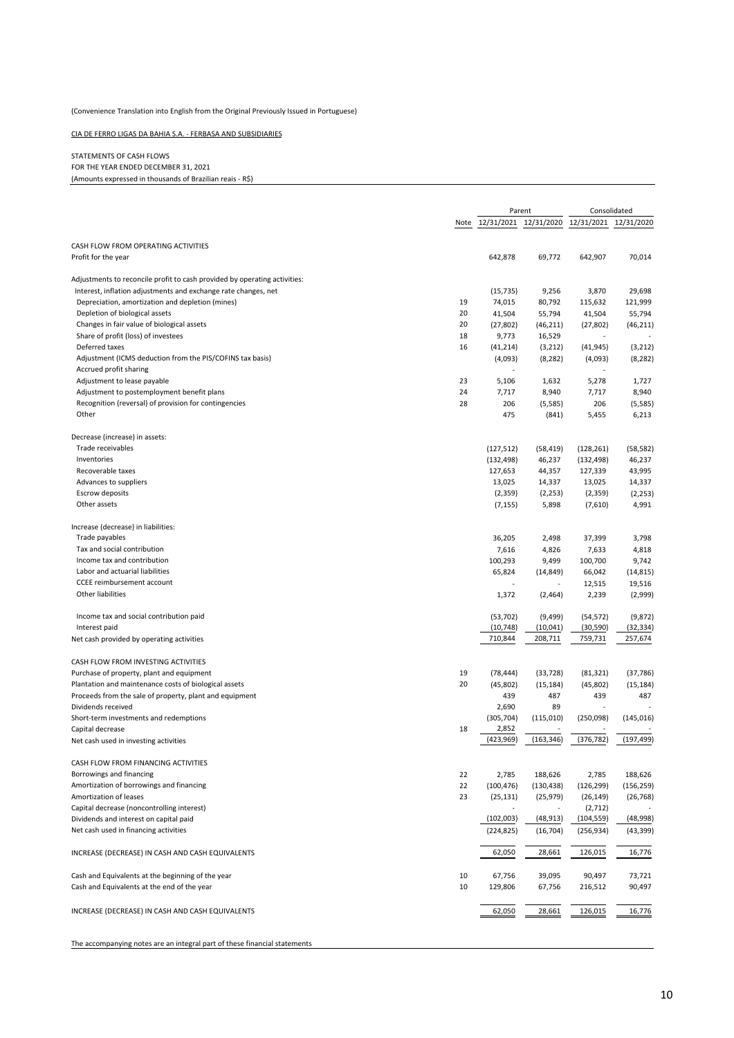(Convenience Translation into English from the Original Previously Issued in Portuguese)

CIA DE FERRO LIGAS DA BAHIA S.A. - FERBASA AND SUBSIDIARIES

STATEMENTS OF CASH FLOWS
FOR THE YEAR ENDED DECEMBER 31, 2021
(Amounts expressed in thousands of Brazilian reais - R$)

| | | Parent | | Consolidated | |
|---|---|---|---|---|---|
| | Note | 12/31/2021 | 12/31/2020 | 12/31/2021 | 12/31/2020 |
| CASH FLOW FROM OPERATING ACTIVITIES | | | | | |
| Profit for the year | | 642,878 | 69,772 | 642,907 | 70,014 |
| Adjustments to reconcile profit to cash provided by operating activities: | | | | | |
| Interest, inflation adjustments and exchange rate changes, net | | (15,735) | 9,256 | 3,870 | 29,698 |
| Depreciation, amortization and depletion (mines) | 19 | 74,015 | 80,792 | 115,632 | 121,999 |
| Depletion of biological assets | 20 | 41,504 | 55,794 | 41,504 | 55,794 |
| Changes in fair value of biological assets | 20 | (27,802) | (46,211) | (27,802) | (46,211) |
| Share of profit (loss) of investees | 18 | 9,773 | 16,529 | - | - |
| Deferred taxes | 16 | (41,214) | (3,212) | (41,945) | (3,212) |
| Adjustment (ICMS deduction from the PIS/COFINS tax basis) | | (4,093) | (8,282) | (4,093) | (8,282) |
| Accrued profit sharing | | - | | - | |
| Adjustment to lease payable | 23 | 5,106 | 1,632 | 5,278 | 1,727 |
| Adjustment to postemployment benefit plans | 24 | 7,717 | 8,940 | 7,717 | 8,940 |
| Recognition (reversal) of provision for contingencies | 28 | 206 | (5,585) | 206 | (5,585) |
| Other | | 475 | (841) | 5,455 | 6,213 |
| Decrease (increase) in assets: | | | | | |
| Trade receivables | | (127,512) | (58,419) | (128,261) | (58,582) |
| Inventories | | (132,498) | 46,237 | (132,498) | 46,237 |
| Recoverable taxes | | 127,653 | 44,357 | 127,339 | 43,995 |
| Advances to suppliers | | 13,025 | 14,337 | 13,025 | 14,337 |
| Escrow deposits | | (2,359) | (2,253) | (2,359) | (2,253) |
| Other assets | | (7,155) | 5,898 | (7,610) | 4,991 |
| Increase (decrease) in liabilities: | | | | | |
| Trade payables | | 36,205 | 2,498 | 37,399 | 3,798 |
| Tax and social contribution | | 7,616 | 4,826 | 7,633 | 4,818 |
| Income tax and contribution | | 100,293 | 9,499 | 100,700 | 9,742 |
| Labor and actuarial liabilities | | 65,824 | (14,849) | 66,042 | (14,815) |
| CCEE reimbursement account | | - | - | 12,515 | 19,516 |
| Other liabilities | | 1,372 | (2,464) | 2,239 | (2,999) |
| Income tax and social contribution paid | | (53,702) | (9,499) | (54,572) | (9,872) |
| Interest paid | | (10,748) | (10,041) | (30,590) | (32,334) |
| Net cash provided by operating activities | | 710,844 | 208,711 | 759,731 | 257,674 |
| CASH FLOW FROM INVESTING ACTIVITIES | | | | | |
| Purchase of property, plant and equipment | 19 | (78,444) | (33,728) | (81,321) | (37,786) |
| Plantation and maintenance costs of biological assets | 20 | (45,802) | (15,184) | (45,802) | (15,184) |
| Proceeds from the sale of property, plant and equipment | | 439 | 487 | 439 | 487 |
| Dividends received | | 2,690 | 89 | - | - |
| Short-term investments and redemptions | | (305,704) | (115,010) | (250,098) | (145,016) |
| Capital decrease | 18 | 2,852 | - | - | - |
| Net cash used in investing activities | | (423,969) | (163,346) | (376,782) | (197,499) |
| CASH FLOW FROM FINANCING ACTIVITIES | | | | | |
| Borrowings and financing | 22 | 2,785 | 188,626 | 2,785 | 188,626 |
| Amortization of borrowings and financing | 22 | (100,476) | (130,438) | (126,299) | (156,259) |
| Amortization of leases | 23 | (25,131) | (25,979) | (26,149) | (26,768) |
| Capital decrease (noncontrolling interest) | | - | - | (2,712) | - |
| Dividends and interest on capital paid | | (102,003) | (48,913) | (104,559) | (48,998) |
| Net cash used in financing activities | | (224,825) | (16,704) | (256,934) | (43,399) |
| INCREASE (DECREASE) IN CASH AND CASH EQUIVALENTS | | 62,050 | 28,661 | 126,015 | 16,776 |
| Cash and Equivalents at the beginning of the year | 10 | 67,756 | 39,095 | 90,497 | 73,721 |
| Cash and Equivalents at the end of the year | 10 | 129,806 | 67,756 | 216,512 | 90,497 |
| INCREASE (DECREASE) IN CASH AND CASH EQUIVALENTS | | 62,050 | 28,661 | 126,015 | 16,776 |

The accompanying notes are an integral part of these financial statements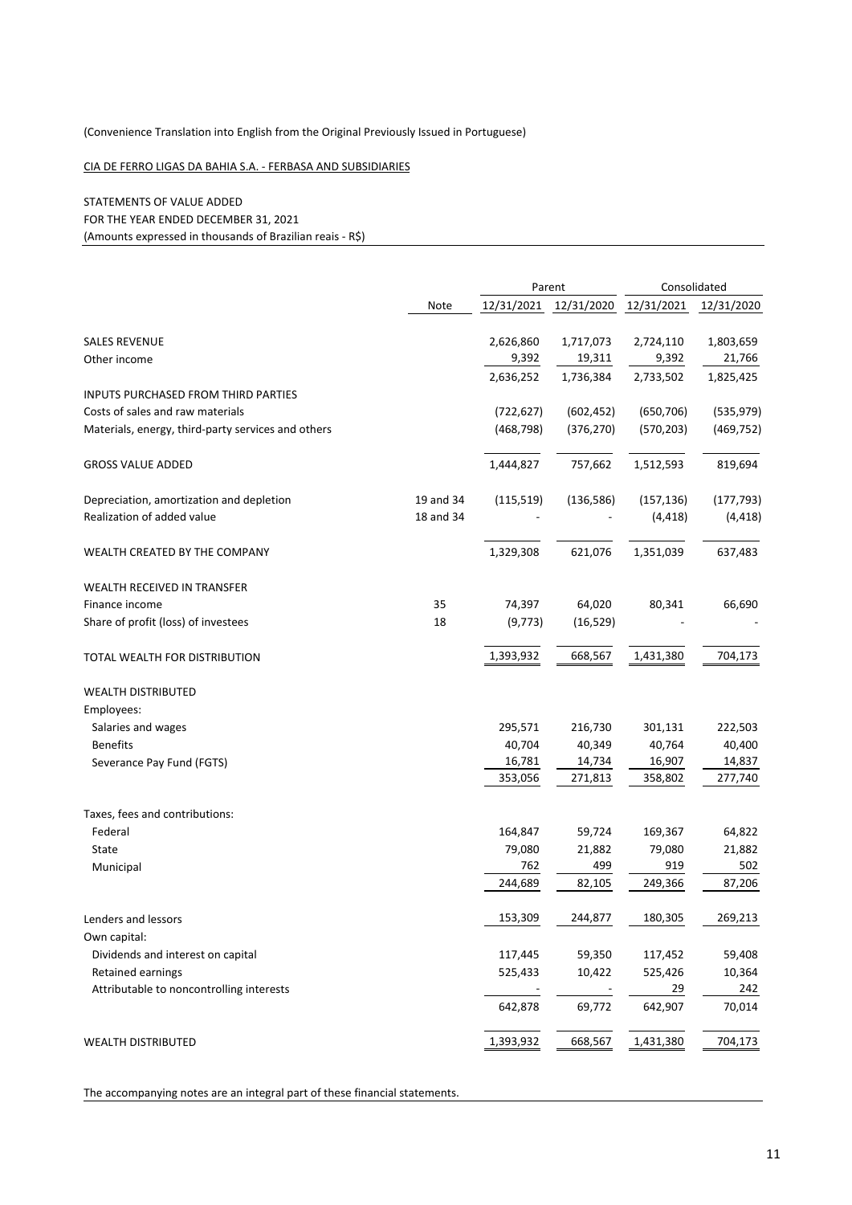(Convenience Translation into English from the Original Previously Issued in Portuguese)

CIA DE FERRO LIGAS DA BAHIA S.A. - FERBASA AND SUBSIDIARIES

STATEMENTS OF VALUE ADDED
FOR THE YEAR ENDED DECEMBER 31, 2021
(Amounts expressed in thousands of Brazilian reais - R$)

| | Note | Parent | | Consolidated | |
|---|---|---|---|---|---|
| | | 12/31/2021 | 12/31/2020 | 12/31/2021 | 12/31/2020 |
| SALES REVENUE | | 2,626,860 | 1,717,073 | 2,724,110 | 1,803,659 |
| Other income | | 9,392 | 19,311 | 9,392 | 21,766 |
| | | 2,636,252 | 1,736,384 | 2,733,502 | 1,825,425 |
| INPUTS PURCHASED FROM THIRD PARTIES | | | | | |
| Costs of sales and raw materials | | (722,627) | (602,452) | (650,706) | (535,979) |
| Materials, energy, third-party services and others | | (468,798) | (376,270) | (570,203) | (469,752) |
| GROSS VALUE ADDED | | 1,444,827 | 757,662 | 1,512,593 | 819,694 |
| Depreciation, amortization and depletion | 19 and 34 | (115,519) | (136,586) | (157,136) | (177,793) |
| Realization of added value | 18 and 34 | - | - | (4,418) | (4,418) |
| WEALTH CREATED BY THE COMPANY | | 1,329,308 | 621,076 | 1,351,039 | 637,483 |
| WEALTH RECEIVED IN TRANSFER | | | | | |
| Finance income | 35 | 74,397 | 64,020 | 80,341 | 66,690 |
| Share of profit (loss) of investees | 18 | (9,773) | (16,529) | - | - |
| TOTAL WEALTH FOR DISTRIBUTION | | 1,393,932 | 668,567 | 1,431,380 | 704,173 |
| WEALTH DISTRIBUTED | | | | | |
| Employees: | | | | | |
| Salaries and wages | | 295,571 | 216,730 | 301,131 | 222,503 |
| Benefits | | 40,704 | 40,349 | 40,764 | 40,400 |
| Severance Pay Fund (FGTS) | | 16,781 | 14,734 | 16,907 | 14,837 |
| | | 353,056 | 271,813 | 358,802 | 277,740 |
| Taxes, fees and contributions: | | | | | |
| Federal | | 164,847 | 59,724 | 169,367 | 64,822 |
| State | | 79,080 | 21,882 | 79,080 | 21,882 |
| Municipal | | 762 | 499 | 919 | 502 |
| | | 244,689 | 82,105 | 249,366 | 87,206 |
| Lenders and lessors | | 153,309 | 244,877 | 180,305 | 269,213 |
| Own capital: | | | | | |
| Dividends and interest on capital | | 117,445 | 59,350 | 117,452 | 59,408 |
| Retained earnings | | 525,433 | 10,422 | 525,426 | 10,364 |
| Attributable to noncontrolling interests | | - | - | 29 | 242 |
| | | 642,878 | 69,772 | 642,907 | 70,014 |
| WEALTH DISTRIBUTED | | 1,393,932 | 668,567 | 1,431,380 | 704,173 |

The accompanying notes are an integral part of these financial statements.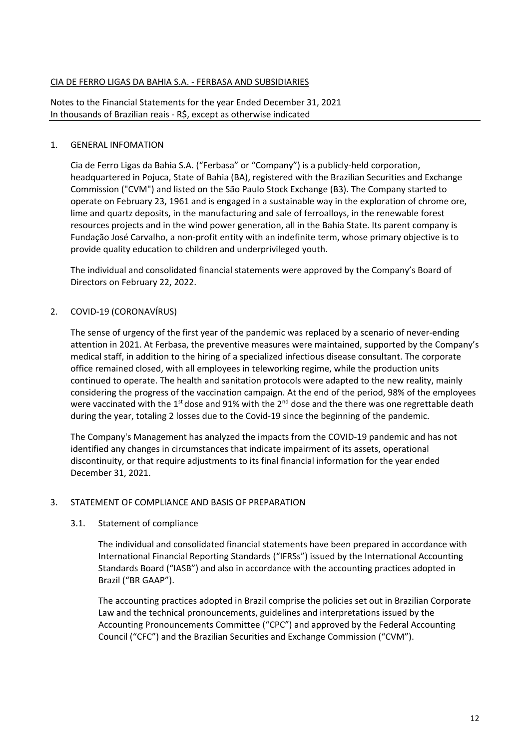CIA DE FERRO LIGAS DA BAHIA S.A. - FERBASA AND SUBSIDIARIES

Notes to the Financial Statements for the year Ended December 31, 2021
In thousands of Brazilian reais - R$, except as otherwise indicated

## 1. GENERAL INFOMATION

Cia de Ferro Ligas da Bahia S.A. ("Ferbasa" or "Company") is a publicly-held corporation, headquartered in Pojuca, State of Bahia (BA), registered with the Brazilian Securities and Exchange Commission ("CVM") and listed on the São Paulo Stock Exchange (B3). The Company started to operate on February 23, 1961 and is engaged in a sustainable way in the exploration of chrome ore, lime and quartz deposits, in the manufacturing and sale of ferroalloys, in the renewable forest resources projects and in the wind power generation, all in the Bahia State. Its parent company is Fundação José Carvalho, a non-profit entity with an indefinite term, whose primary objective is to provide quality education to children and underprivileged youth.

The individual and consolidated financial statements were approved by the Company's Board of Directors on February 22, 2022.

## 2. COVID-19 (CORONAVÍRUS)

The sense of urgency of the first year of the pandemic was replaced by a scenario of never-ending attention in 2021. At Ferbasa, the preventive measures were maintained, supported by the Company's medical staff, in addition to the hiring of a specialized infectious disease consultant. The corporate office remained closed, with all employees in teleworking regime, while the production units continued to operate. The health and sanitation protocols were adapted to the new reality, mainly considering the progress of the vaccination campaign. At the end of the period, 98% of the employees were vaccinated with the 1st dose and 91% with the 2nd dose and the there was one regrettable death during the year, totaling 2 losses due to the Covid-19 since the beginning of the pandemic.

The Company's Management has analyzed the impacts from the COVID-19 pandemic and has not identified any changes in circumstances that indicate impairment of its assets, operational discontinuity, or that require adjustments to its final financial information for the year ended December 31, 2021.

## 3. STATEMENT OF COMPLIANCE AND BASIS OF PREPARATION

### 3.1. Statement of compliance

The individual and consolidated financial statements have been prepared in accordance with International Financial Reporting Standards ("IFRSs") issued by the International Accounting Standards Board ("IASB") and also in accordance with the accounting practices adopted in Brazil ("BR GAAP").

The accounting practices adopted in Brazil comprise the policies set out in Brazilian Corporate Law and the technical pronouncements, guidelines and interpretations issued by the Accounting Pronouncements Committee ("CPC") and approved by the Federal Accounting Council ("CFC") and the Brazilian Securities and Exchange Commission ("CVM").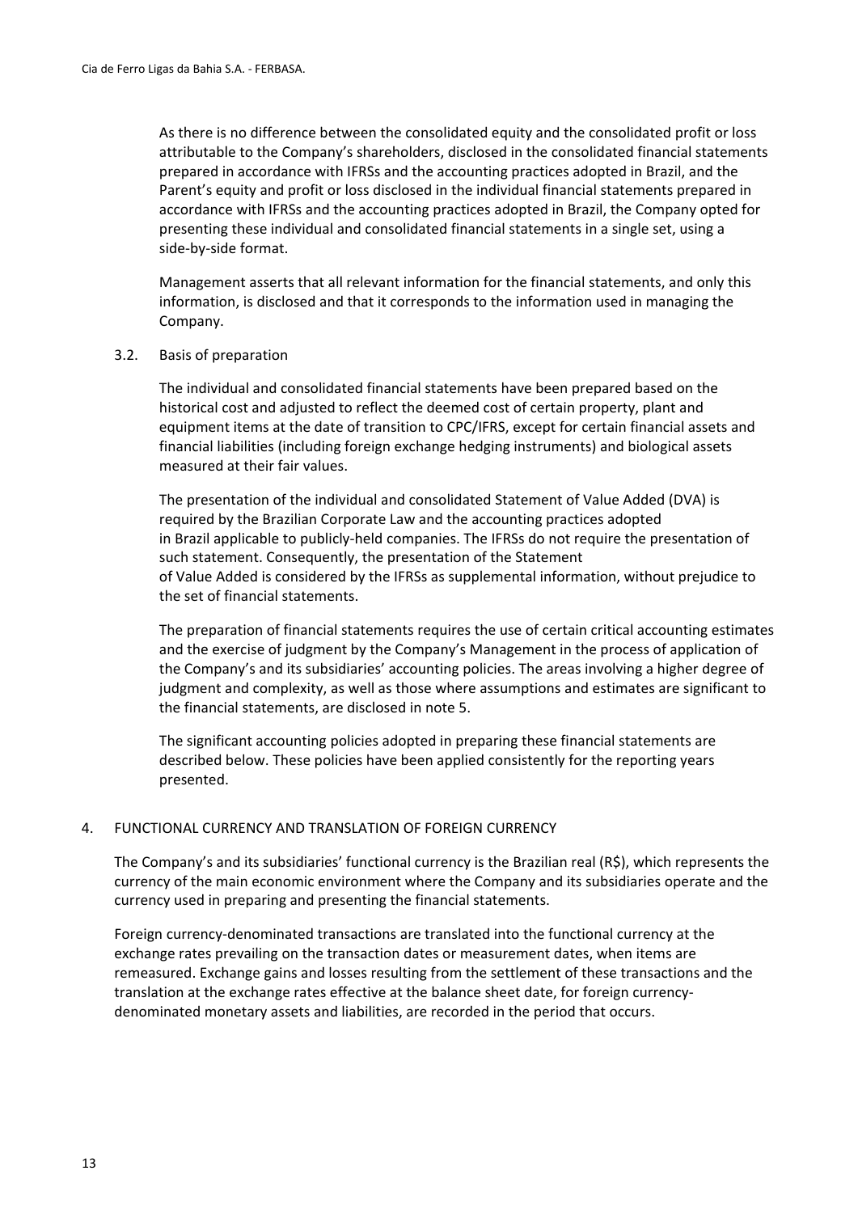As there is no difference between the consolidated equity and the consolidated profit or loss attributable to the Company's shareholders, disclosed in the consolidated financial statements prepared in accordance with IFRSs and the accounting practices adopted in Brazil, and the Parent's equity and profit or loss disclosed in the individual financial statements prepared in accordance with IFRSs and the accounting practices adopted in Brazil, the Company opted for presenting these individual and consolidated financial statements in a single set, using a side-by-side format.

Management asserts that all relevant information for the financial statements, and only this information, is disclosed and that it corresponds to the information used in managing the Company.

### 3.2. Basis of preparation

The individual and consolidated financial statements have been prepared based on the historical cost and adjusted to reflect the deemed cost of certain property, plant and equipment items at the date of transition to CPC/IFRS, except for certain financial assets and financial liabilities (including foreign exchange hedging instruments) and biological assets measured at their fair values.

The presentation of the individual and consolidated Statement of Value Added (DVA) is required by the Brazilian Corporate Law and the accounting practices adopted in Brazil applicable to publicly-held companies. The IFRSs do not require the presentation of such statement. Consequently, the presentation of the Statement of Value Added is considered by the IFRSs as supplemental information, without prejudice to the set of financial statements.

The preparation of financial statements requires the use of certain critical accounting estimates and the exercise of judgment by the Company's Management in the process of application of the Company's and its subsidiaries' accounting policies. The areas involving a higher degree of judgment and complexity, as well as those where assumptions and estimates are significant to the financial statements, are disclosed in note 5.

The significant accounting policies adopted in preparing these financial statements are described below. These policies have been applied consistently for the reporting years presented.

## 4. FUNCTIONAL CURRENCY AND TRANSLATION OF FOREIGN CURRENCY

The Company's and its subsidiaries' functional currency is the Brazilian real (R$), which represents the currency of the main economic environment where the Company and its subsidiaries operate and the currency used in preparing and presenting the financial statements.

Foreign currency-denominated transactions are translated into the functional currency at the exchange rates prevailing on the transaction dates or measurement dates, when items are remeasured. Exchange gains and losses resulting from the settlement of these transactions and the translation at the exchange rates effective at the balance sheet date, for foreign currency-denominated monetary assets and liabilities, are recorded in the period that occurs.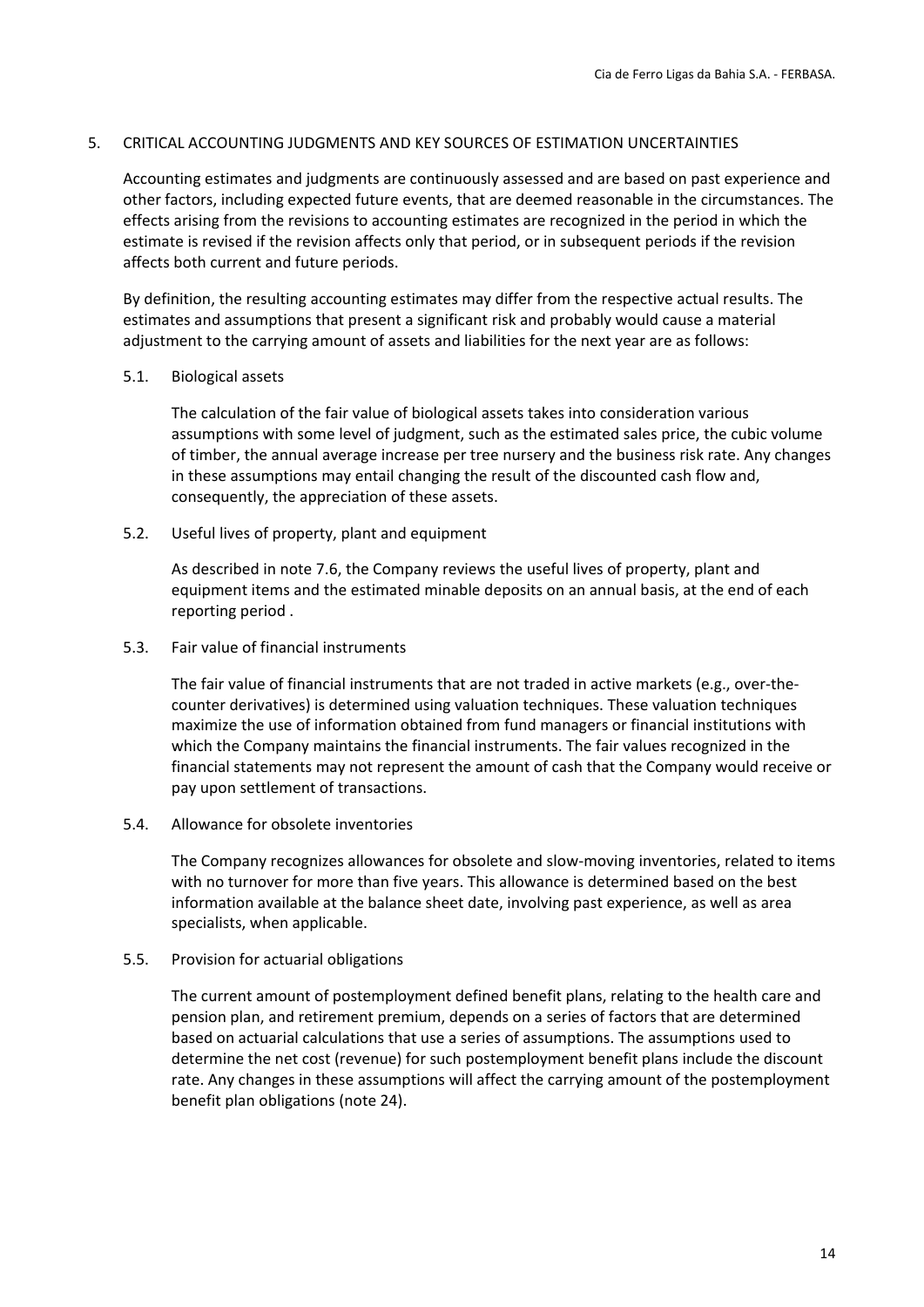## 5. CRITICAL ACCOUNTING JUDGMENTS AND KEY SOURCES OF ESTIMATION UNCERTAINTIES

Accounting estimates and judgments are continuously assessed and are based on past experience and other factors, including expected future events, that are deemed reasonable in the circumstances. The effects arising from the revisions to accounting estimates are recognized in the period in which the estimate is revised if the revision affects only that period, or in subsequent periods if the revision affects both current and future periods.

By definition, the resulting accounting estimates may differ from the respective actual results. The estimates and assumptions that present a significant risk and probably would cause a material adjustment to the carrying amount of assets and liabilities for the next year are as follows:

### 5.1. Biological assets

The calculation of the fair value of biological assets takes into consideration various assumptions with some level of judgment, such as the estimated sales price, the cubic volume of timber, the annual average increase per tree nursery and the business risk rate. Any changes in these assumptions may entail changing the result of the discounted cash flow and, consequently, the appreciation of these assets.

### 5.2. Useful lives of property, plant and equipment

As described in note 7.6, the Company reviews the useful lives of property, plant and equipment items and the estimated minable deposits on an annual basis, at the end of each reporting period .

### 5.3. Fair value of financial instruments

The fair value of financial instruments that are not traded in active markets (e.g., over-the-counter derivatives) is determined using valuation techniques. These valuation techniques maximize the use of information obtained from fund managers or financial institutions with which the Company maintains the financial instruments. The fair values recognized in the financial statements may not represent the amount of cash that the Company would receive or pay upon settlement of transactions.

### 5.4. Allowance for obsolete inventories

The Company recognizes allowances for obsolete and slow-moving inventories, related to items with no turnover for more than five years. This allowance is determined based on the best information available at the balance sheet date, involving past experience, as well as area specialists, when applicable.

### 5.5. Provision for actuarial obligations

The current amount of postemployment defined benefit plans, relating to the health care and pension plan, and retirement premium, depends on a series of factors that are determined based on actuarial calculations that use a series of assumptions. The assumptions used to determine the net cost (revenue) for such postemployment benefit plans include the discount rate. Any changes in these assumptions will affect the carrying amount of the postemployment benefit plan obligations (note 24).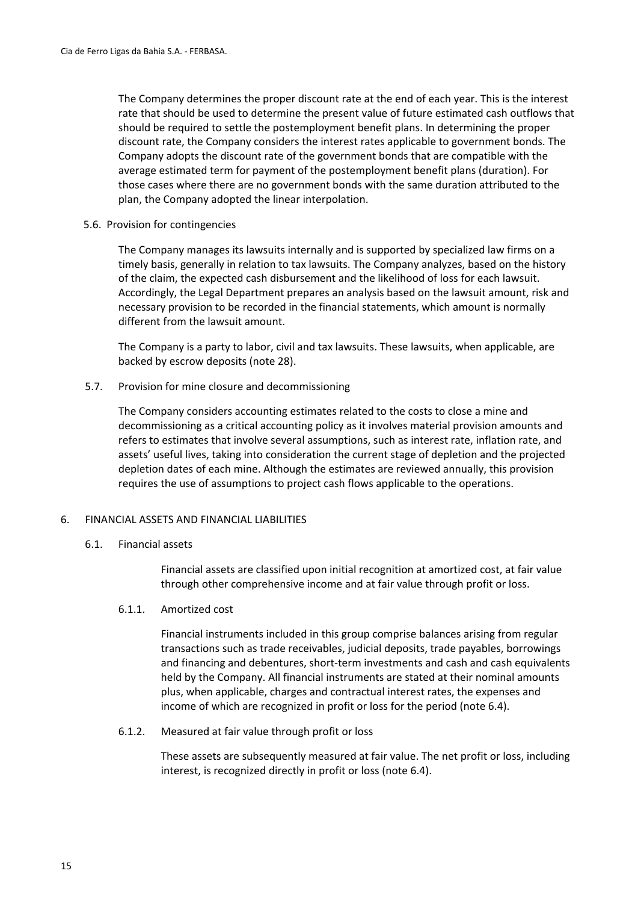The Company determines the proper discount rate at the end of each year. This is the interest rate that should be used to determine the present value of future estimated cash outflows that should be required to settle the postemployment benefit plans. In determining the proper discount rate, the Company considers the interest rates applicable to government bonds. The Company adopts the discount rate of the government bonds that are compatible with the average estimated term for payment of the postemployment benefit plans (duration). For those cases where there are no government bonds with the same duration attributed to the plan, the Company adopted the linear interpolation.

### 5.6. Provision for contingencies

The Company manages its lawsuits internally and is supported by specialized law firms on a timely basis, generally in relation to tax lawsuits. The Company analyzes, based on the history of the claim, the expected cash disbursement and the likelihood of loss for each lawsuit. Accordingly, the Legal Department prepares an analysis based on the lawsuit amount, risk and necessary provision to be recorded in the financial statements, which amount is normally different from the lawsuit amount.

The Company is a party to labor, civil and tax lawsuits. These lawsuits, when applicable, are backed by escrow deposits (note 28).

### 5.7. Provision for mine closure and decommissioning

The Company considers accounting estimates related to the costs to close a mine and decommissioning as a critical accounting policy as it involves material provision amounts and refers to estimates that involve several assumptions, such as interest rate, inflation rate, and assets' useful lives, taking into consideration the current stage of depletion and the projected depletion dates of each mine. Although the estimates are reviewed annually, this provision requires the use of assumptions to project cash flows applicable to the operations.

## 6. FINANCIAL ASSETS AND FINANCIAL LIABILITIES

### 6.1. Financial assets

Financial assets are classified upon initial recognition at amortized cost, at fair value through other comprehensive income and at fair value through profit or loss.

#### 6.1.1. Amortized cost

Financial instruments included in this group comprise balances arising from regular transactions such as trade receivables, judicial deposits, trade payables, borrowings and financing and debentures, short-term investments and cash and cash equivalents held by the Company. All financial instruments are stated at their nominal amounts plus, when applicable, charges and contractual interest rates, the expenses and income of which are recognized in profit or loss for the period (note 6.4).

#### 6.1.2. Measured at fair value through profit or loss

These assets are subsequently measured at fair value. The net profit or loss, including interest, is recognized directly in profit or loss (note 6.4).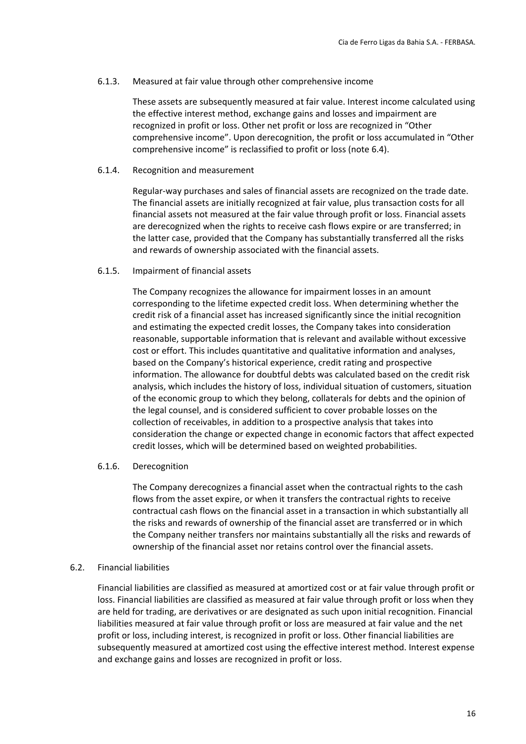#### 6.1.3. Measured at fair value through other comprehensive income

These assets are subsequently measured at fair value. Interest income calculated using the effective interest method, exchange gains and losses and impairment are recognized in profit or loss. Other net profit or loss are recognized in "Other comprehensive income". Upon derecognition, the profit or loss accumulated in "Other comprehensive income" is reclassified to profit or loss (note 6.4).

#### 6.1.4. Recognition and measurement

Regular-way purchases and sales of financial assets are recognized on the trade date. The financial assets are initially recognized at fair value, plus transaction costs for all financial assets not measured at the fair value through profit or loss. Financial assets are derecognized when the rights to receive cash flows expire or are transferred; in the latter case, provided that the Company has substantially transferred all the risks and rewards of ownership associated with the financial assets.

#### 6.1.5. Impairment of financial assets

The Company recognizes the allowance for impairment losses in an amount corresponding to the lifetime expected credit loss. When determining whether the credit risk of a financial asset has increased significantly since the initial recognition and estimating the expected credit losses, the Company takes into consideration reasonable, supportable information that is relevant and available without excessive cost or effort. This includes quantitative and qualitative information and analyses, based on the Company's historical experience, credit rating and prospective information. The allowance for doubtful debts was calculated based on the credit risk analysis, which includes the history of loss, individual situation of customers, situation of the economic group to which they belong, collaterals for debts and the opinion of the legal counsel, and is considered sufficient to cover probable losses on the collection of receivables, in addition to a prospective analysis that takes into consideration the change or expected change in economic factors that affect expected credit losses, which will be determined based on weighted probabilities.

#### 6.1.6. Derecognition

The Company derecognizes a financial asset when the contractual rights to the cash flows from the asset expire, or when it transfers the contractual rights to receive contractual cash flows on the financial asset in a transaction in which substantially all the risks and rewards of ownership of the financial asset are transferred or in which the Company neither transfers nor maintains substantially all the risks and rewards of ownership of the financial asset nor retains control over the financial assets.

### 6.2. Financial liabilities

Financial liabilities are classified as measured at amortized cost or at fair value through profit or loss. Financial liabilities are classified as measured at fair value through profit or loss when they are held for trading, are derivatives or are designated as such upon initial recognition. Financial liabilities measured at fair value through profit or loss are measured at fair value and the net profit or loss, including interest, is recognized in profit or loss. Other financial liabilities are subsequently measured at amortized cost using the effective interest method. Interest expense and exchange gains and losses are recognized in profit or loss.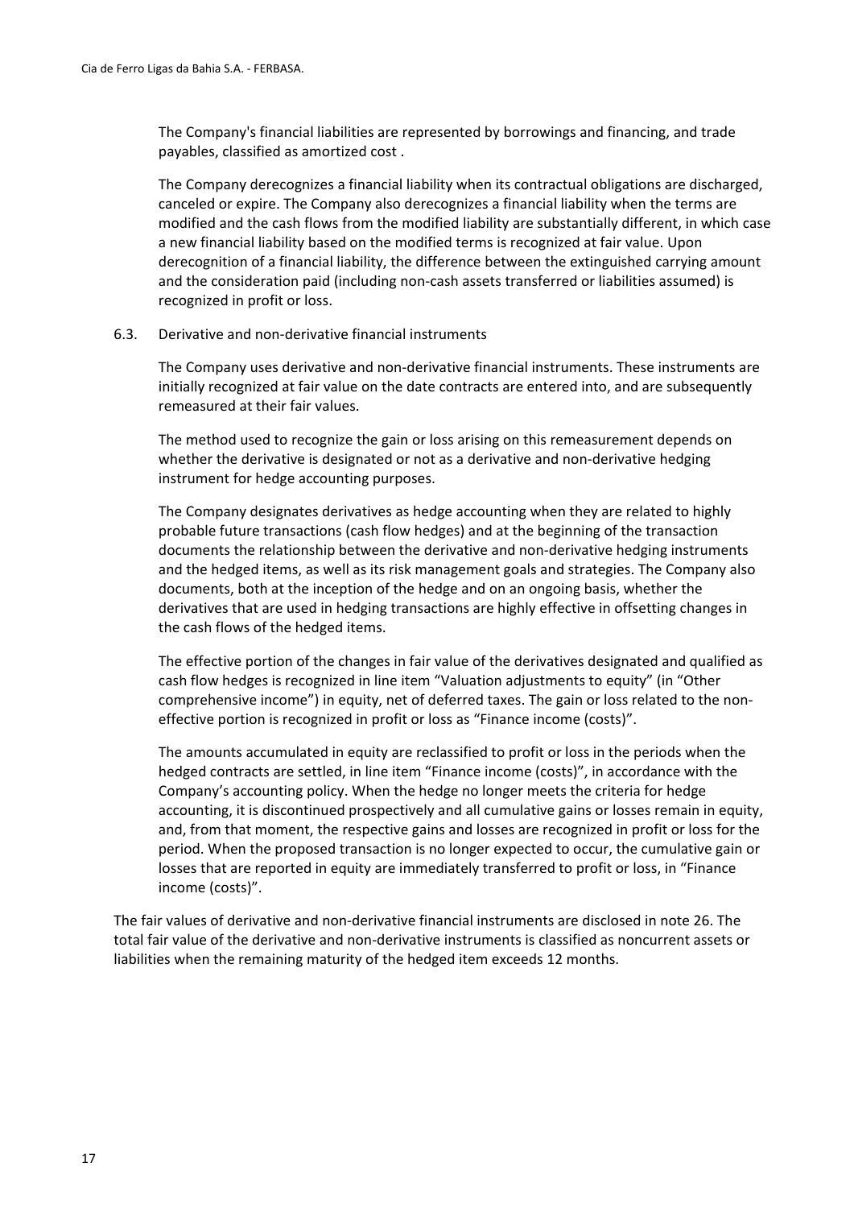The Company's financial liabilities are represented by borrowings and financing, and trade payables, classified as amortized cost .

The Company derecognizes a financial liability when its contractual obligations are discharged, canceled or expire. The Company also derecognizes a financial liability when the terms are modified and the cash flows from the modified liability are substantially different, in which case a new financial liability based on the modified terms is recognized at fair value. Upon derecognition of a financial liability, the difference between the extinguished carrying amount and the consideration paid (including non-cash assets transferred or liabilities assumed) is recognized in profit or loss.

6.3. Derivative and non-derivative financial instruments

The Company uses derivative and non-derivative financial instruments. These instruments are initially recognized at fair value on the date contracts are entered into, and are subsequently remeasured at their fair values.

The method used to recognize the gain or loss arising on this remeasurement depends on whether the derivative is designated or not as a derivative and non-derivative hedging instrument for hedge accounting purposes.

The Company designates derivatives as hedge accounting when they are related to highly probable future transactions (cash flow hedges) and at the beginning of the transaction documents the relationship between the derivative and non-derivative hedging instruments and the hedged items, as well as its risk management goals and strategies. The Company also documents, both at the inception of the hedge and on an ongoing basis, whether the derivatives that are used in hedging transactions are highly effective in offsetting changes in the cash flows of the hedged items.

The effective portion of the changes in fair value of the derivatives designated and qualified as cash flow hedges is recognized in line item "Valuation adjustments to equity" (in "Other comprehensive income") in equity, net of deferred taxes. The gain or loss related to the non-effective portion is recognized in profit or loss as "Finance income (costs)".

The amounts accumulated in equity are reclassified to profit or loss in the periods when the hedged contracts are settled, in line item "Finance income (costs)", in accordance with the Company's accounting policy. When the hedge no longer meets the criteria for hedge accounting, it is discontinued prospectively and all cumulative gains or losses remain in equity, and, from that moment, the respective gains and losses are recognized in profit or loss for the period. When the proposed transaction is no longer expected to occur, the cumulative gain or losses that are reported in equity are immediately transferred to profit or loss, in "Finance income (costs)".

The fair values of derivative and non-derivative financial instruments are disclosed in note 26. The total fair value of the derivative and non-derivative instruments is classified as noncurrent assets or liabilities when the remaining maturity of the hedged item exceeds 12 months.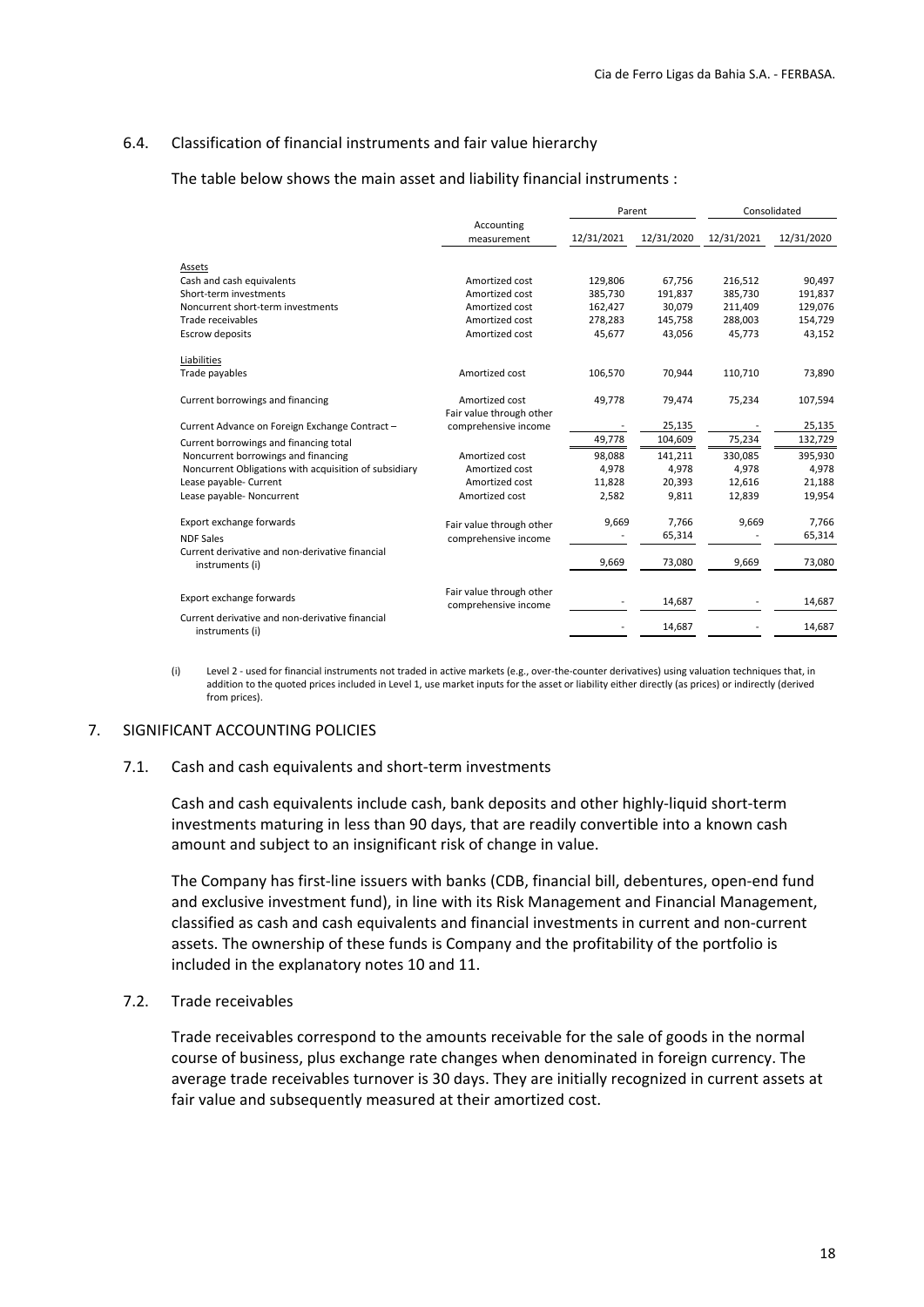### 6.4. Classification of financial instruments and fair value hierarchy

The table below shows the main asset and liability financial instruments :

| | Accounting measurement | Parent | | Consolidated | |
|---|---|---|---|---|---|
| | | 12/31/2021 | 12/31/2020 | 12/31/2021 | 12/31/2020 |
| Assets | | | | | |
| Cash and cash equivalents | Amortized cost | 129,806 | 67,756 | 216,512 | 90,497 |
| Short-term investments | Amortized cost | 385,730 | 191,837 | 385,730 | 191,837 |
| Noncurrent short-term investments | Amortized cost | 162,427 | 30,079 | 211,409 | 129,076 |
| Trade receivables | Amortized cost | 278,283 | 145,758 | 288,003 | 154,729 |
| Escrow deposits | Amortized cost | 45,677 | 43,056 | 45,773 | 43,152 |
| Liabilities | | | | | |
| Trade payables | Amortized cost | 106,570 | 70,944 | 110,710 | 73,890 |
| Current borrowings and financing | Amortized cost | 49,778 | 79,474 | 75,234 | 107,594 |
| Current Advance on Foreign Exchange Contract – | Fair value through other comprehensive income | - | 25,135 | - | 25,135 |
| Current borrowings and financing total | | 49,778 | 104,609 | 75,234 | 132,729 |
| Noncurrent borrowings and financing | Amortized cost | 98,088 | 141,211 | 330,085 | 395,930 |
| Noncurrent Obligations with acquisition of subsidiary | Amortized cost | 4,978 | 4,978 | 4,978 | 4,978 |
| Lease payable- Current | Amortized cost | 11,828 | 20,393 | 12,616 | 21,188 |
| Lease payable- Noncurrent | Amortized cost | 2,582 | 9,811 | 12,839 | 19,954 |
| Export exchange forwards | Fair value through other comprehensive income | 9,669 | 7,766 | 9,669 | 7,766 |
| NDF Sales | | - | 65,314 | - | 65,314 |
| Current derivative and non-derivative financial instruments (i) | | 9,669 | 73,080 | 9,669 | 73,080 |
| Export exchange forwards | Fair value through other comprehensive income | - | 14,687 | - | 14,687 |
| Current derivative and non-derivative financial instruments (i) | | - | 14,687 | - | 14,687 |

(i) Level 2 - used for financial instruments not traded in active markets (e.g., over-the-counter derivatives) using valuation techniques that, in addition to the quoted prices included in Level 1, use market inputs for the asset or liability either directly (as prices) or indirectly (derived from prices).

## 7. SIGNIFICANT ACCOUNTING POLICIES

### 7.1. Cash and cash equivalents and short-term investments

Cash and cash equivalents include cash, bank deposits and other highly-liquid short-term investments maturing in less than 90 days, that are readily convertible into a known cash amount and subject to an insignificant risk of change in value.

The Company has first-line issuers with banks (CDB, financial bill, debentures, open-end fund and exclusive investment fund), in line with its Risk Management and Financial Management, classified as cash and cash equivalents and financial investments in current and non-current assets. The ownership of these funds is Company and the profitability of the portfolio is included in the explanatory notes 10 and 11.

### 7.2. Trade receivables

Trade receivables correspond to the amounts receivable for the sale of goods in the normal course of business, plus exchange rate changes when denominated in foreign currency. The average trade receivables turnover is 30 days. They are initially recognized in current assets at fair value and subsequently measured at their amortized cost.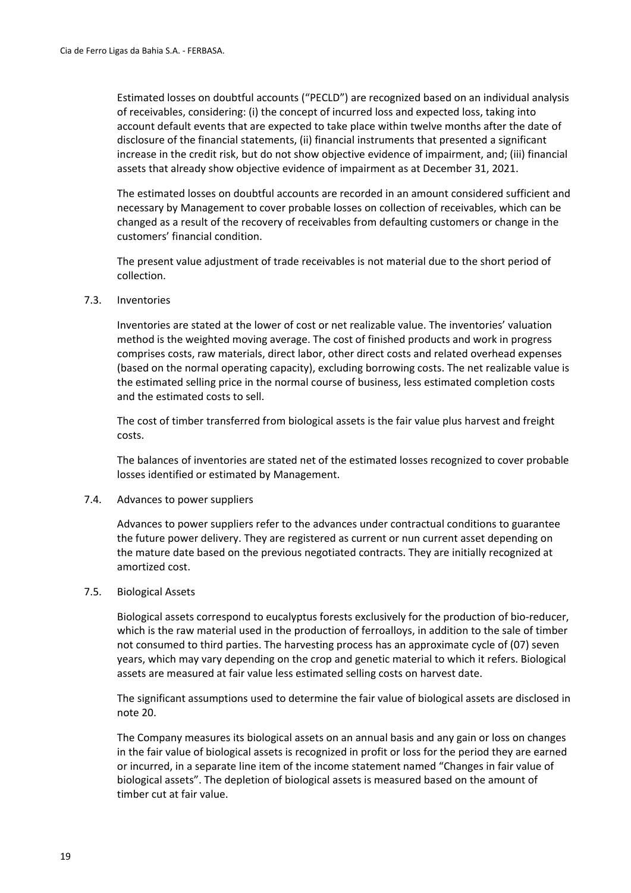Estimated losses on doubtful accounts ("PECLD") are recognized based on an individual analysis of receivables, considering: (i) the concept of incurred loss and expected loss, taking into account default events that are expected to take place within twelve months after the date of disclosure of the financial statements, (ii) financial instruments that presented a significant increase in the credit risk, but do not show objective evidence of impairment, and; (iii) financial assets that already show objective evidence of impairment as at December 31, 2021.

The estimated losses on doubtful accounts are recorded in an amount considered sufficient and necessary by Management to cover probable losses on collection of receivables, which can be changed as a result of the recovery of receivables from defaulting customers or change in the customers' financial condition.

The present value adjustment of trade receivables is not material due to the short period of collection.

### 7.3. Inventories

Inventories are stated at the lower of cost or net realizable value. The inventories' valuation method is the weighted moving average. The cost of finished products and work in progress comprises costs, raw materials, direct labor, other direct costs and related overhead expenses (based on the normal operating capacity), excluding borrowing costs. The net realizable value is the estimated selling price in the normal course of business, less estimated completion costs and the estimated costs to sell.

The cost of timber transferred from biological assets is the fair value plus harvest and freight costs.

The balances of inventories are stated net of the estimated losses recognized to cover probable losses identified or estimated by Management.

### 7.4. Advances to power suppliers

Advances to power suppliers refer to the advances under contractual conditions to guarantee the future power delivery. They are registered as current or nun current asset depending on the mature date based on the previous negotiated contracts. They are initially recognized at amortized cost.

### 7.5. Biological Assets

Biological assets correspond to eucalyptus forests exclusively for the production of bio-reducer, which is the raw material used in the production of ferroalloys, in addition to the sale of timber not consumed to third parties. The harvesting process has an approximate cycle of (07) seven years, which may vary depending on the crop and genetic material to which it refers. Biological assets are measured at fair value less estimated selling costs on harvest date.

The significant assumptions used to determine the fair value of biological assets are disclosed in note 20.

The Company measures its biological assets on an annual basis and any gain or loss on changes in the fair value of biological assets is recognized in profit or loss for the period they are earned or incurred, in a separate line item of the income statement named "Changes in fair value of biological assets". The depletion of biological assets is measured based on the amount of timber cut at fair value.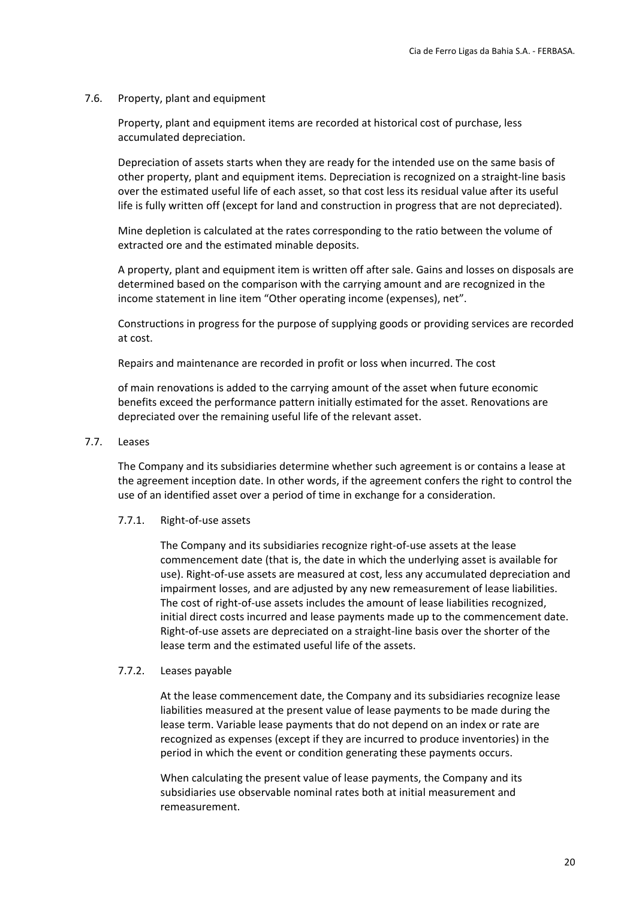## 7.6. Property, plant and equipment

Property, plant and equipment items are recorded at historical cost of purchase, less accumulated depreciation.

Depreciation of assets starts when they are ready for the intended use on the same basis of other property, plant and equipment items. Depreciation is recognized on a straight-line basis over the estimated useful life of each asset, so that cost less its residual value after its useful life is fully written off (except for land and construction in progress that are not depreciated).

Mine depletion is calculated at the rates corresponding to the ratio between the volume of extracted ore and the estimated minable deposits.

A property, plant and equipment item is written off after sale. Gains and losses on disposals are determined based on the comparison with the carrying amount and are recognized in the income statement in line item "Other operating income (expenses), net".

Constructions in progress for the purpose of supplying goods or providing services are recorded at cost.

Repairs and maintenance are recorded in profit or loss when incurred. The cost

of main renovations is added to the carrying amount of the asset when future economic benefits exceed the performance pattern initially estimated for the asset. Renovations are depreciated over the remaining useful life of the relevant asset.

## 7.7. Leases

The Company and its subsidiaries determine whether such agreement is or contains a lease at the agreement inception date. In other words, if the agreement confers the right to control the use of an identified asset over a period of time in exchange for a consideration.

### 7.7.1. Right-of-use assets

The Company and its subsidiaries recognize right-of-use assets at the lease commencement date (that is, the date in which the underlying asset is available for use). Right-of-use assets are measured at cost, less any accumulated depreciation and impairment losses, and are adjusted by any new remeasurement of lease liabilities. The cost of right-of-use assets includes the amount of lease liabilities recognized, initial direct costs incurred and lease payments made up to the commencement date. Right-of-use assets are depreciated on a straight-line basis over the shorter of the lease term and the estimated useful life of the assets.

### 7.7.2. Leases payable

At the lease commencement date, the Company and its subsidiaries recognize lease liabilities measured at the present value of lease payments to be made during the lease term. Variable lease payments that do not depend on an index or rate are recognized as expenses (except if they are incurred to produce inventories) in the period in which the event or condition generating these payments occurs.

When calculating the present value of lease payments, the Company and its subsidiaries use observable nominal rates both at initial measurement and remeasurement.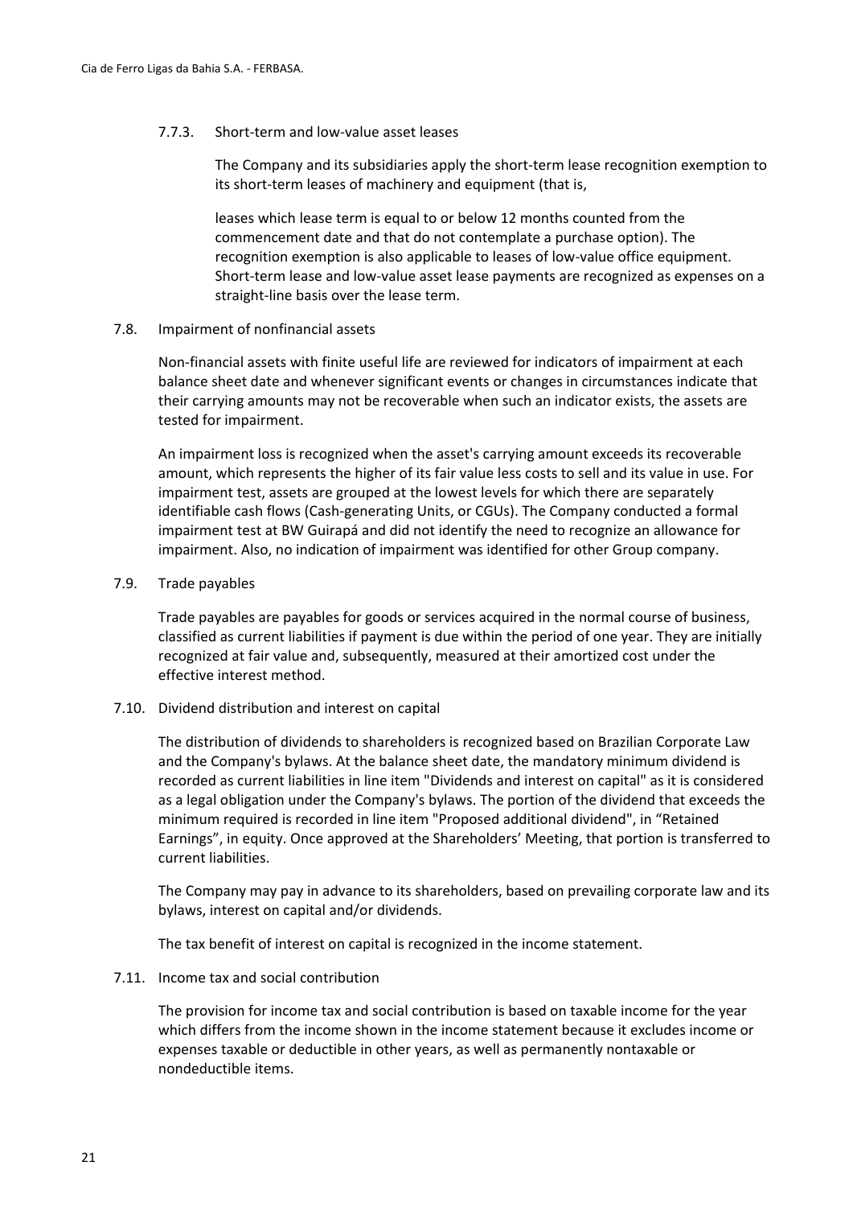#### 7.7.3. Short-term and low-value asset leases

The Company and its subsidiaries apply the short-term lease recognition exemption to its short-term leases of machinery and equipment (that is,

leases which lease term is equal to or below 12 months counted from the commencement date and that do not contemplate a purchase option). The recognition exemption is also applicable to leases of low-value office equipment. Short-term lease and low-value asset lease payments are recognized as expenses on a straight-line basis over the lease term.

### 7.8. Impairment of nonfinancial assets

Non-financial assets with finite useful life are reviewed for indicators of impairment at each balance sheet date and whenever significant events or changes in circumstances indicate that their carrying amounts may not be recoverable when such an indicator exists, the assets are tested for impairment.

An impairment loss is recognized when the asset's carrying amount exceeds its recoverable amount, which represents the higher of its fair value less costs to sell and its value in use. For impairment test, assets are grouped at the lowest levels for which there are separately identifiable cash flows (Cash-generating Units, or CGUs). The Company conducted a formal impairment test at BW Guirapá and did not identify the need to recognize an allowance for impairment. Also, no indication of impairment was identified for other Group company.

### 7.9. Trade payables

Trade payables are payables for goods or services acquired in the normal course of business, classified as current liabilities if payment is due within the period of one year. They are initially recognized at fair value and, subsequently, measured at their amortized cost under the effective interest method.

### 7.10. Dividend distribution and interest on capital

The distribution of dividends to shareholders is recognized based on Brazilian Corporate Law and the Company's bylaws. At the balance sheet date, the mandatory minimum dividend is recorded as current liabilities in line item "Dividends and interest on capital" as it is considered as a legal obligation under the Company's bylaws. The portion of the dividend that exceeds the minimum required is recorded in line item "Proposed additional dividend", in “Retained Earnings”, in equity. Once approved at the Shareholders’ Meeting, that portion is transferred to current liabilities.

The Company may pay in advance to its shareholders, based on prevailing corporate law and its bylaws, interest on capital and/or dividends.

The tax benefit of interest on capital is recognized in the income statement.

### 7.11. Income tax and social contribution

The provision for income tax and social contribution is based on taxable income for the year which differs from the income shown in the income statement because it excludes income or expenses taxable or deductible in other years, as well as permanently nontaxable or nondeductible items.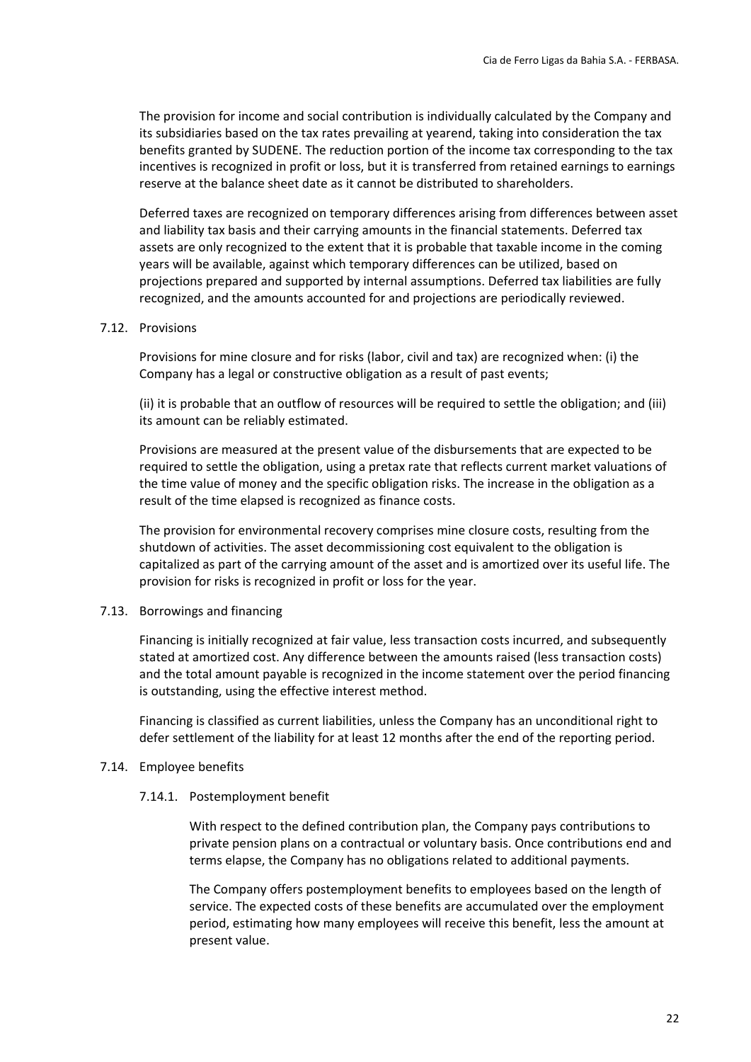The provision for income and social contribution is individually calculated by the Company and its subsidiaries based on the tax rates prevailing at yearend, taking into consideration the tax benefits granted by SUDENE. The reduction portion of the income tax corresponding to the tax incentives is recognized in profit or loss, but it is transferred from retained earnings to earnings reserve at the balance sheet date as it cannot be distributed to shareholders.

Deferred taxes are recognized on temporary differences arising from differences between asset and liability tax basis and their carrying amounts in the financial statements. Deferred tax assets are only recognized to the extent that it is probable that taxable income in the coming years will be available, against which temporary differences can be utilized, based on projections prepared and supported by internal assumptions. Deferred tax liabilities are fully recognized, and the amounts accounted for and projections are periodically reviewed.

### 7.12. Provisions

Provisions for mine closure and for risks (labor, civil and tax) are recognized when: (i) the Company has a legal or constructive obligation as a result of past events;

(ii) it is probable that an outflow of resources will be required to settle the obligation; and (iii) its amount can be reliably estimated.

Provisions are measured at the present value of the disbursements that are expected to be required to settle the obligation, using a pretax rate that reflects current market valuations of the time value of money and the specific obligation risks. The increase in the obligation as a result of the time elapsed is recognized as finance costs.

The provision for environmental recovery comprises mine closure costs, resulting from the shutdown of activities. The asset decommissioning cost equivalent to the obligation is capitalized as part of the carrying amount of the asset and is amortized over its useful life. The provision for risks is recognized in profit or loss for the year.

### 7.13. Borrowings and financing

Financing is initially recognized at fair value, less transaction costs incurred, and subsequently stated at amortized cost. Any difference between the amounts raised (less transaction costs) and the total amount payable is recognized in the income statement over the period financing is outstanding, using the effective interest method.

Financing is classified as current liabilities, unless the Company has an unconditional right to defer settlement of the liability for at least 12 months after the end of the reporting period.

### 7.14. Employee benefits

#### 7.14.1. Postemployment benefit

With respect to the defined contribution plan, the Company pays contributions to private pension plans on a contractual or voluntary basis. Once contributions end and terms elapse, the Company has no obligations related to additional payments.

The Company offers postemployment benefits to employees based on the length of service. The expected costs of these benefits are accumulated over the employment period, estimating how many employees will receive this benefit, less the amount at present value.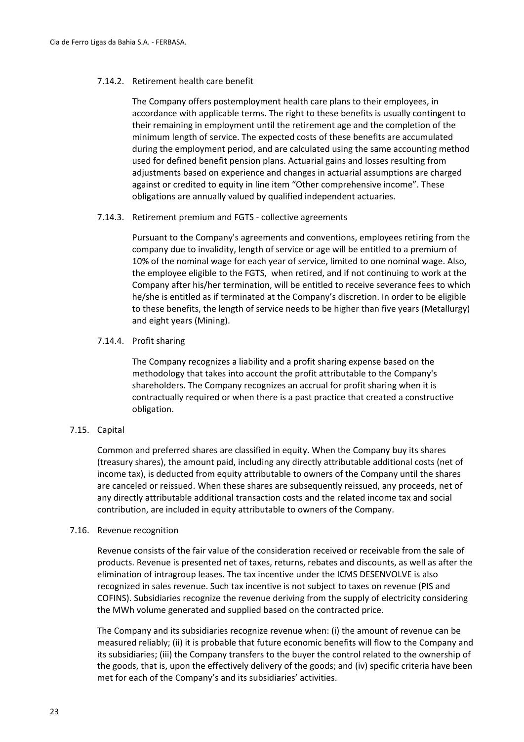#### 7.14.2. Retirement health care benefit

The Company offers postemployment health care plans to their employees, in accordance with applicable terms. The right to these benefits is usually contingent to their remaining in employment until the retirement age and the completion of the minimum length of service. The expected costs of these benefits are accumulated during the employment period, and are calculated using the same accounting method used for defined benefit pension plans. Actuarial gains and losses resulting from adjustments based on experience and changes in actuarial assumptions are charged against or credited to equity in line item "Other comprehensive income". These obligations are annually valued by qualified independent actuaries.

#### 7.14.3. Retirement premium and FGTS - collective agreements

Pursuant to the Company's agreements and conventions, employees retiring from the company due to invalidity, length of service or age will be entitled to a premium of 10% of the nominal wage for each year of service, limited to one nominal wage. Also, the employee eligible to the FGTS, when retired, and if not continuing to work at the Company after his/her termination, will be entitled to receive severance fees to which he/she is entitled as if terminated at the Company's discretion. In order to be eligible to these benefits, the length of service needs to be higher than five years (Metallurgy) and eight years (Mining).

#### 7.14.4. Profit sharing

The Company recognizes a liability and a profit sharing expense based on the methodology that takes into account the profit attributable to the Company's shareholders. The Company recognizes an accrual for profit sharing when it is contractually required or when there is a past practice that created a constructive obligation.

### 7.15. Capital

Common and preferred shares are classified in equity. When the Company buy its shares (treasury shares), the amount paid, including any directly attributable additional costs (net of income tax), is deducted from equity attributable to owners of the Company until the shares are canceled or reissued. When these shares are subsequently reissued, any proceeds, net of any directly attributable additional transaction costs and the related income tax and social contribution, are included in equity attributable to owners of the Company.

### 7.16. Revenue recognition

Revenue consists of the fair value of the consideration received or receivable from the sale of products. Revenue is presented net of taxes, returns, rebates and discounts, as well as after the elimination of intragroup leases. The tax incentive under the ICMS DESENVOLVE is also recognized in sales revenue. Such tax incentive is not subject to taxes on revenue (PIS and COFINS). Subsidiaries recognize the revenue deriving from the supply of electricity considering the MWh volume generated and supplied based on the contracted price.

The Company and its subsidiaries recognize revenue when: (i) the amount of revenue can be measured reliably; (ii) it is probable that future economic benefits will flow to the Company and its subsidiaries; (iii) the Company transfers to the buyer the control related to the ownership of the goods, that is, upon the effectively delivery of the goods; and (iv) specific criteria have been met for each of the Company's and its subsidiaries' activities.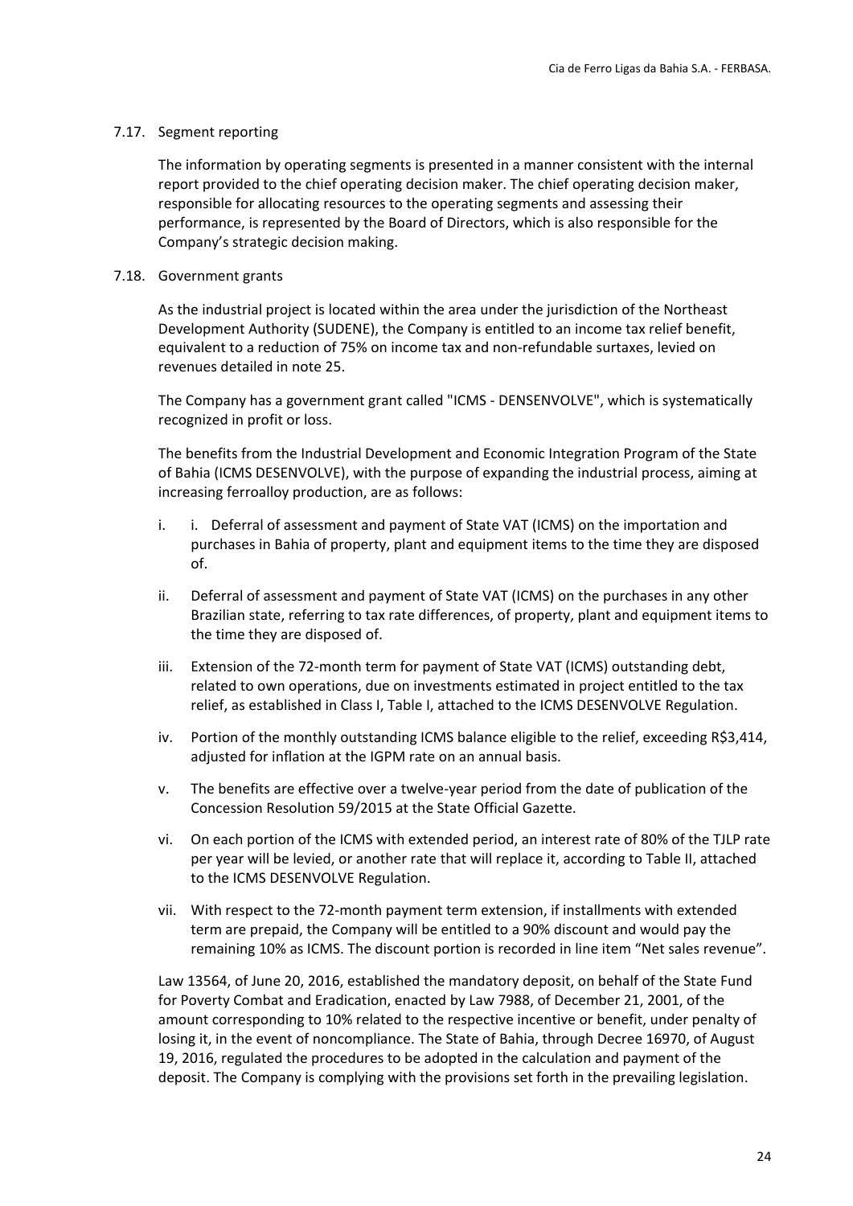### 7.17. Segment reporting

The information by operating segments is presented in a manner consistent with the internal report provided to the chief operating decision maker. The chief operating decision maker, responsible for allocating resources to the operating segments and assessing their performance, is represented by the Board of Directors, which is also responsible for the Company's strategic decision making.

### 7.18. Government grants

As the industrial project is located within the area under the jurisdiction of the Northeast Development Authority (SUDENE), the Company is entitled to an income tax relief benefit, equivalent to a reduction of 75% on income tax and non-refundable surtaxes, levied on revenues detailed in note 25.

The Company has a government grant called "ICMS - DENSENVOLVE", which is systematically recognized in profit or loss.

The benefits from the Industrial Development and Economic Integration Program of the State of Bahia (ICMS DESENVOLVE), with the purpose of expanding the industrial process, aiming at increasing ferroalloy production, are as follows:

i. i. Deferral of assessment and payment of State VAT (ICMS) on the importation and purchases in Bahia of property, plant and equipment items to the time they are disposed of.

ii. Deferral of assessment and payment of State VAT (ICMS) on the purchases in any other Brazilian state, referring to tax rate differences, of property, plant and equipment items to the time they are disposed of.

iii. Extension of the 72-month term for payment of State VAT (ICMS) outstanding debt, related to own operations, due on investments estimated in project entitled to the tax relief, as established in Class I, Table I, attached to the ICMS DESENVOLVE Regulation.

iv. Portion of the monthly outstanding ICMS balance eligible to the relief, exceeding R$3,414, adjusted for inflation at the IGPM rate on an annual basis.

v. The benefits are effective over a twelve-year period from the date of publication of the Concession Resolution 59/2015 at the State Official Gazette.

vi. On each portion of the ICMS with extended period, an interest rate of 80% of the TJLP rate per year will be levied, or another rate that will replace it, according to Table II, attached to the ICMS DESENVOLVE Regulation.

vii. With respect to the 72-month payment term extension, if installments with extended term are prepaid, the Company will be entitled to a 90% discount and would pay the remaining 10% as ICMS. The discount portion is recorded in line item "Net sales revenue".

Law 13564, of June 20, 2016, established the mandatory deposit, on behalf of the State Fund for Poverty Combat and Eradication, enacted by Law 7988, of December 21, 2001, of the amount corresponding to 10% related to the respective incentive or benefit, under penalty of losing it, in the event of noncompliance. The State of Bahia, through Decree 16970, of August 19, 2016, regulated the procedures to be adopted in the calculation and payment of the deposit. The Company is complying with the provisions set forth in the prevailing legislation.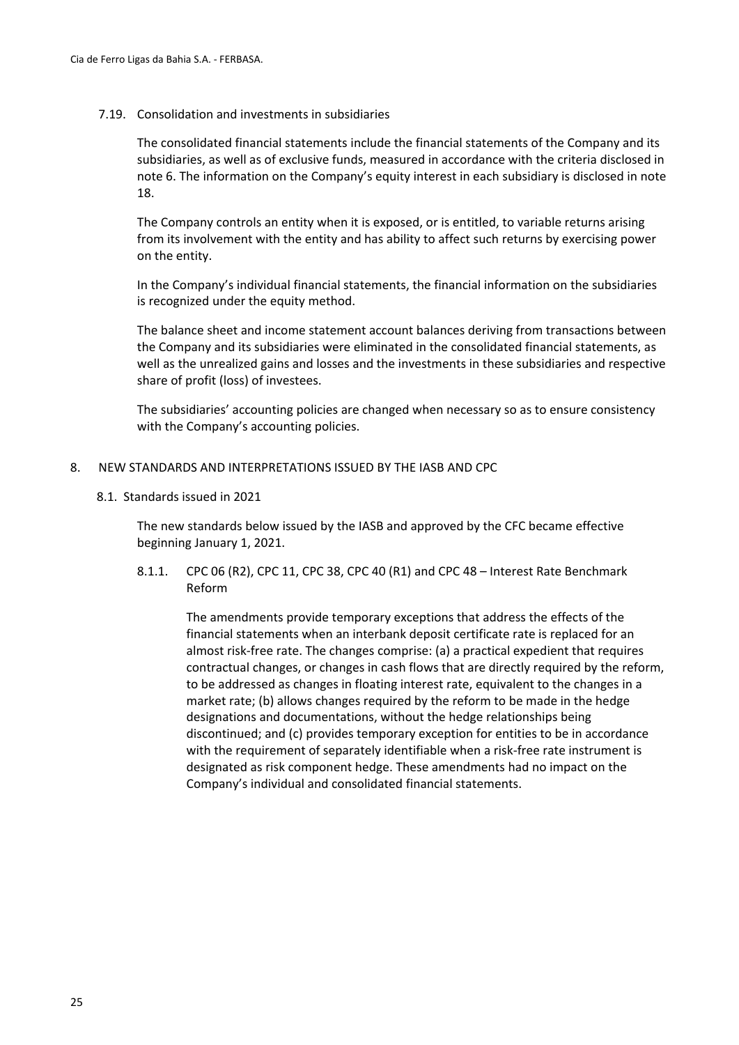### 7.19. Consolidation and investments in subsidiaries

The consolidated financial statements include the financial statements of the Company and its subsidiaries, as well as of exclusive funds, measured in accordance with the criteria disclosed in note 6. The information on the Company's equity interest in each subsidiary is disclosed in note 18.

The Company controls an entity when it is exposed, or is entitled, to variable returns arising from its involvement with the entity and has ability to affect such returns by exercising power on the entity.

In the Company's individual financial statements, the financial information on the subsidiaries is recognized under the equity method.

The balance sheet and income statement account balances deriving from transactions between the Company and its subsidiaries were eliminated in the consolidated financial statements, as well as the unrealized gains and losses and the investments in these subsidiaries and respective share of profit (loss) of investees.

The subsidiaries' accounting policies are changed when necessary so as to ensure consistency with the Company's accounting policies.

## 8. NEW STANDARDS AND INTERPRETATIONS ISSUED BY THE IASB AND CPC

### 8.1. Standards issued in 2021

The new standards below issued by the IASB and approved by the CFC became effective beginning January 1, 2021.

#### 8.1.1. CPC 06 (R2), CPC 11, CPC 38, CPC 40 (R1) and CPC 48 – Interest Rate Benchmark Reform

The amendments provide temporary exceptions that address the effects of the financial statements when an interbank deposit certificate rate is replaced for an almost risk-free rate. The changes comprise: (a) a practical expedient that requires contractual changes, or changes in cash flows that are directly required by the reform, to be addressed as changes in floating interest rate, equivalent to the changes in a market rate; (b) allows changes required by the reform to be made in the hedge designations and documentations, without the hedge relationships being discontinued; and (c) provides temporary exception for entities to be in accordance with the requirement of separately identifiable when a risk-free rate instrument is designated as risk component hedge. These amendments had no impact on the Company's individual and consolidated financial statements.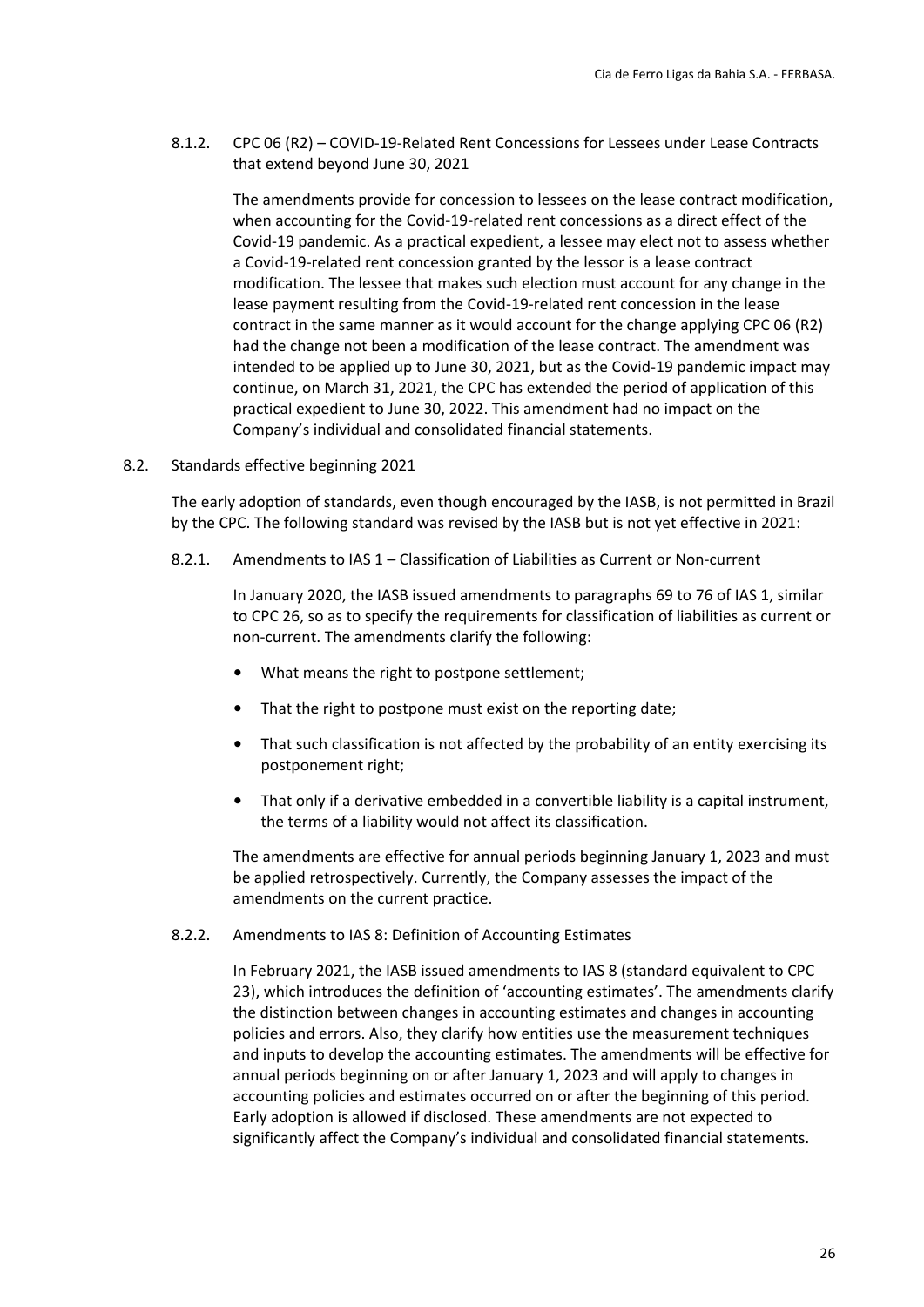#### 8.1.2. CPC 06 (R2) – COVID-19-Related Rent Concessions for Lessees under Lease Contracts that extend beyond June 30, 2021

The amendments provide for concession to lessees on the lease contract modification, when accounting for the Covid-19-related rent concessions as a direct effect of the Covid-19 pandemic. As a practical expedient, a lessee may elect not to assess whether a Covid-19-related rent concession granted by the lessor is a lease contract modification. The lessee that makes such election must account for any change in the lease payment resulting from the Covid-19-related rent concession in the lease contract in the same manner as it would account for the change applying CPC 06 (R2) had the change not been a modification of the lease contract. The amendment was intended to be applied up to June 30, 2021, but as the Covid-19 pandemic impact may continue, on March 31, 2021, the CPC has extended the period of application of this practical expedient to June 30, 2022. This amendment had no impact on the Company's individual and consolidated financial statements.

### 8.2. Standards effective beginning 2021

The early adoption of standards, even though encouraged by the IASB, is not permitted in Brazil by the CPC. The following standard was revised by the IASB but is not yet effective in 2021:

#### 8.2.1. Amendments to IAS 1 – Classification of Liabilities as Current or Non-current

In January 2020, the IASB issued amendments to paragraphs 69 to 76 of IAS 1, similar to CPC 26, so as to specify the requirements for classification of liabilities as current or non-current. The amendments clarify the following:

- What means the right to postpone settlement;
- That the right to postpone must exist on the reporting date;
- That such classification is not affected by the probability of an entity exercising its postponement right;
- That only if a derivative embedded in a convertible liability is a capital instrument, the terms of a liability would not affect its classification.

The amendments are effective for annual periods beginning January 1, 2023 and must be applied retrospectively. Currently, the Company assesses the impact of the amendments on the current practice.

#### 8.2.2. Amendments to IAS 8: Definition of Accounting Estimates

In February 2021, the IASB issued amendments to IAS 8 (standard equivalent to CPC 23), which introduces the definition of 'accounting estimates'. The amendments clarify the distinction between changes in accounting estimates and changes in accounting policies and errors. Also, they clarify how entities use the measurement techniques and inputs to develop the accounting estimates. The amendments will be effective for annual periods beginning on or after January 1, 2023 and will apply to changes in accounting policies and estimates occurred on or after the beginning of this period. Early adoption is allowed if disclosed. These amendments are not expected to significantly affect the Company's individual and consolidated financial statements.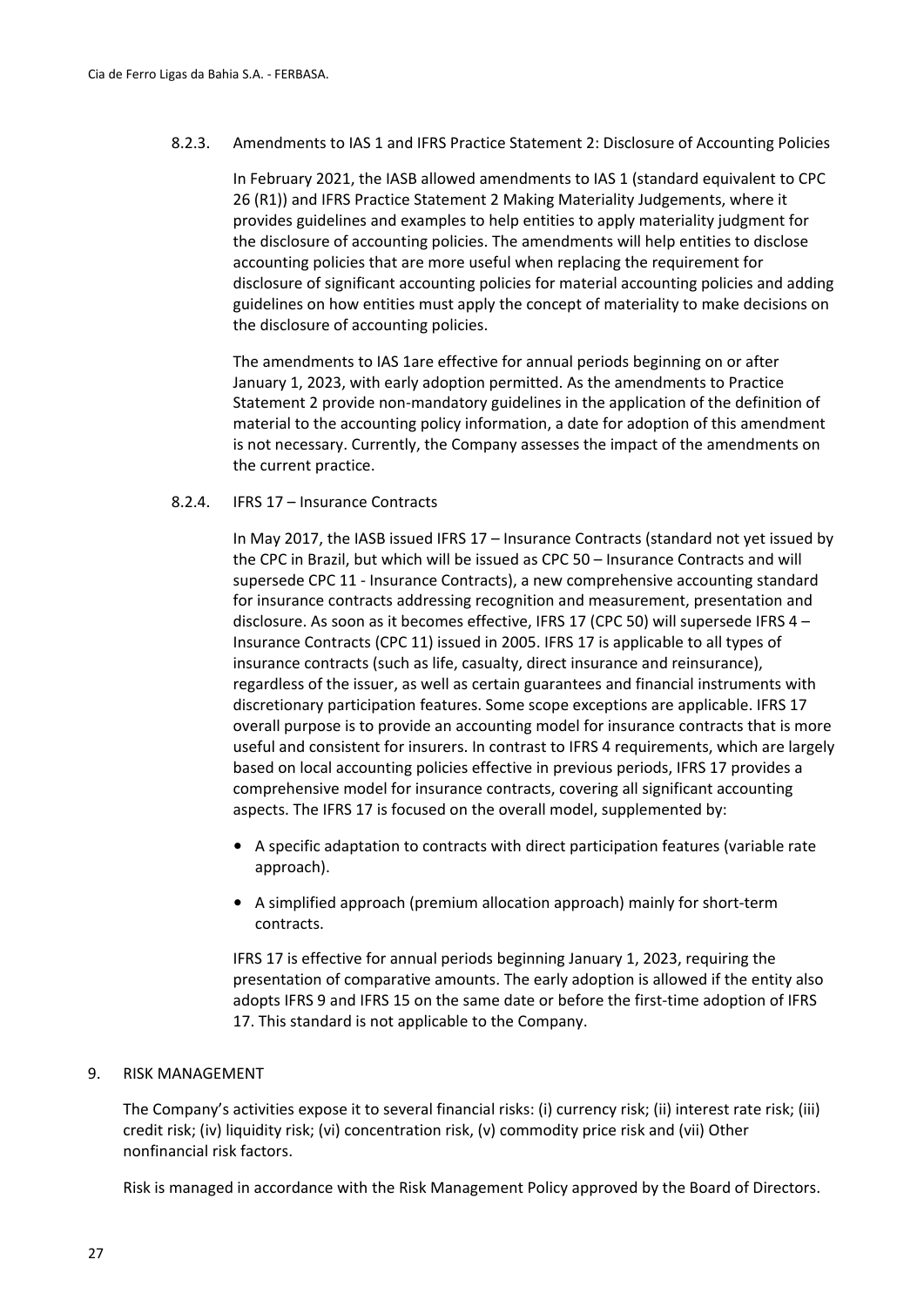#### 8.2.3. Amendments to IAS 1 and IFRS Practice Statement 2: Disclosure of Accounting Policies

In February 2021, the IASB allowed amendments to IAS 1 (standard equivalent to CPC 26 (R1)) and IFRS Practice Statement 2 Making Materiality Judgements, where it provides guidelines and examples to help entities to apply materiality judgment for the disclosure of accounting policies. The amendments will help entities to disclose accounting policies that are more useful when replacing the requirement for disclosure of significant accounting policies for material accounting policies and adding guidelines on how entities must apply the concept of materiality to make decisions on the disclosure of accounting policies.

The amendments to IAS 1are effective for annual periods beginning on or after January 1, 2023, with early adoption permitted. As the amendments to Practice Statement 2 provide non-mandatory guidelines in the application of the definition of material to the accounting policy information, a date for adoption of this amendment is not necessary. Currently, the Company assesses the impact of the amendments on the current practice.

#### 8.2.4. IFRS 17 – Insurance Contracts

In May 2017, the IASB issued IFRS 17 – Insurance Contracts (standard not yet issued by the CPC in Brazil, but which will be issued as CPC 50 – Insurance Contracts and will supersede CPC 11 - Insurance Contracts), a new comprehensive accounting standard for insurance contracts addressing recognition and measurement, presentation and disclosure. As soon as it becomes effective, IFRS 17 (CPC 50) will supersede IFRS 4 – Insurance Contracts (CPC 11) issued in 2005. IFRS 17 is applicable to all types of insurance contracts (such as life, casualty, direct insurance and reinsurance), regardless of the issuer, as well as certain guarantees and financial instruments with discretionary participation features. Some scope exceptions are applicable. IFRS 17 overall purpose is to provide an accounting model for insurance contracts that is more useful and consistent for insurers. In contrast to IFRS 4 requirements, which are largely based on local accounting policies effective in previous periods, IFRS 17 provides a comprehensive model for insurance contracts, covering all significant accounting aspects. The IFRS 17 is focused on the overall model, supplemented by:

- A specific adaptation to contracts with direct participation features (variable rate approach).
- A simplified approach (premium allocation approach) mainly for short-term contracts.

IFRS 17 is effective for annual periods beginning January 1, 2023, requiring the presentation of comparative amounts. The early adoption is allowed if the entity also adopts IFRS 9 and IFRS 15 on the same date or before the first-time adoption of IFRS 17. This standard is not applicable to the Company.

## 9. RISK MANAGEMENT

The Company's activities expose it to several financial risks: (i) currency risk; (ii) interest rate risk; (iii) credit risk; (iv) liquidity risk; (vi) concentration risk, (v) commodity price risk and (vii) Other nonfinancial risk factors.

Risk is managed in accordance with the Risk Management Policy approved by the Board of Directors.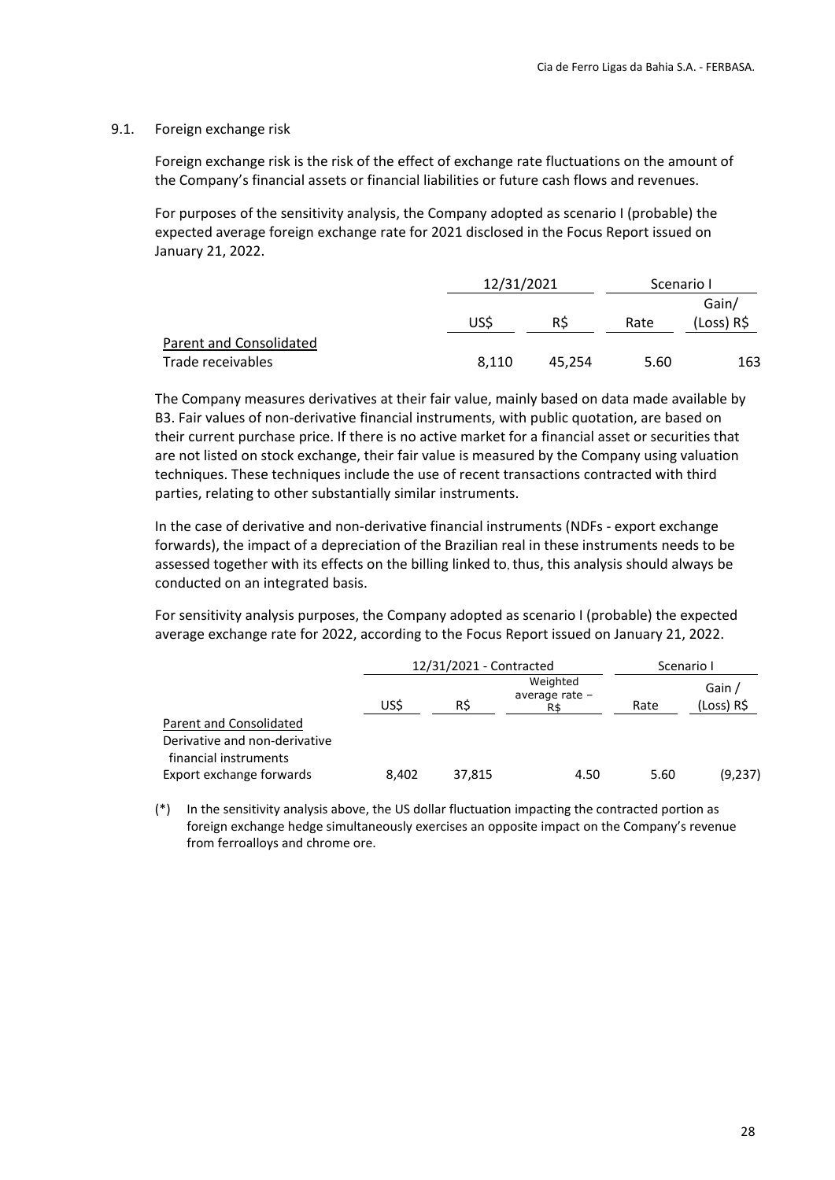### 9.1. Foreign exchange risk

Foreign exchange risk is the risk of the effect of exchange rate fluctuations on the amount of the Company's financial assets or financial liabilities or future cash flows and revenues.

For purposes of the sensitivity analysis, the Company adopted as scenario I (probable) the expected average foreign exchange rate for 2021 disclosed in the Focus Report issued on January 21, 2022.

| | 12/31/2021 | | Scenario I | |
|---|---|---|---|---|
| | US$ | R$ | Rate | Gain/ (Loss) R$ |
| Parent and Consolidated | | | | |
| Trade receivables | 8,110 | 45,254 | 5.60 | 163 |

The Company measures derivatives at their fair value, mainly based on data made available by B3. Fair values of non-derivative financial instruments, with public quotation, are based on their current purchase price. If there is no active market for a financial asset or securities that are not listed on stock exchange, their fair value is measured by the Company using valuation techniques. These techniques include the use of recent transactions contracted with third parties, relating to other substantially similar instruments.

In the case of derivative and non-derivative financial instruments (NDFs - export exchange forwards), the impact of a depreciation of the Brazilian real in these instruments needs to be assessed together with its effects on the billing linked to, thus, this analysis should always be conducted on an integrated basis.

For sensitivity analysis purposes, the Company adopted as scenario I (probable) the expected average exchange rate for 2022, according to the Focus Report issued on January 21, 2022.

| | 12/31/2021 - Contracted | | | Scenario I | |
|---|---|---|---|---|---|
| | US$ | R$ | Weighted average rate – R$ | Rate | Gain / (Loss) R$ |
| Parent and Consolidated | | | | | |
| Derivative and non-derivative financial instruments | | | | | |
| Export exchange forwards | 8,402 | 37,815 | 4.50 | 5.60 | (9,237) |

(*) In the sensitivity analysis above, the US dollar fluctuation impacting the contracted portion as foreign exchange hedge simultaneously exercises an opposite impact on the Company's revenue from ferroalloys and chrome ore.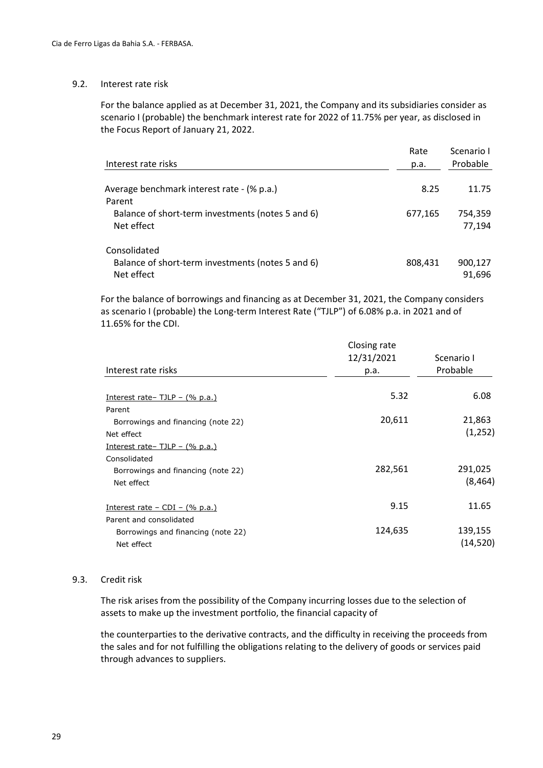### 9.2. Interest rate risk

For the balance applied as at December 31, 2021, the Company and its subsidiaries consider as scenario I (probable) the benchmark interest rate for 2022 of 11.75% per year, as disclosed in the Focus Report of January 21, 2022.

| Interest rate risks | Rate p.a. | Scenario I Probable |
|---|---|---|
| Average benchmark interest rate - (% p.a.) | 8.25 | 11.75 |
| Parent | | |
| Balance of short-term investments (notes 5 and 6) | 677,165 | 754,359 |
| Net effect | | 77,194 |
| | | |
| Consolidated | | |
| Balance of short-term investments (notes 5 and 6) | 808,431 | 900,127 |
| Net effect | | 91,696 |

For the balance of borrowings and financing as at December 31, 2021, the Company considers as scenario I (probable) the Long-term Interest Rate ("TJLP") of 6.08% p.a. in 2021 and of 11.65% for the CDI.

| Interest rate risks | Closing rate 12/31/2021 p.a. | Scenario I Probable |
|---|---|---|
| Interest rate– TJLP – (% p.a.) | 5.32 | 6.08 |
| Parent | | |
| Borrowings and financing (note 22) | 20,611 | 21,863 |
| Net effect | | (1,252) |
| Interest rate– TJLP – (% p.a.) | | |
| Consolidated | | |
| Borrowings and financing (note 22) | 282,561 | 291,025 |
| Net effect | | (8,464) |
| | | |
| Interest rate – CDI – (% p.a.) | 9.15 | 11.65 |
| Parent and consolidated | | |
| Borrowings and financing (note 22) | 124,635 | 139,155 |
| Net effect | | (14,520) |

### 9.3. Credit risk

The risk arises from the possibility of the Company incurring losses due to the selection of assets to make up the investment portfolio, the financial capacity of

the counterparties to the derivative contracts, and the difficulty in receiving the proceeds from the sales and for not fulfilling the obligations relating to the delivery of goods or services paid through advances to suppliers.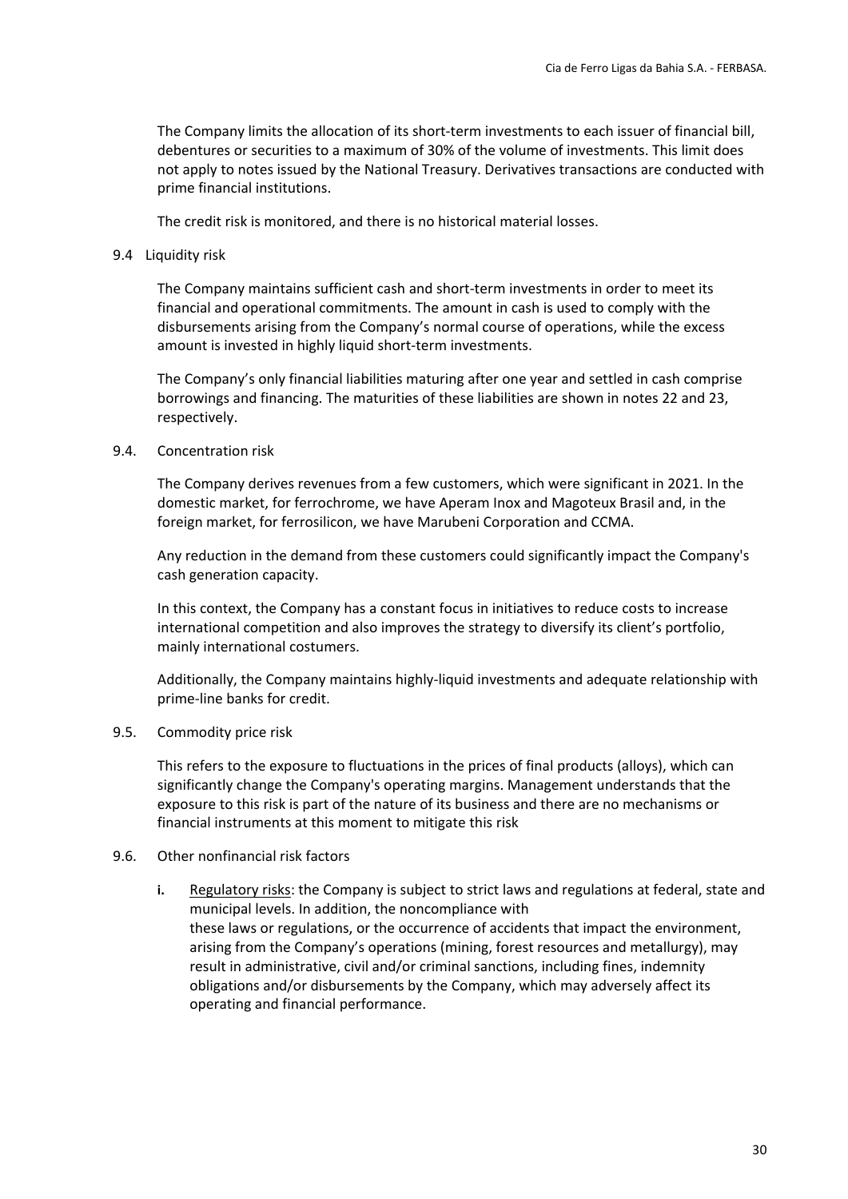The Company limits the allocation of its short-term investments to each issuer of financial bill, debentures or securities to a maximum of 30% of the volume of investments. This limit does not apply to notes issued by the National Treasury. Derivatives transactions are conducted with prime financial institutions.

The credit risk is monitored, and there is no historical material losses.

9.4 Liquidity risk

The Company maintains sufficient cash and short-term investments in order to meet its financial and operational commitments. The amount in cash is used to comply with the disbursements arising from the Company's normal course of operations, while the excess amount is invested in highly liquid short-term investments.

The Company's only financial liabilities maturing after one year and settled in cash comprise borrowings and financing. The maturities of these liabilities are shown in notes 22 and 23, respectively.

9.4. Concentration risk

The Company derives revenues from a few customers, which were significant in 2021. In the domestic market, for ferrochrome, we have Aperam Inox and Magoteux Brasil and, in the foreign market, for ferrosilicon, we have Marubeni Corporation and CCMA.

Any reduction in the demand from these customers could significantly impact the Company's cash generation capacity.

In this context, the Company has a constant focus in initiatives to reduce costs to increase international competition and also improves the strategy to diversify its client's portfolio, mainly international costumers.

Additionally, the Company maintains highly-liquid investments and adequate relationship with prime-line banks for credit.

9.5. Commodity price risk

This refers to the exposure to fluctuations in the prices of final products (alloys), which can significantly change the Company's operating margins. Management understands that the exposure to this risk is part of the nature of its business and there are no mechanisms or financial instruments at this moment to mitigate this risk

9.6. Other nonfinancial risk factors

**i.** Regulatory risks: the Company is subject to strict laws and regulations at federal, state and municipal levels. In addition, the noncompliance with these laws or regulations, or the occurrence of accidents that impact the environment, arising from the Company's operations (mining, forest resources and metallurgy), may result in administrative, civil and/or criminal sanctions, including fines, indemnity obligations and/or disbursements by the Company, which may adversely affect its operating and financial performance.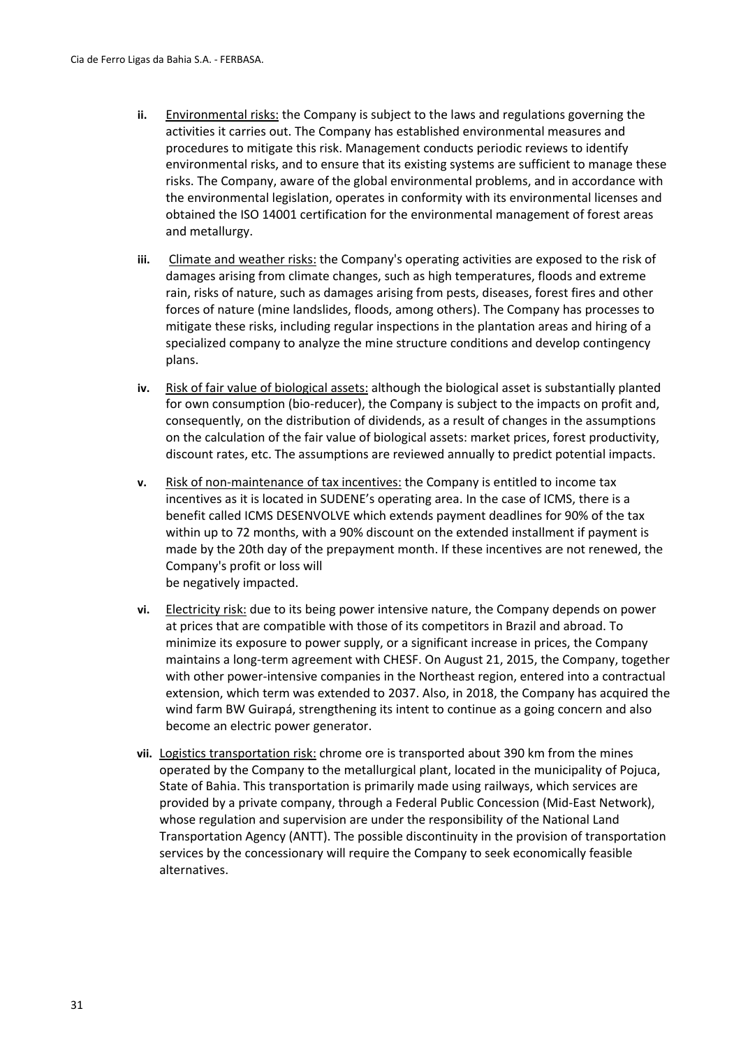**ii.** Environmental risks: the Company is subject to the laws and regulations governing the activities it carries out. The Company has established environmental measures and procedures to mitigate this risk. Management conducts periodic reviews to identify environmental risks, and to ensure that its existing systems are sufficient to manage these risks. The Company, aware of the global environmental problems, and in accordance with the environmental legislation, operates in conformity with its environmental licenses and obtained the ISO 14001 certification for the environmental management of forest areas and metallurgy.

**iii.** Climate and weather risks: the Company's operating activities are exposed to the risk of damages arising from climate changes, such as high temperatures, floods and extreme rain, risks of nature, such as damages arising from pests, diseases, forest fires and other forces of nature (mine landslides, floods, among others). The Company has processes to mitigate these risks, including regular inspections in the plantation areas and hiring of a specialized company to analyze the mine structure conditions and develop contingency plans.

**iv.** Risk of fair value of biological assets: although the biological asset is substantially planted for own consumption (bio-reducer), the Company is subject to the impacts on profit and, consequently, on the distribution of dividends, as a result of changes in the assumptions on the calculation of the fair value of biological assets: market prices, forest productivity, discount rates, etc. The assumptions are reviewed annually to predict potential impacts.

**v.** Risk of non-maintenance of tax incentives: the Company is entitled to income tax incentives as it is located in SUDENE's operating area. In the case of ICMS, there is a benefit called ICMS DESENVOLVE which extends payment deadlines for 90% of the tax within up to 72 months, with a 90% discount on the extended installment if payment is made by the 20th day of the prepayment month. If these incentives are not renewed, the Company's profit or loss will be negatively impacted.

**vi.** Electricity risk: due to its being power intensive nature, the Company depends on power at prices that are compatible with those of its competitors in Brazil and abroad. To minimize its exposure to power supply, or a significant increase in prices, the Company maintains a long-term agreement with CHESF. On August 21, 2015, the Company, together with other power-intensive companies in the Northeast region, entered into a contractual extension, which term was extended to 2037. Also, in 2018, the Company has acquired the wind farm BW Guirapá, strengthening its intent to continue as a going concern and also become an electric power generator.

**vii.** Logistics transportation risk: chrome ore is transported about 390 km from the mines operated by the Company to the metallurgical plant, located in the municipality of Pojuca, State of Bahia. This transportation is primarily made using railways, which services are provided by a private company, through a Federal Public Concession (Mid-East Network), whose regulation and supervision are under the responsibility of the National Land Transportation Agency (ANTT). The possible discontinuity in the provision of transportation services by the concessionary will require the Company to seek economically feasible alternatives.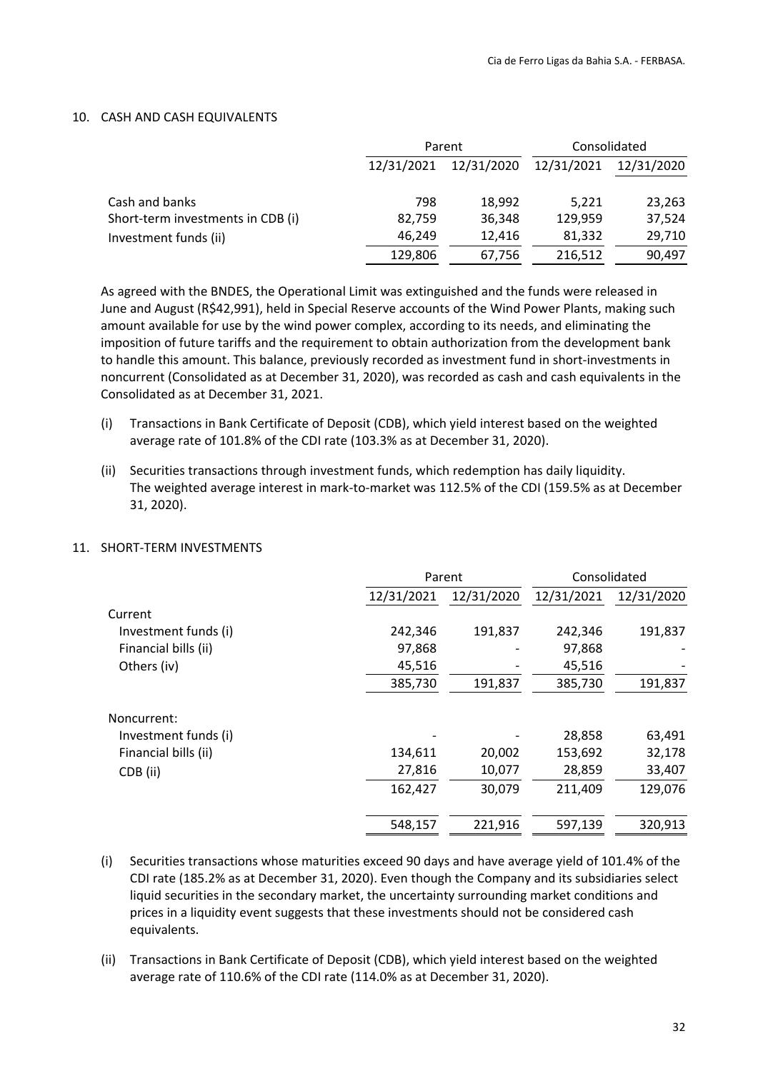## 10. CASH AND CASH EQUIVALENTS

| | Parent | | Consolidated | |
|---|---|---|---|---|
| | 12/31/2021 | 12/31/2020 | 12/31/2021 | 12/31/2020 |
| Cash and banks | 798 | 18,992 | 5,221 | 23,263 |
| Short-term investments in CDB (i) | 82,759 | 36,348 | 129,959 | 37,524 |
| Investment funds (ii) | 46,249 | 12,416 | 81,332 | 29,710 |
| | 129,806 | 67,756 | 216,512 | 90,497 |

As agreed with the BNDES, the Operational Limit was extinguished and the funds were released in June and August (R$42,991), held in Special Reserve accounts of the Wind Power Plants, making such amount available for use by the wind power complex, according to its needs, and eliminating the imposition of future tariffs and the requirement to obtain authorization from the development bank to handle this amount. This balance, previously recorded as investment fund in short-investments in noncurrent (Consolidated as at December 31, 2020), was recorded as cash and cash equivalents in the Consolidated as at December 31, 2021.

(i) Transactions in Bank Certificate of Deposit (CDB), which yield interest based on the weighted average rate of 101.8% of the CDI rate (103.3% as at December 31, 2020).

(ii) Securities transactions through investment funds, which redemption has daily liquidity. The weighted average interest in mark-to-market was 112.5% of the CDI (159.5% as at December 31, 2020).

## 11. SHORT-TERM INVESTMENTS

| | Parent | | Consolidated | |
|---|---|---|---|---|
| | 12/31/2021 | 12/31/2020 | 12/31/2021 | 12/31/2020 |
| Current | | | | |
| Investment funds (i) | 242,346 | 191,837 | 242,346 | 191,837 |
| Financial bills (ii) | 97,868 | - | 97,868 | - |
| Others (iv) | 45,516 | - | 45,516 | - |
| | 385,730 | 191,837 | 385,730 | 191,837 |
| Noncurrent: | | | | |
| Investment funds (i) | - | - | 28,858 | 63,491 |
| Financial bills (ii) | 134,611 | 20,002 | 153,692 | 32,178 |
| CDB (ii) | 27,816 | 10,077 | 28,859 | 33,407 |
| | 162,427 | 30,079 | 211,409 | 129,076 |
| | 548,157 | 221,916 | 597,139 | 320,913 |

(i) Securities transactions whose maturities exceed 90 days and have average yield of 101.4% of the CDI rate (185.2% as at December 31, 2020). Even though the Company and its subsidiaries select liquid securities in the secondary market, the uncertainty surrounding market conditions and prices in a liquidity event suggests that these investments should not be considered cash equivalents.

(ii) Transactions in Bank Certificate of Deposit (CDB), which yield interest based on the weighted average rate of 110.6% of the CDI rate (114.0% as at December 31, 2020).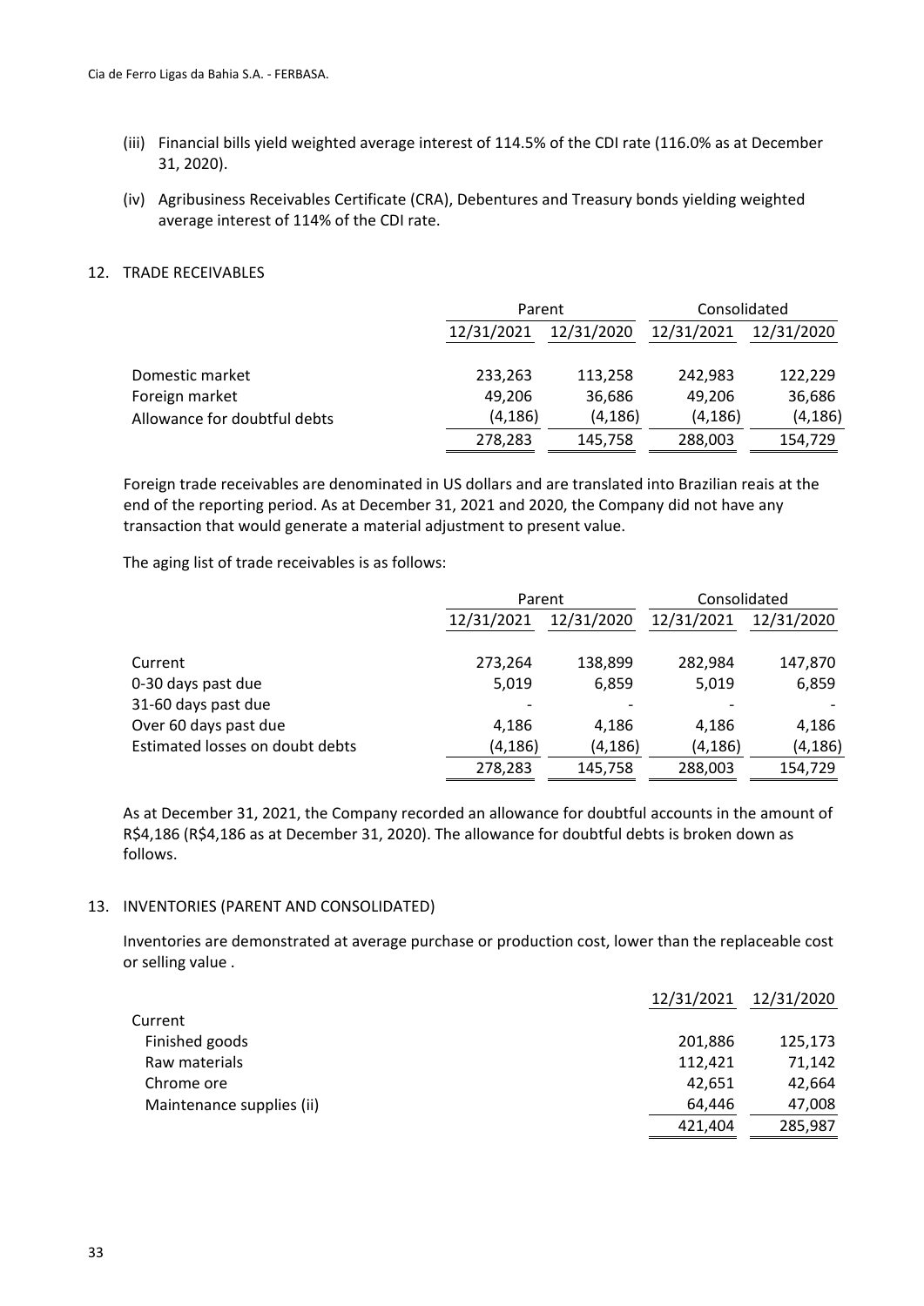(iii) Financial bills yield weighted average interest of 114.5% of the CDI rate (116.0% as at December 31, 2020).

(iv) Agribusiness Receivables Certificate (CRA), Debentures and Treasury bonds yielding weighted average interest of 114% of the CDI rate.

## 12. TRADE RECEIVABLES

| | Parent | | Consolidated | |
|---|---|---|---|---|
| | 12/31/2021 | 12/31/2020 | 12/31/2021 | 12/31/2020 |
| Domestic market | 233,263 | 113,258 | 242,983 | 122,229 |
| Foreign market | 49,206 | 36,686 | 49,206 | 36,686 |
| Allowance for doubtful debts | (4,186) | (4,186) | (4,186) | (4,186) |
| | 278,283 | 145,758 | 288,003 | 154,729 |

Foreign trade receivables are denominated in US dollars and are translated into Brazilian reais at the end of the reporting period. As at December 31, 2021 and 2020, the Company did not have any transaction that would generate a material adjustment to present value.

The aging list of trade receivables is as follows:

| | Parent | | Consolidated | |
|---|---|---|---|---|
| | 12/31/2021 | 12/31/2020 | 12/31/2021 | 12/31/2020 |
| Current | 273,264 | 138,899 | 282,984 | 147,870 |
| 0-30 days past due | 5,019 | 6,859 | 5,019 | 6,859 |
| 31-60 days past due | - | - | - | - |
| Over 60 days past due | 4,186 | 4,186 | 4,186 | 4,186 |
| Estimated losses on doubt debts | (4,186) | (4,186) | (4,186) | (4,186) |
| | 278,283 | 145,758 | 288,003 | 154,729 |

As at December 31, 2021, the Company recorded an allowance for doubtful accounts in the amount of R$4,186 (R$4,186 as at December 31, 2020). The allowance for doubtful debts is broken down as follows.

## 13. INVENTORIES (PARENT AND CONSOLIDATED)

Inventories are demonstrated at average purchase or production cost, lower than the replaceable cost or selling value .

| | 12/31/2021 | 12/31/2020 |
|---|---|---|
| Current | | |
| Finished goods | 201,886 | 125,173 |
| Raw materials | 112,421 | 71,142 |
| Chrome ore | 42,651 | 42,664 |
| Maintenance supplies (ii) | 64,446 | 47,008 |
| | 421,404 | 285,987 |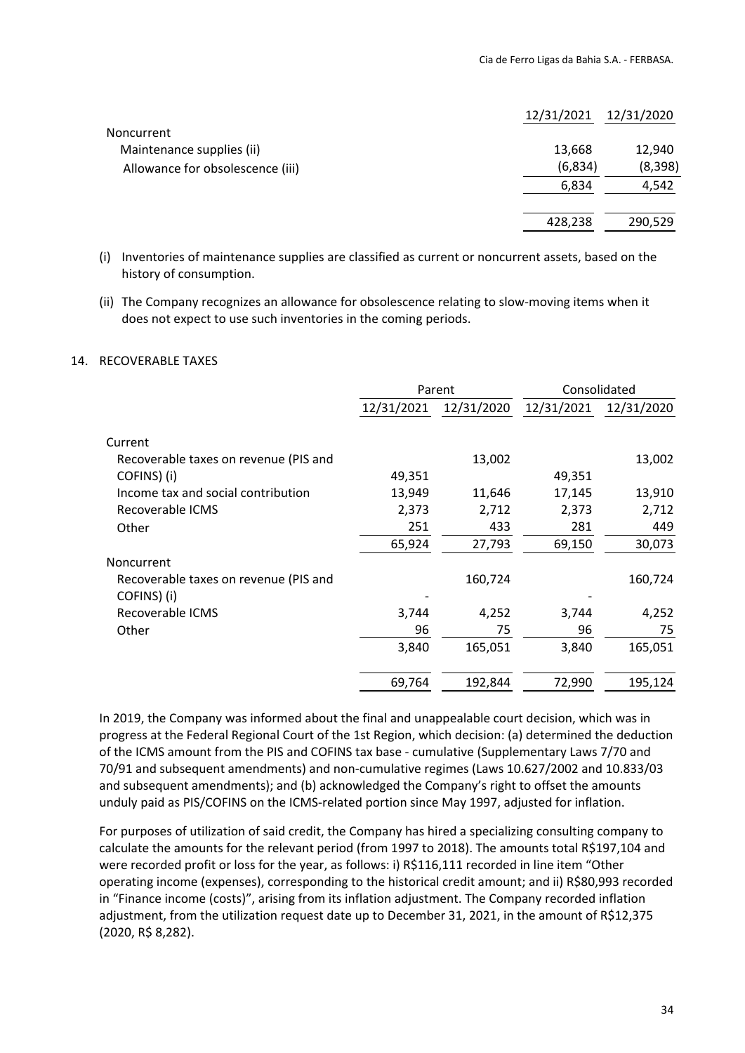| | 12/31/2021 | 12/31/2020 |
|---|---|---|
| Noncurrent | | |
| Maintenance supplies (ii) | 13,668 | 12,940 |
| Allowance for obsolescence (iii) | (6,834) | (8,398) |
| | 6,834 | 4,542 |
| | | |
| | 428,238 | 290,529 |

(i) Inventories of maintenance supplies are classified as current or noncurrent assets, based on the history of consumption.

(ii) The Company recognizes an allowance for obsolescence relating to slow-moving items when it does not expect to use such inventories in the coming periods.

## 14. RECOVERABLE TAXES

| | Parent | | Consolidated | |
|---|---|---|---|---|
| | 12/31/2021 | 12/31/2020 | 12/31/2021 | 12/31/2020 |
| Current | | | | |
| Recoverable taxes on revenue (PIS and COFINS) (i) | 49,351 | 13,002 | 49,351 | 13,002 |
| Income tax and social contribution | 13,949 | 11,646 | 17,145 | 13,910 |
| Recoverable ICMS | 2,373 | 2,712 | 2,373 | 2,712 |
| Other | 251 | 433 | 281 | 449 |
| | 65,924 | 27,793 | 69,150 | 30,073 |
| Noncurrent | | | | |
| Recoverable taxes on revenue (PIS and COFINS) (i) | - | 160,724 | - | 160,724 |
| Recoverable ICMS | 3,744 | 4,252 | 3,744 | 4,252 |
| Other | 96 | 75 | 96 | 75 |
| | 3,840 | 165,051 | 3,840 | 165,051 |
| | | | | |
| | 69,764 | 192,844 | 72,990 | 195,124 |

In 2019, the Company was informed about the final and unappealable court decision, which was in progress at the Federal Regional Court of the 1st Region, which decision: (a) determined the deduction of the ICMS amount from the PIS and COFINS tax base - cumulative (Supplementary Laws 7/70 and 70/91 and subsequent amendments) and non-cumulative regimes (Laws 10.627/2002 and 10.833/03 and subsequent amendments); and (b) acknowledged the Company's right to offset the amounts unduly paid as PIS/COFINS on the ICMS-related portion since May 1997, adjusted for inflation.

For purposes of utilization of said credit, the Company has hired a specializing consulting company to calculate the amounts for the relevant period (from 1997 to 2018). The amounts total R$197,104 and were recorded profit or loss for the year, as follows: i) R$116,111 recorded in line item "Other operating income (expenses), corresponding to the historical credit amount; and ii) R$80,993 recorded in "Finance income (costs)", arising from its inflation adjustment. The Company recorded inflation adjustment, from the utilization request date up to December 31, 2021, in the amount of R$12,375 (2020, R$ 8,282).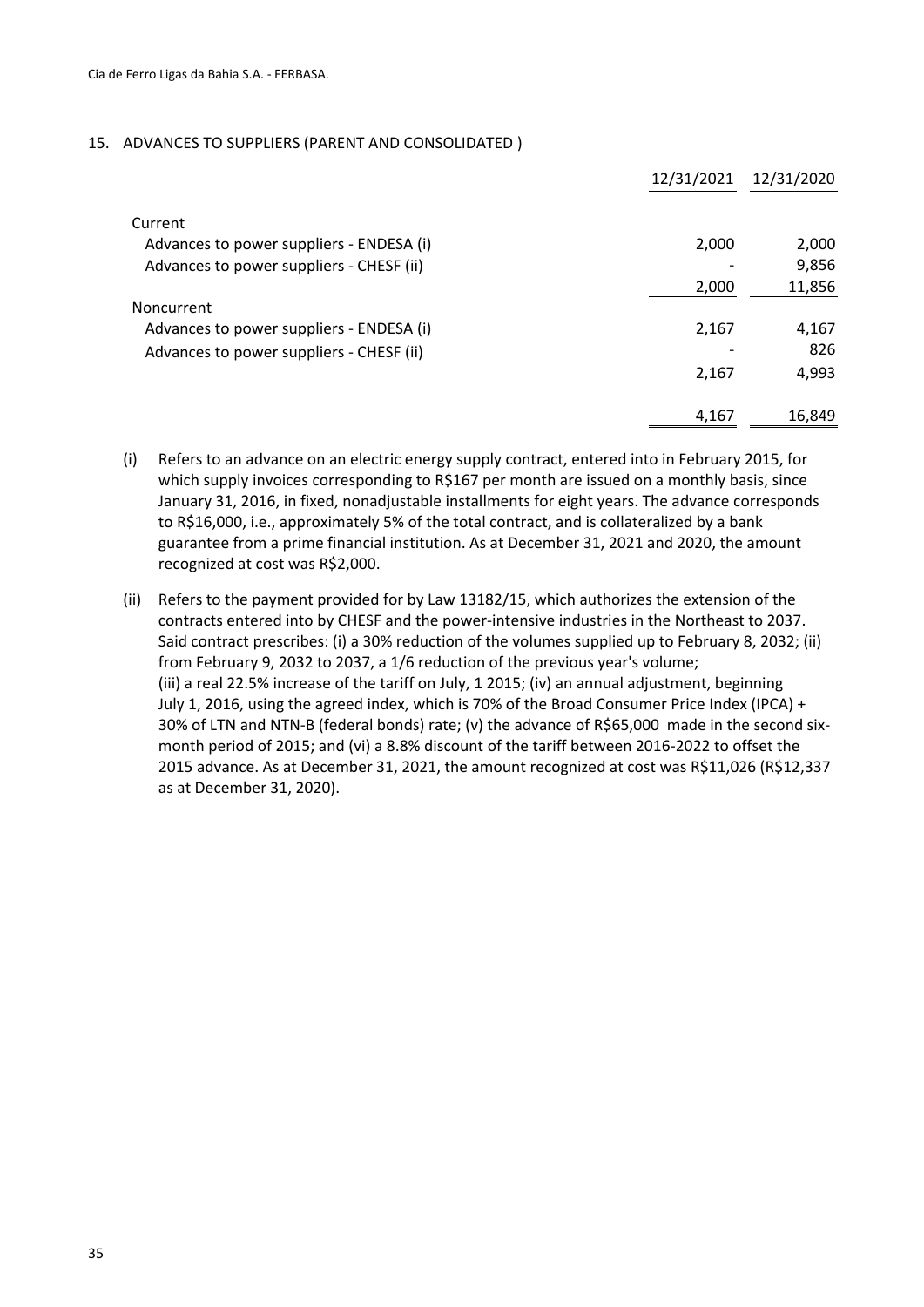## 15. ADVANCES TO SUPPLIERS (PARENT AND CONSOLIDATED )

| | 12/31/2021 | 12/31/2020 |
|---|---|---|
| Current | | |
| Advances to power suppliers - ENDESA (i) | 2,000 | 2,000 |
| Advances to power suppliers - CHESF (ii) | - | 9,856 |
| | 2,000 | 11,856 |
| Noncurrent | | |
| Advances to power suppliers - ENDESA (i) | 2,167 | 4,167 |
| Advances to power suppliers - CHESF (ii) | - | 826 |
| | 2,167 | 4,993 |
| | 4,167 | 16,849 |

(i) Refers to an advance on an electric energy supply contract, entered into in February 2015, for which supply invoices corresponding to R$167 per month are issued on a monthly basis, since January 31, 2016, in fixed, nonadjustable installments for eight years. The advance corresponds to R$16,000, i.e., approximately 5% of the total contract, and is collateralized by a bank guarantee from a prime financial institution. As at December 31, 2021 and 2020, the amount recognized at cost was R$2,000.

(ii) Refers to the payment provided for by Law 13182/15, which authorizes the extension of the contracts entered into by CHESF and the power-intensive industries in the Northeast to 2037. Said contract prescribes: (i) a 30% reduction of the volumes supplied up to February 8, 2032; (ii) from February 9, 2032 to 2037, a 1/6 reduction of the previous year's volume; (iii) a real 22.5% increase of the tariff on July, 1 2015; (iv) an annual adjustment, beginning July 1, 2016, using the agreed index, which is 70% of the Broad Consumer Price Index (IPCA) + 30% of LTN and NTN-B (federal bonds) rate; (v) the advance of R$65,000 made in the second six-month period of 2015; and (vi) a 8.8% discount of the tariff between 2016-2022 to offset the 2015 advance. As at December 31, 2021, the amount recognized at cost was R$11,026 (R$12,337 as at December 31, 2020).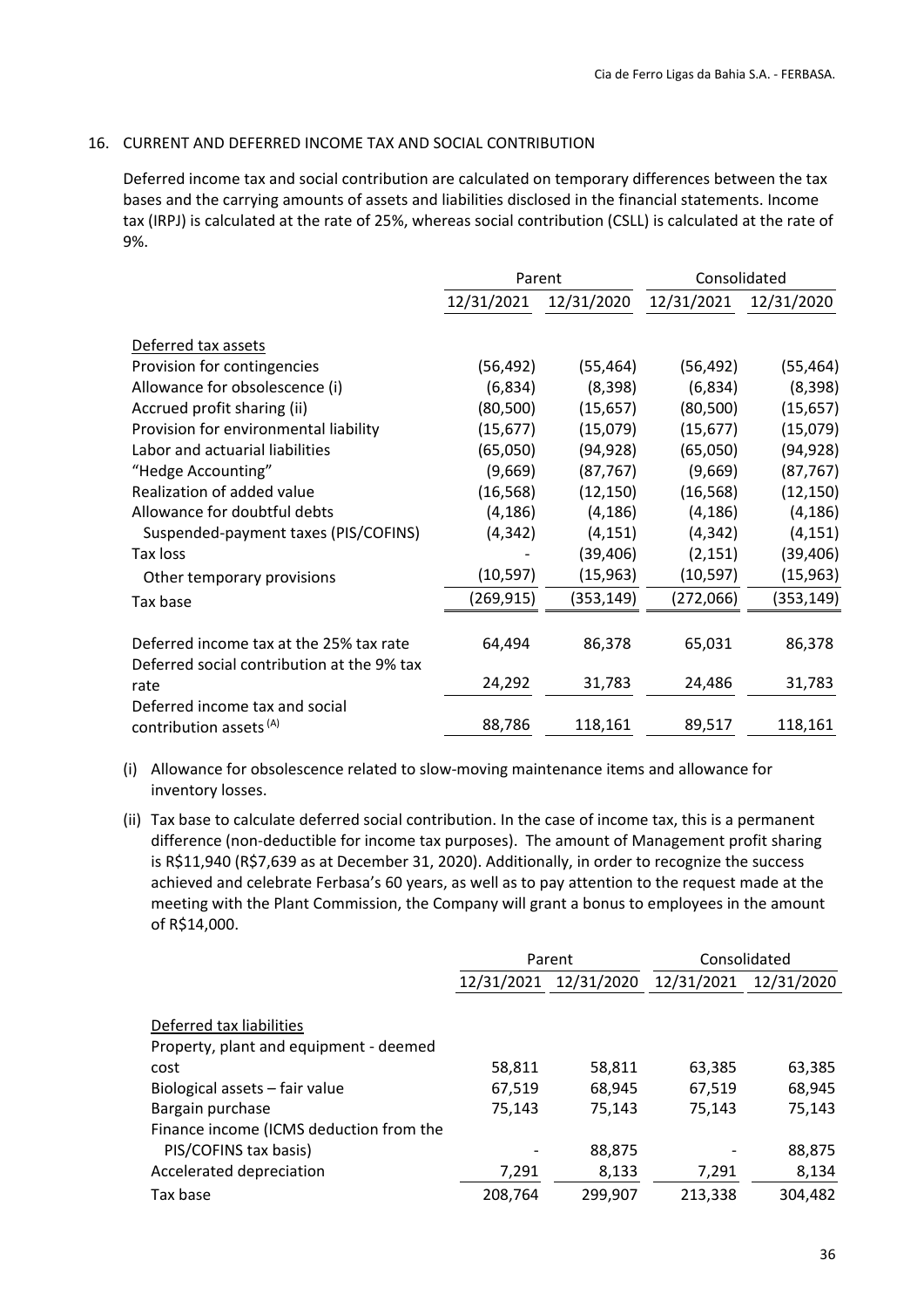## 16. CURRENT AND DEFERRED INCOME TAX AND SOCIAL CONTRIBUTION

Deferred income tax and social contribution are calculated on temporary differences between the tax bases and the carrying amounts of assets and liabilities disclosed in the financial statements. Income tax (IRPJ) is calculated at the rate of 25%, whereas social contribution (CSLL) is calculated at the rate of 9%.

| | Parent | | Consolidated | |
|---|---|---|---|---|
| | 12/31/2021 | 12/31/2020 | 12/31/2021 | 12/31/2020 |
| Deferred tax assets | | | | |
| Provision for contingencies | (56,492) | (55,464) | (56,492) | (55,464) |
| Allowance for obsolescence (i) | (6,834) | (8,398) | (6,834) | (8,398) |
| Accrued profit sharing (ii) | (80,500) | (15,657) | (80,500) | (15,657) |
| Provision for environmental liability | (15,677) | (15,079) | (15,677) | (15,079) |
| Labor and actuarial liabilities | (65,050) | (94,928) | (65,050) | (94,928) |
| "Hedge Accounting" | (9,669) | (87,767) | (9,669) | (87,767) |
| Realization of added value | (16,568) | (12,150) | (16,568) | (12,150) |
| Allowance for doubtful debts | (4,186) | (4,186) | (4,186) | (4,186) |
| Suspended-payment taxes (PIS/COFINS) | (4,342) | (4,151) | (4,342) | (4,151) |
| Tax loss | - | (39,406) | (2,151) | (39,406) |
| Other temporary provisions | (10,597) | (15,963) | (10,597) | (15,963) |
| Tax base | (269,915) | (353,149) | (272,066) | (353,149) |
| Deferred income tax at the 25% tax rate | 64,494 | 86,378 | 65,031 | 86,378 |
| Deferred social contribution at the 9% tax rate | 24,292 | 31,783 | 24,486 | 31,783 |
| Deferred income tax and social contribution assets [A] | 88,786 | 118,161 | 89,517 | 118,161 |

(i) Allowance for obsolescence related to slow-moving maintenance items and allowance for inventory losses.

(ii) Tax base to calculate deferred social contribution. In the case of income tax, this is a permanent difference (non-deductible for income tax purposes). The amount of Management profit sharing is R$11,940 (R$7,639 as at December 31, 2020). Additionally, in order to recognize the success achieved and celebrate Ferbasa's 60 years, as well as to pay attention to the request made at the meeting with the Plant Commission, the Company will grant a bonus to employees in the amount of R$14,000.

| | Parent | | Consolidated | |
|---|---|---|---|---|
| | 12/31/2021 | 12/31/2020 | 12/31/2021 | 12/31/2020 |
| Deferred tax liabilities | | | | |
| Property, plant and equipment - deemed cost | 58,811 | 58,811 | 63,385 | 63,385 |
| Biological assets – fair value | 67,519 | 68,945 | 67,519 | 68,945 |
| Bargain purchase | 75,143 | 75,143 | 75,143 | 75,143 |
| Finance income (ICMS deduction from the PIS/COFINS tax basis) | - | 88,875 | - | 88,875 |
| Accelerated depreciation | 7,291 | 8,133 | 7,291 | 8,134 |
| Tax base | 208,764 | 299,907 | 213,338 | 304,482 |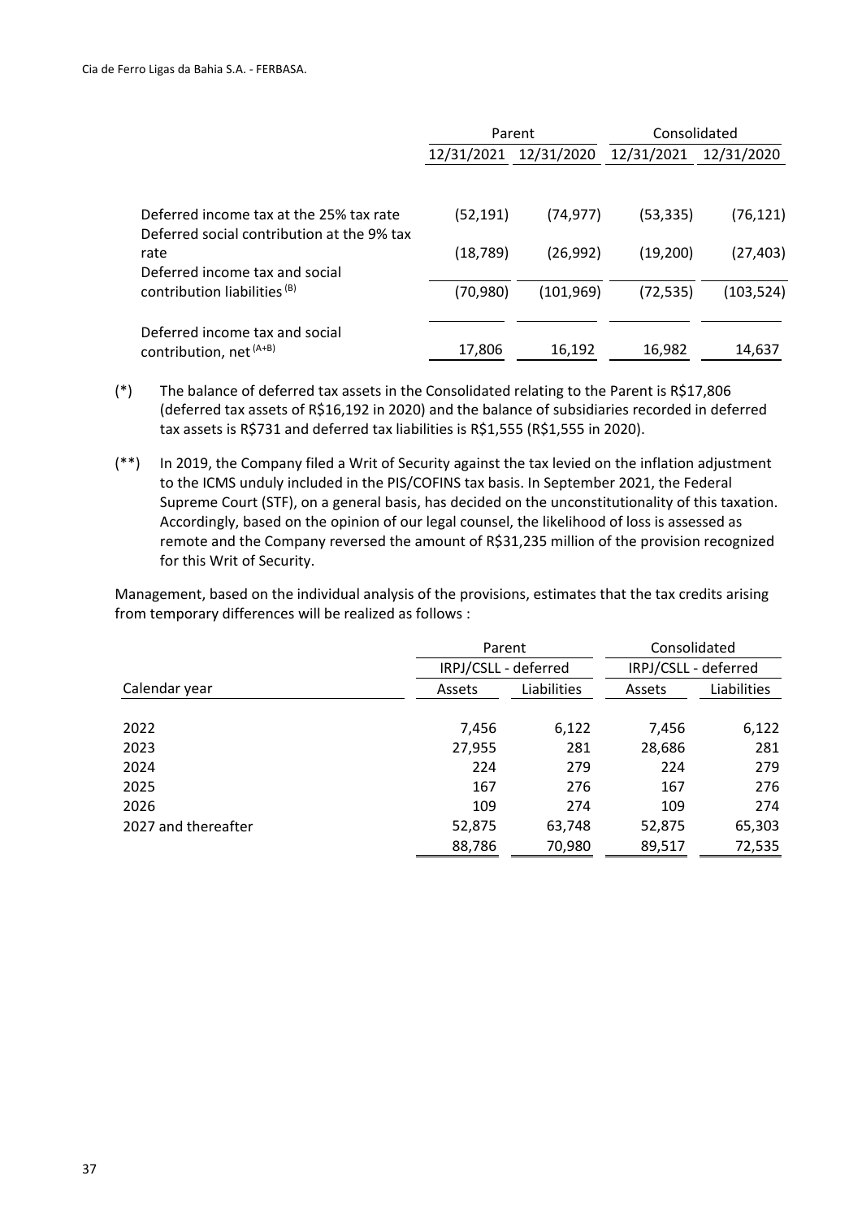| | Parent | | Consolidated | |
|---|---|---|---|---|
| | 12/31/2021 | 12/31/2020 | 12/31/2021 | 12/31/2020 |
| Deferred income tax at the 25% tax rate | (52,191) | (74,977) | (53,335) | (76,121) |
| Deferred social contribution at the 9% tax rate | (18,789) | (26,992) | (19,200) | (27,403) |
| Deferred income tax and social contribution liabilities [(B)] | (70,980) | (101,969) | (72,535) | (103,524) |
| Deferred income tax and social contribution, net [(A+B)] | 17,806 | 16,192 | 16,982 | 14,637 |

(*) The balance of deferred tax assets in the Consolidated relating to the Parent is R$17,806 (deferred tax assets of R$16,192 in 2020) and the balance of subsidiaries recorded in deferred tax assets is R$731 and deferred tax liabilities is R$1,555 (R$1,555 in 2020).

(**) In 2019, the Company filed a Writ of Security against the tax levied on the inflation adjustment to the ICMS unduly included in the PIS/COFINS tax basis. In September 2021, the Federal Supreme Court (STF), on a general basis, has decided on the unconstitutionality of this taxation. Accordingly, based on the opinion of our legal counsel, the likelihood of loss is assessed as remote and the Company reversed the amount of R$31,235 million of the provision recognized for this Writ of Security.

Management, based on the individual analysis of the provisions, estimates that the tax credits arising from temporary differences will be realized as follows :

| | Parent | | Consolidated | |
|---|---|---|---|---|
| | IRPJ/CSLL - deferred | | IRPJ/CSLL - deferred | |
| Calendar year | Assets | Liabilities | Assets | Liabilities |
| 2022 | 7,456 | 6,122 | 7,456 | 6,122 |
| 2023 | 27,955 | 281 | 28,686 | 281 |
| 2024 | 224 | 279 | 224 | 279 |
| 2025 | 167 | 276 | 167 | 276 |
| 2026 | 109 | 274 | 109 | 274 |
| 2027 and thereafter | 52,875 | 63,748 | 52,875 | 65,303 |
| | 88,786 | 70,980 | 89,517 | 72,535 |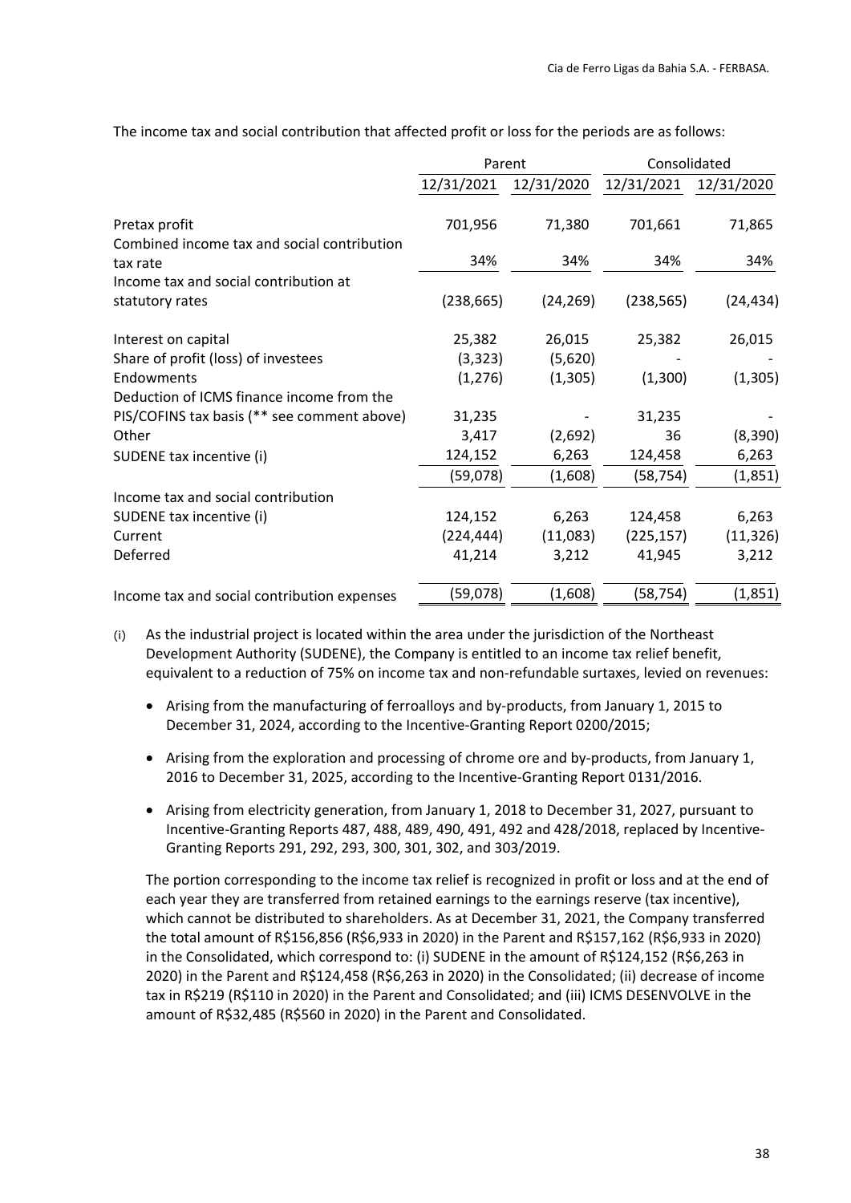The income tax and social contribution that affected profit or loss for the periods are as follows:

| | Parent | | Consolidated | |
|---|---|---|---|---|
| | 12/31/2021 | 12/31/2020 | 12/31/2021 | 12/31/2020 |
| Pretax profit | 701,956 | 71,380 | 701,661 | 71,865 |
| Combined income tax and social contribution tax rate | 34% | 34% | 34% | 34% |
| Income tax and social contribution at statutory rates | (238,665) | (24,269) | (238,565) | (24,434) |
| Interest on capital | 25,382 | 26,015 | 25,382 | 26,015 |
| Share of profit (loss) of investees | (3,323) | (5,620) | - | - |
| Endowments | (1,276) | (1,305) | (1,300) | (1,305) |
| Deduction of ICMS finance income from the PIS/COFINS tax basis (** see comment above) | 31,235 | - | 31,235 | - |
| Other | 3,417 | (2,692) | 36 | (8,390) |
| SUDENE tax incentive (i) | 124,152 | 6,263 | 124,458 | 6,263 |
| | (59,078) | (1,608) | (58,754) | (1,851) |
| Income tax and social contribution | | | | |
| SUDENE tax incentive (i) | 124,152 | 6,263 | 124,458 | 6,263 |
| Current | (224,444) | (11,083) | (225,157) | (11,326) |
| Deferred | 41,214 | 3,212 | 41,945 | 3,212 |
| Income tax and social contribution expenses | (59,078) | (1,608) | (58,754) | (1,851) |

(i) As the industrial project is located within the area under the jurisdiction of the Northeast Development Authority (SUDENE), the Company is entitled to an income tax relief benefit, equivalent to a reduction of 75% on income tax and non-refundable surtaxes, levied on revenues:

- Arising from the manufacturing of ferroalloys and by-products, from January 1, 2015 to December 31, 2024, according to the Incentive-Granting Report 0200/2015;
- Arising from the exploration and processing of chrome ore and by-products, from January 1, 2016 to December 31, 2025, according to the Incentive-Granting Report 0131/2016.
- Arising from electricity generation, from January 1, 2018 to December 31, 2027, pursuant to Incentive-Granting Reports 487, 488, 489, 490, 491, 492 and 428/2018, replaced by Incentive-Granting Reports 291, 292, 293, 300, 301, 302, and 303/2019.

The portion corresponding to the income tax relief is recognized in profit or loss and at the end of each year they are transferred from retained earnings to the earnings reserve (tax incentive), which cannot be distributed to shareholders. As at December 31, 2021, the Company transferred the total amount of R$156,856 (R$6,933 in 2020) in the Parent and R$157,162 (R$6,933 in 2020) in the Consolidated, which correspond to: (i) SUDENE in the amount of R$124,152 (R$6,263 in 2020) in the Parent and R$124,458 (R$6,263 in 2020) in the Consolidated; (ii) decrease of income tax in R$219 (R$110 in 2020) in the Parent and Consolidated; and (iii) ICMS DESENVOLVE in the amount of R$32,485 (R$560 in 2020) in the Parent and Consolidated.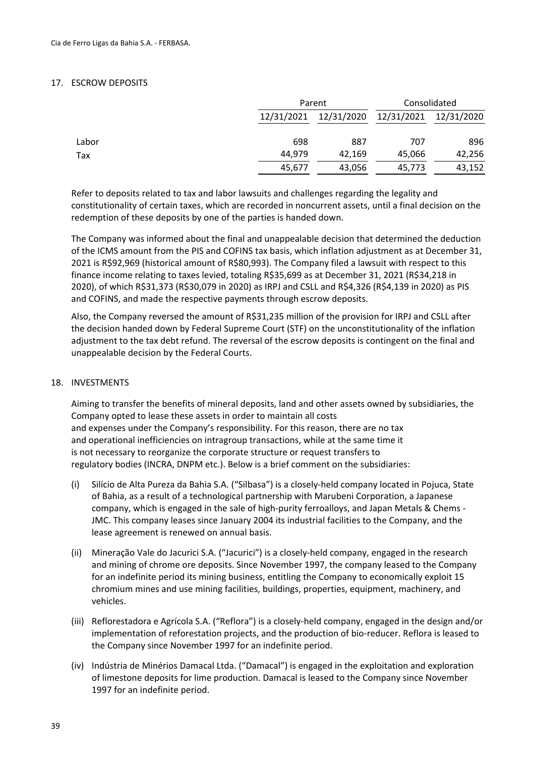## 17. ESCROW DEPOSITS

| | Parent | | Consolidated | |
|---|---|---|---|---|
| | 12/31/2021 | 12/31/2020 | 12/31/2021 | 12/31/2020 |
| Labor | 698 | 887 | 707 | 896 |
| Tax | 44,979 | 42,169 | 45,066 | 42,256 |
| | 45,677 | 43,056 | 45,773 | 43,152 |

Refer to deposits related to tax and labor lawsuits and challenges regarding the legality and constitutionality of certain taxes, which are recorded in noncurrent assets, until a final decision on the redemption of these deposits by one of the parties is handed down.

The Company was informed about the final and unappealable decision that determined the deduction of the ICMS amount from the PIS and COFINS tax basis, which inflation adjustment as at December 31, 2021 is R$92,969 (historical amount of R$80,993). The Company filed a lawsuit with respect to this finance income relating to taxes levied, totaling R$35,699 as at December 31, 2021 (R$34,218 in 2020), of which R$31,373 (R$30,079 in 2020) as IRPJ and CSLL and R$4,326 (R$4,139 in 2020) as PIS and COFINS, and made the respective payments through escrow deposits.

Also, the Company reversed the amount of R$31,235 million of the provision for IRPJ and CSLL after the decision handed down by Federal Supreme Court (STF) on the unconstitutionality of the inflation adjustment to the tax debt refund. The reversal of the escrow deposits is contingent on the final and unappealable decision by the Federal Courts.

## 18. INVESTMENTS

Aiming to transfer the benefits of mineral deposits, land and other assets owned by subsidiaries, the Company opted to lease these assets in order to maintain all costs and expenses under the Company's responsibility. For this reason, there are no tax and operational inefficiencies on intragroup transactions, while at the same time it is not necessary to reorganize the corporate structure or request transfers to regulatory bodies (INCRA, DNPM etc.). Below is a brief comment on the subsidiaries:

- (i) Silício de Alta Pureza da Bahia S.A. ("Silbasa") is a closely-held company located in Pojuca, State of Bahia, as a result of a technological partnership with Marubeni Corporation, a Japanese company, which is engaged in the sale of high-purity ferroalloys, and Japan Metals & Chems - JMC. This company leases since January 2004 its industrial facilities to the Company, and the lease agreement is renewed on annual basis.
- (ii) Mineração Vale do Jacurici S.A. ("Jacurici") is a closely-held company, engaged in the research and mining of chrome ore deposits. Since November 1997, the company leased to the Company for an indefinite period its mining business, entitling the Company to economically exploit 15 chromium mines and use mining facilities, buildings, properties, equipment, machinery, and vehicles.
- (iii) Reflorestadora e Agrícola S.A. ("Reflora") is a closely-held company, engaged in the design and/or implementation of reforestation projects, and the production of bio-reducer. Reflora is leased to the Company since November 1997 for an indefinite period.
- (iv) Indústria de Minérios Damacal Ltda. ("Damacal") is engaged in the exploitation and exploration of limestone deposits for lime production. Damacal is leased to the Company since November 1997 for an indefinite period.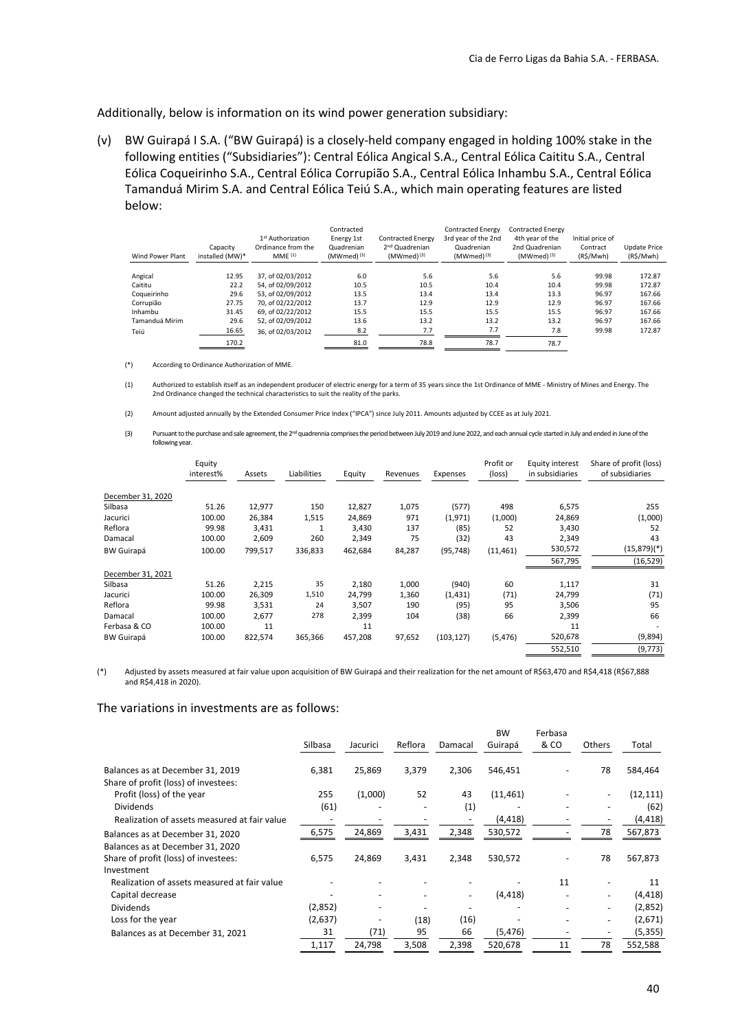Additionally, below is information on its wind power generation subsidiary:

(v) BW Guirapá I S.A. ("BW Guirapá) is a closely-held company engaged in holding 100% stake in the following entities ("Subsidiaries"): Central Eólica Angical S.A., Central Eólica Caititu S.A., Central Eólica Coqueirinho S.A., Central Eólica Corrupião S.A., Central Eólica Inhambu S.A., Central Eólica Tamanduá Mirim S.A. and Central Eólica Teiú S.A., which main operating features are listed below:

| Wind Power Plant | Capacity installed (MW)* | 1st Authorization Ordinance from the MME (1) | Contracted Energy 1st Quadrenian (MWmed) (3) | Contracted Energy 2nd Quadrenian (MWmed) (3) | Contracted Energy 3rd year of the 2nd Quadrenian (MWmed) (3) | Contracted Energy 4th year of the 2nd Quadrenian (MWmed) (3) | Initial price of Contract (R$/Mwh) | Update Price (R$/Mwh) |
|---|---|---|---|---|---|---|---|---|
| Angical | 12.95 | 37, of 02/03/2012 | 6.0 | 5.6 | 5.6 | 5.6 | 99.98 | 172.87 |
| Caititu | 22.2 | 54, of 02/09/2012 | 10.5 | 10.5 | 10.4 | 10.4 | 99.98 | 172.87 |
| Coqueirinho | 29.6 | 53, of 02/09/2012 | 13.5 | 13.4 | 13.4 | 13.3 | 96.97 | 167.66 |
| Corrupião | 27.75 | 70, of 02/22/2012 | 13.7 | 12.9 | 12.9 | 12.9 | 96.97 | 167.66 |
| Inhambu | 31.45 | 69, of 02/22/2012 | 15.5 | 15.5 | 15.5 | 15.5 | 96.97 | 167.66 |
| Tamanduá Mirim | 29.6 | 52, of 02/09/2012 | 13.6 | 13.2 | 13.2 | 13.2 | 96.97 | 167.66 |
| Teiú | 16.65 | 36, of 02/03/2012 | 8.2 | 7.7 | 7.7 | 7.8 | 99.98 | 172.87 |
| | 170.2 | | 81.0 | 78.8 | 78.7 | 78.7 | | |

(*) According to Ordinance Authorization of MME.

(1) Authorized to establish itself as an independent producer of electric energy for a term of 35 years since the 1st Ordinance of MME - Ministry of Mines and Energy. The 2nd Ordinance changed the technical characteristics to suit the reality of the parks.

(2) Amount adjusted annually by the Extended Consumer Price Index ("IPCA") since July 2011. Amounts adjusted by CCEE as at July 2021.

(3) Pursuant to the purchase and sale agreement, the 2nd quadrennia comprises the period between July 2019 and June 2022, and each annual cycle started in July and ended in June of the following year.

| | Equity interest% | Assets | Liabilities | Equity | Revenues | Expenses | Profit or (loss) | Equity interest in subsidiaries | Share of profit (loss) of subsidiaries |
|---|---|---|---|---|---|---|---|---|---|
| December 31, 2020 | | | | | | | | | |
| Silbasa | 51.26 | 12,977 | 150 | 12,827 | 1,075 | (577) | 498 | 6,575 | 255 |
| Jacurici | 100.00 | 26,384 | 1,515 | 24,869 | 971 | (1,971) | (1,000) | 24,869 | (1,000) |
| Reflora | 99.98 | 3,431 | 1 | 3,430 | 137 | (85) | 52 | 3,430 | 52 |
| Damacal | 100.00 | 2,609 | 260 | 2,349 | 75 | (32) | 43 | 2,349 | 43 |
| BW Guirapá | 100.00 | 799,517 | 336,833 | 462,684 | 84,287 | (95,748) | (11,461) | 530,572 | (15,879)(*) |
| | | | | | | | | 567,795 | (16,529) |
| December 31, 2021 | | | | | | | | | |
| Silbasa | 51.26 | 2,215 | 35 | 2,180 | 1,000 | (940) | 60 | 1,117 | 31 |
| Jacurici | 100.00 | 26,309 | 1,510 | 24,799 | 1,360 | (1,431) | (71) | 24,799 | (71) |
| Reflora | 99.98 | 3,531 | 24 | 3,507 | 190 | (95) | 95 | 3,506 | 95 |
| Damacal | 100.00 | 2,677 | 278 | 2,399 | 104 | (38) | 66 | 2,399 | 66 |
| Ferbasa & CO | 100.00 | 11 | | 11 | | | | 11 | - |
| BW Guirapá | 100.00 | 822,574 | 365,366 | 457,208 | 97,652 | (103,127) | (5,476) | 520,678 | (9,894) |
| | | | | | | | | 552,510 | (9,773) |

(*) Adjusted by assets measured at fair value upon acquisition of BW Guirapá and their realization for the net amount of R$63,470 and R$4,418 (R$67,888 and R$4,418 in 2020).

The variations in investments are as follows:

| | Silbasa | Jacurici | Reflora | Damacal | BW Guirapá | Ferbasa & CO | Others | Total |
|---|---|---|---|---|---|---|---|---|
| Balances as at December 31, 2019 | 6,381 | 25,869 | 3,379 | 2,306 | 546,451 | - | 78 | 584,464 |
| Share of profit (loss) of investees: | | | | | | | | |
| Profit (loss) of the year | 255 | (1,000) | 52 | 43 | (11,461) | - | - | (12,111) |
| Dividends | (61) | - | - | (1) | - | - | - | (62) |
| Realization of assets measured at fair value | - | - | - | - | (4,418) | - | - | (4,418) |
| Balances as at December 31, 2020 | 6,575 | 24,869 | 3,431 | 2,348 | 530,572 | - | 78 | 567,873 |
| Balances as at December 31, 2020 | | | | | | | | |
| Share of profit (loss) of investees: | 6,575 | 24,869 | 3,431 | 2,348 | 530,572 | - | 78 | 567,873 |
| Investment | | | | | | | | |
| Realization of assets measured at fair value | - | - | - | - | - | 11 | - | 11 |
| Capital decrease | - | - | - | - | (4,418) | - | - | (4,418) |
| Dividends | (2,852) | - | - | - | - | - | - | (2,852) |
| Loss for the year | (2,637) | - | (18) | (16) | - | - | - | (2,671) |
| Balances as at December 31, 2021 | 31 | (71) | 95 | 66 | (5,476) | - | - | (5,355) |
| | 1,117 | 24,798 | 3,508 | 2,398 | 520,678 | 11 | 78 | 552,588 |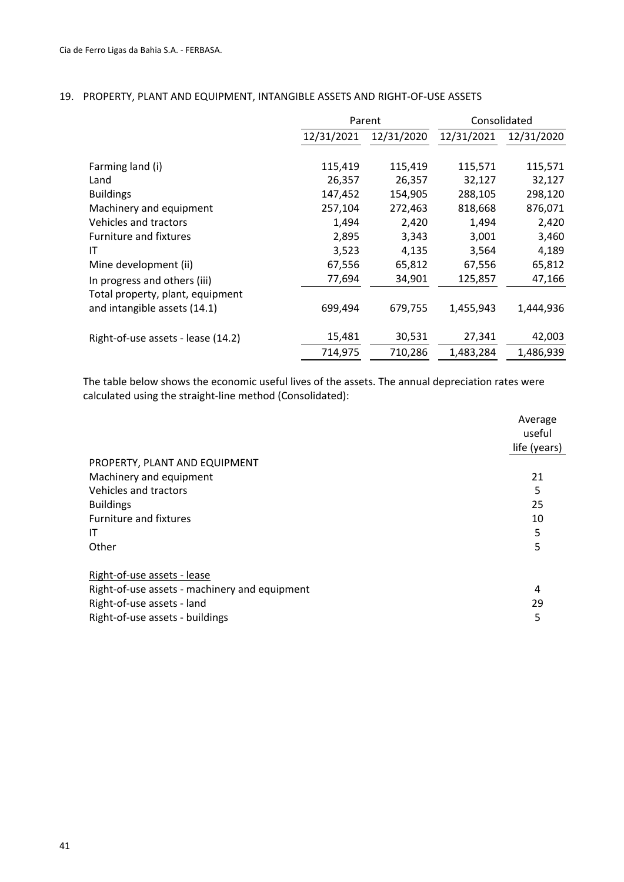## 19. PROPERTY, PLANT AND EQUIPMENT, INTANGIBLE ASSETS AND RIGHT-OF-USE ASSETS

| | Parent | | Consolidated | |
|---|---|---|---|---|
| | 12/31/2021 | 12/31/2020 | 12/31/2021 | 12/31/2020 |
| Farming land (i) | 115,419 | 115,419 | 115,571 | 115,571 |
| Land | 26,357 | 26,357 | 32,127 | 32,127 |
| Buildings | 147,452 | 154,905 | 288,105 | 298,120 |
| Machinery and equipment | 257,104 | 272,463 | 818,668 | 876,071 |
| Vehicles and tractors | 1,494 | 2,420 | 1,494 | 2,420 |
| Furniture and fixtures | 2,895 | 3,343 | 3,001 | 3,460 |
| IT | 3,523 | 4,135 | 3,564 | 4,189 |
| Mine development (ii) | 67,556 | 65,812 | 67,556 | 65,812 |
| In progress and others (iii) | 77,694 | 34,901 | 125,857 | 47,166 |
| Total property, plant, equipment and intangible assets (14.1) | 699,494 | 679,755 | 1,455,943 | 1,444,936 |
| Right-of-use assets - lease (14.2) | 15,481 | 30,531 | 27,341 | 42,003 |
| | 714,975 | 710,286 | 1,483,284 | 1,486,939 |

The table below shows the economic useful lives of the assets. The annual depreciation rates were calculated using the straight-line method (Consolidated):

| | Average useful life (years) |
|---|---|
| PROPERTY, PLANT AND EQUIPMENT | |
| Machinery and equipment | 21 |
| Vehicles and tractors | 5 |
| Buildings | 25 |
| Furniture and fixtures | 10 |
| IT | 5 |
| Other | 5 |
| Right-of-use assets - lease | |
| Right-of-use assets - machinery and equipment | 4 |
| Right-of-use assets - land | 29 |
| Right-of-use assets - buildings | 5 |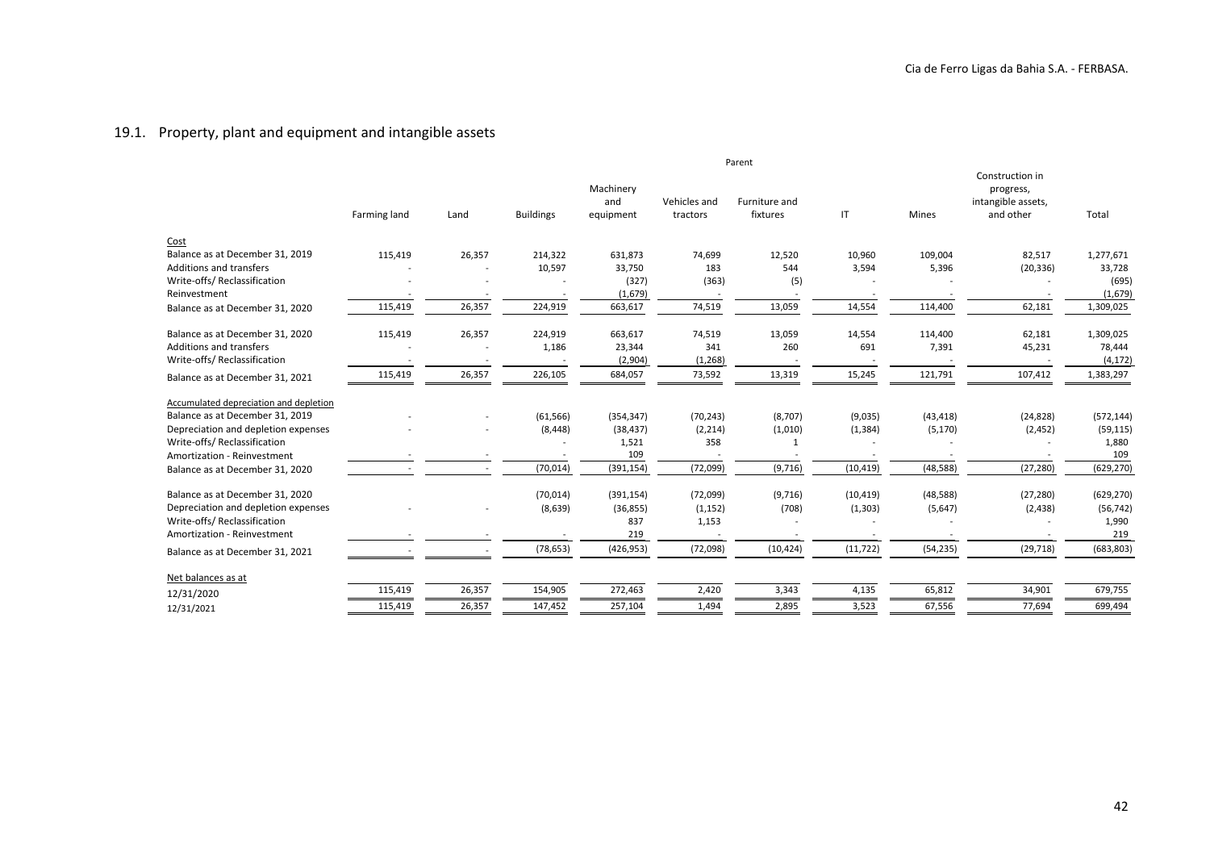## 19.1. Property, plant and equipment and intangible assets

| | Parent | | | | | | | | | |
|---|---|---|---|---|---|---|---|---|---|---|
| | Farming land | Land | Buildings | Machinery and equipment | Vehicles and tractors | Furniture and fixtures | IT | Mines | Construction in progress, intangible assets, and other | Total |
| Cost | | | | | | | | | | |
| Balance as at December 31, 2019 | 115,419 | 26,357 | 214,322 | 631,873 | 74,699 | 12,520 | 10,960 | 109,004 | 82,517 | 1,277,671 |
| Additions and transfers | - | - | 10,597 | 33,750 | 183 | 544 | 3,594 | 5,396 | (20,336) | 33,728 |
| Write-offs/ Reclassification | - | - | - | (327) | (363) | (5) | - | - | - | (695) |
| Reinvestment | - | - | - | (1,679) | - | - | - | - | - | (1,679) |
| Balance as at December 31, 2020 | 115,419 | 26,357 | 224,919 | 663,617 | 74,519 | 13,059 | 14,554 | 114,400 | 62,181 | 1,309,025 |
| | | | | | | | | | | |
| Balance as at December 31, 2020 | 115,419 | 26,357 | 224,919 | 663,617 | 74,519 | 13,059 | 14,554 | 114,400 | 62,181 | 1,309,025 |
| Additions and transfers | - | - | 1,186 | 23,344 | 341 | 260 | 691 | 7,391 | 45,231 | 78,444 |
| Write-offs/ Reclassification | - | - | - | (2,904) | (1,268) | - | - | - | - | (4,172) |
| Balance as at December 31, 2021 | 115,419 | 26,357 | 226,105 | 684,057 | 73,592 | 13,319 | 15,245 | 121,791 | 107,412 | 1,383,297 |
| | | | | | | | | | | |
| Accumulated depreciation and depletion | | | | | | | | | | |
| Balance as at December 31, 2019 | - | - | (61,566) | (354,347) | (70,243) | (8,707) | (9,035) | (43,418) | (24,828) | (572,144) |
| Depreciation and depletion expenses | - | - | (8,448) | (38,437) | (2,214) | (1,010) | (1,384) | (5,170) | (2,452) | (59,115) |
| Write-offs/ Reclassification | | | - | 1,521 | 358 | 1 | - | - | - | 1,880 |
| Amortization - Reinvestment | - | - | - | 109 | - | - | - | - | - | 109 |
| Balance as at December 31, 2020 | - | - | (70,014) | (391,154) | (72,099) | (9,716) | (10,419) | (48,588) | (27,280) | (629,270) |
| | | | | | | | | | | |
| Balance as at December 31, 2020 | | | (70,014) | (391,154) | (72,099) | (9,716) | (10,419) | (48,588) | (27,280) | (629,270) |
| Depreciation and depletion expenses | - | - | (8,639) | (36,855) | (1,152) | (708) | (1,303) | (5,647) | (2,438) | (56,742) |
| Write-offs/ Reclassification | | | | 837 | 1,153 | - | - | - | - | 1,990 |
| Amortization - Reinvestment | - | - | - | 219 | - | - | - | - | - | 219 |
| Balance as at December 31, 2021 | - | - | (78,653) | (426,953) | (72,098) | (10,424) | (11,722) | (54,235) | (29,718) | (683,803) |
| | | | | | | | | | | |
| Net balances as at | | | | | | | | | | |
| 12/31/2020 | 115,419 | 26,357 | 154,905 | 272,463 | 2,420 | 3,343 | 4,135 | 65,812 | 34,901 | 679,755 |
| 12/31/2021 | 115,419 | 26,357 | 147,452 | 257,104 | 1,494 | 2,895 | 3,523 | 67,556 | 77,694 | 699,494 |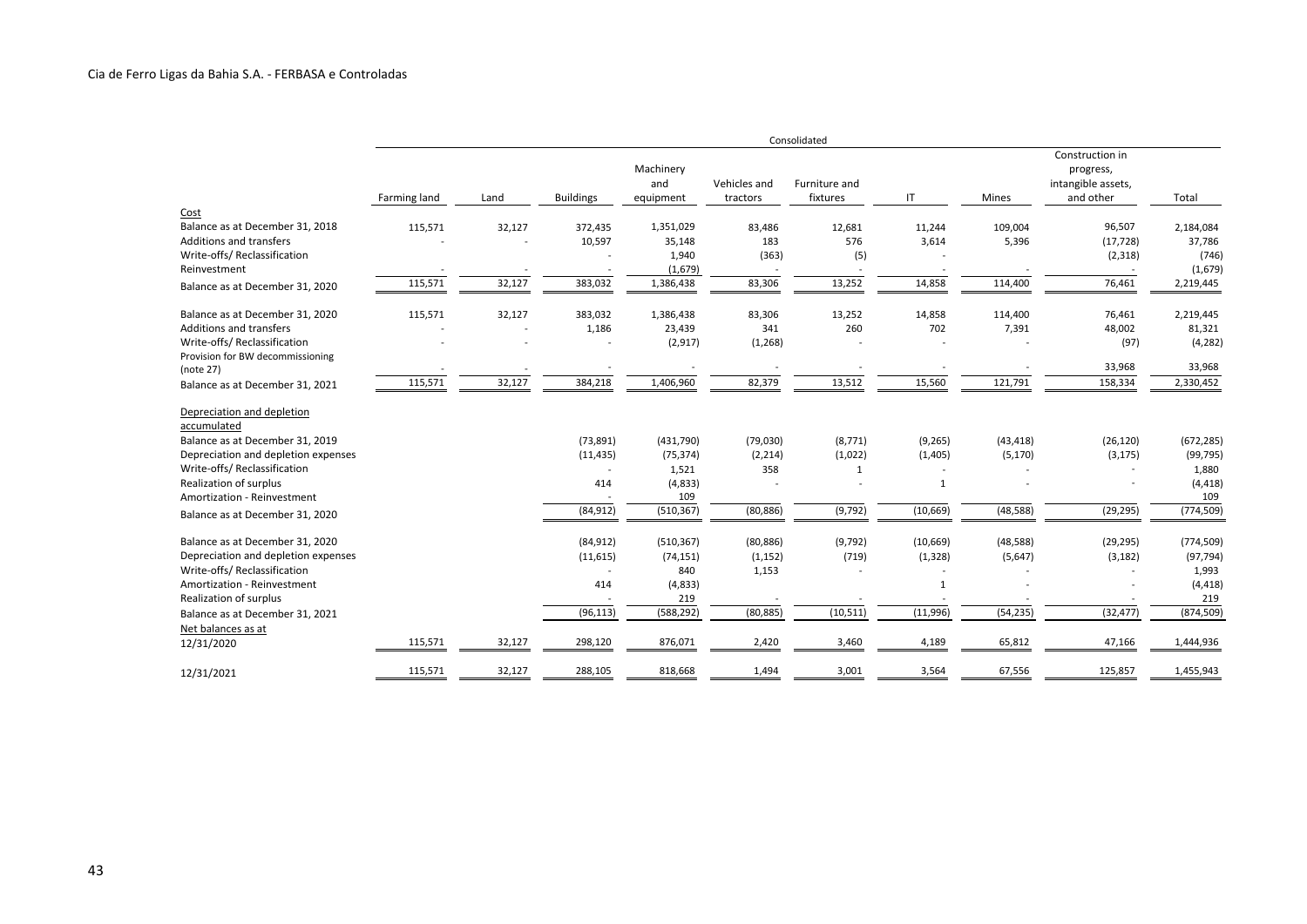| | Consolidated | | | | | | | | | |
|---|---|---|---|---|---|---|---|---|---|---|
| | Farming land | Land | Buildings | Machinery and equipment | Vehicles and tractors | Furniture and fixtures | IT | Mines | Construction in progress, intangible assets, and other | Total |
| Cost | | | | | | | | | | |
| Balance as at December 31, 2018 | 115,571 | 32,127 | 372,435 | 1,351,029 | 83,486 | 12,681 | 11,244 | 109,004 | 96,507 | 2,184,084 |
| Additions and transfers | - | - | 10,597 | 35,148 | 183 | 576 | 3,614 | 5,396 | (17,728) | 37,786 |
| Write-offs/ Reclassification | | | - | 1,940 | (363) | (5) | - | | (2,318) | (746) |
| Reinvestment | - | - | - | (1,679) | - | - | - | - | - | (1,679) |
| Balance as at December 31, 2020 | 115,571 | 32,127 | 383,032 | 1,386,438 | 83,306 | 13,252 | 14,858 | 114,400 | 76,461 | 2,219,445 |
| Balance as at December 31, 2020 | 115,571 | 32,127 | 383,032 | 1,386,438 | 83,306 | 13,252 | 14,858 | 114,400 | 76,461 | 2,219,445 |
| Additions and transfers | - | - | 1,186 | 23,439 | 341 | 260 | 702 | 7,391 | 48,002 | 81,321 |
| Write-offs/ Reclassification | - | - | - | (2,917) | (1,268) | - | - | - | (97) | (4,282) |
| Provision for BW decommissioning (note 27) | - | - | - | - | - | - | - | - | 33,968 | 33,968 |
| Balance as at December 31, 2021 | 115,571 | 32,127 | 384,218 | 1,406,960 | 82,379 | 13,512 | 15,560 | 121,791 | 158,334 | 2,330,452 |
| Depreciation and depletion accumulated | | | | | | | | | | |
| Balance as at December 31, 2019 | | | (73,891) | (431,790) | (79,030) | (8,771) | (9,265) | (43,418) | (26,120) | (672,285) |
| Depreciation and depletion expenses | | | (11,435) | (75,374) | (2,214) | (1,022) | (1,405) | (5,170) | (3,175) | (99,795) |
| Write-offs/ Reclassification | | | - | 1,521 | 358 | 1 | - | - | - | 1,880 |
| Realization of surplus | | | 414 | (4,833) | - | - | 1 | - | - | (4,418) |
| Amortization - Reinvestment | | | - | 109 | | | | | | 109 |
| Balance as at December 31, 2020 | | | (84,912) | (510,367) | (80,886) | (9,792) | (10,669) | (48,588) | (29,295) | (774,509) |
| Balance as at December 31, 2020 | | | (84,912) | (510,367) | (80,886) | (9,792) | (10,669) | (48,588) | (29,295) | (774,509) |
| Depreciation and depletion expenses | | | (11,615) | (74,151) | (1,152) | (719) | (1,328) | (5,647) | (3,182) | (97,794) |
| Write-offs/ Reclassification | | | - | 840 | 1,153 | - | - | - | - | 1,993 |
| Amortization - Reinvestment | | | 414 | (4,833) | | | 1 | - | - | (4,418) |
| Realization of surplus | | | - | 219 | - | - | - | - | - | 219 |
| Balance as at December 31, 2021 | | | (96,113) | (588,292) | (80,885) | (10,511) | (11,996) | (54,235) | (32,477) | (874,509) |
| Net balances as at | | | | | | | | | | |
| 12/31/2020 | 115,571 | 32,127 | 298,120 | 876,071 | 2,420 | 3,460 | 4,189 | 65,812 | 47,166 | 1,444,936 |
| 12/31/2021 | 115,571 | 32,127 | 288,105 | 818,668 | 1,494 | 3,001 | 3,564 | 67,556 | 125,857 | 1,455,943 |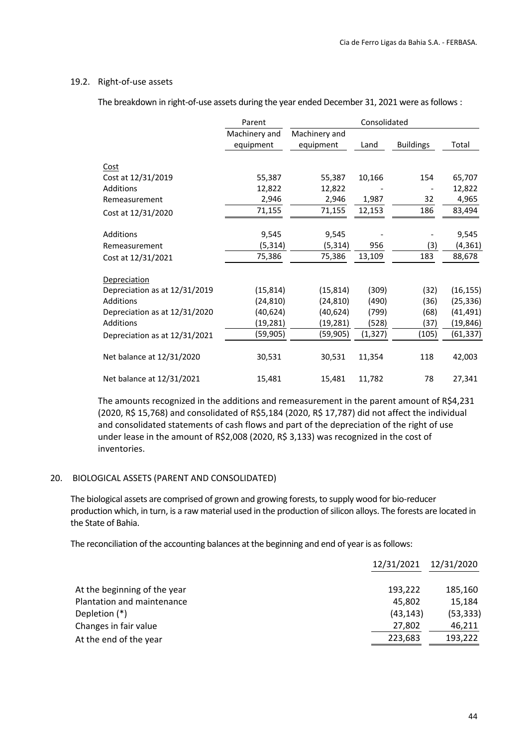### 19.2. Right-of-use assets

The breakdown in right-of-use assets during the year ended December 31, 2021 were as follows :

| | Parent | Consolidated | | | |
|---|---|---|---|---|---|
| | Machinery and equipment | Machinery and equipment | Land | Buildings | Total |
| Cost | | | | | |
| Cost at 12/31/2019 | 55,387 | 55,387 | 10,166 | 154 | 65,707 |
| Additions | 12,822 | 12,822 | - | - | 12,822 |
| Remeasurement | 2,946 | 2,946 | 1,987 | 32 | 4,965 |
| Cost at 12/31/2020 | 71,155 | 71,155 | 12,153 | 186 | 83,494 |
| Additions | 9,545 | 9,545 | - | - | 9,545 |
| Remeasurement | (5,314) | (5,314) | 956 | (3) | (4,361) |
| Cost at 12/31/2021 | 75,386 | 75,386 | 13,109 | 183 | 88,678 |
| Depreciation | | | | | |
| Depreciation as at 12/31/2019 | (15,814) | (15,814) | (309) | (32) | (16,155) |
| Additions | (24,810) | (24,810) | (490) | (36) | (25,336) |
| Depreciation as at 12/31/2020 | (40,624) | (40,624) | (799) | (68) | (41,491) |
| Additions | (19,281) | (19,281) | (528) | (37) | (19,846) |
| Depreciation as at 12/31/2021 | (59,905) | (59,905) | (1,327) | (105) | (61,337) |
| Net balance at 12/31/2020 | 30,531 | 30,531 | 11,354 | 118 | 42,003 |
| Net balance at 12/31/2021 | 15,481 | 15,481 | 11,782 | 78 | 27,341 |

The amounts recognized in the additions and remeasurement in the parent amount of R$4,231 (2020, R$ 15,768) and consolidated of R$5,184 (2020, R$ 17,787) did not affect the individual and consolidated statements of cash flows and part of the depreciation of the right of use under lease in the amount of R$2,008 (2020, R$ 3,133) was recognized in the cost of inventories.

## 20. BIOLOGICAL ASSETS (PARENT AND CONSOLIDATED)

The biological assets are comprised of grown and growing forests, to supply wood for bio-reducer production which, in turn, is a raw material used in the production of silicon alloys. The forests are located in the State of Bahia.

The reconciliation of the accounting balances at the beginning and end of year is as follows:

| | 12/31/2021 | 12/31/2020 |
|---|---|---|
| At the beginning of the year | 193,222 | 185,160 |
| Plantation and maintenance | 45,802 | 15,184 |
| Depletion (*) | (43,143) | (53,333) |
| Changes in fair value | 27,802 | 46,211 |
| At the end of the year | 223,683 | 193,222 |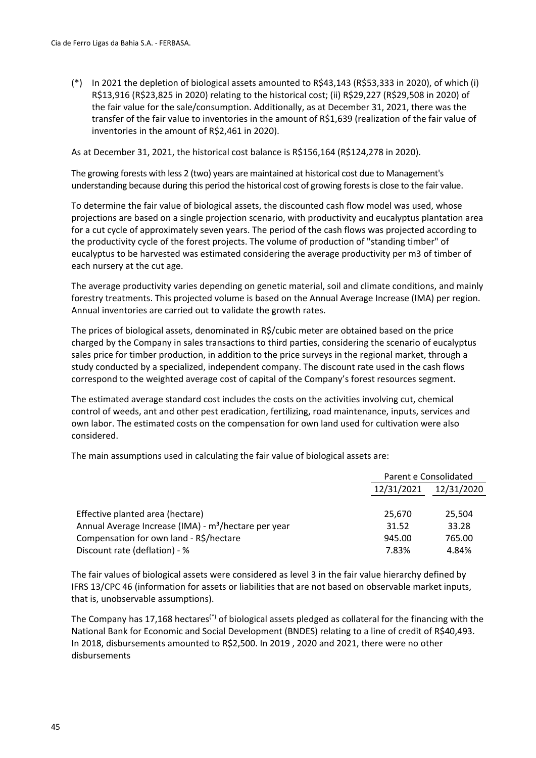(*) In 2021 the depletion of biological assets amounted to R$43,143 (R$53,333 in 2020), of which (i) R$13,916 (R$23,825 in 2020) relating to the historical cost; (ii) R$29,227 (R$29,508 in 2020) of the fair value for the sale/consumption. Additionally, as at December 31, 2021, there was the transfer of the fair value to inventories in the amount of R$1,639 (realization of the fair value of inventories in the amount of R$2,461 in 2020).

As at December 31, 2021, the historical cost balance is R$156,164 (R$124,278 in 2020).

The growing forests with less 2 (two) years are maintained at historical cost due to Management's understanding because during this period the historical cost of growing forests is close to the fair value.

To determine the fair value of biological assets, the discounted cash flow model was used, whose projections are based on a single projection scenario, with productivity and eucalyptus plantation area for a cut cycle of approximately seven years. The period of the cash flows was projected according to the productivity cycle of the forest projects. The volume of production of "standing timber" of eucalyptus to be harvested was estimated considering the average productivity per m3 of timber of each nursery at the cut age.

The average productivity varies depending on genetic material, soil and climate conditions, and mainly forestry treatments. This projected volume is based on the Annual Average Increase (IMA) per region. Annual inventories are carried out to validate the growth rates.

The prices of biological assets, denominated in R$/cubic meter are obtained based on the price charged by the Company in sales transactions to third parties, considering the scenario of eucalyptus sales price for timber production, in addition to the price surveys in the regional market, through a study conducted by a specialized, independent company. The discount rate used in the cash flows correspond to the weighted average cost of capital of the Company's forest resources segment.

The estimated average standard cost includes the costs on the activities involving cut, chemical control of weeds, ant and other pest eradication, fertilizing, road maintenance, inputs, services and own labor. The estimated costs on the compensation for own land used for cultivation were also considered.

The main assumptions used in calculating the fair value of biological assets are:

| | Parent e Consolidated | |
|---|---|---|
| | 12/31/2021 | 12/31/2020 |
| Effective planted area (hectare) | 25,670 | 25,504 |
| Annual Average Increase (IMA) - $m^3$/hectare per year | 31.52 | 33.28 |
| Compensation for own land - R$/hectare | 945.00 | 765.00 |
| Discount rate (deflation) - % | 7.83% | 4.84% |

The fair values of biological assets were considered as level 3 in the fair value hierarchy defined by IFRS 13/CPC 46 (information for assets or liabilities that are not based on observable market inputs, that is, unobservable assumptions).

The Company has 17,168 hectares(*) of biological assets pledged as collateral for the financing with the National Bank for Economic and Social Development (BNDES) relating to a line of credit of R$40,493. In 2018, disbursements amounted to R$2,500. In 2019 , 2020 and 2021, there were no other disbursements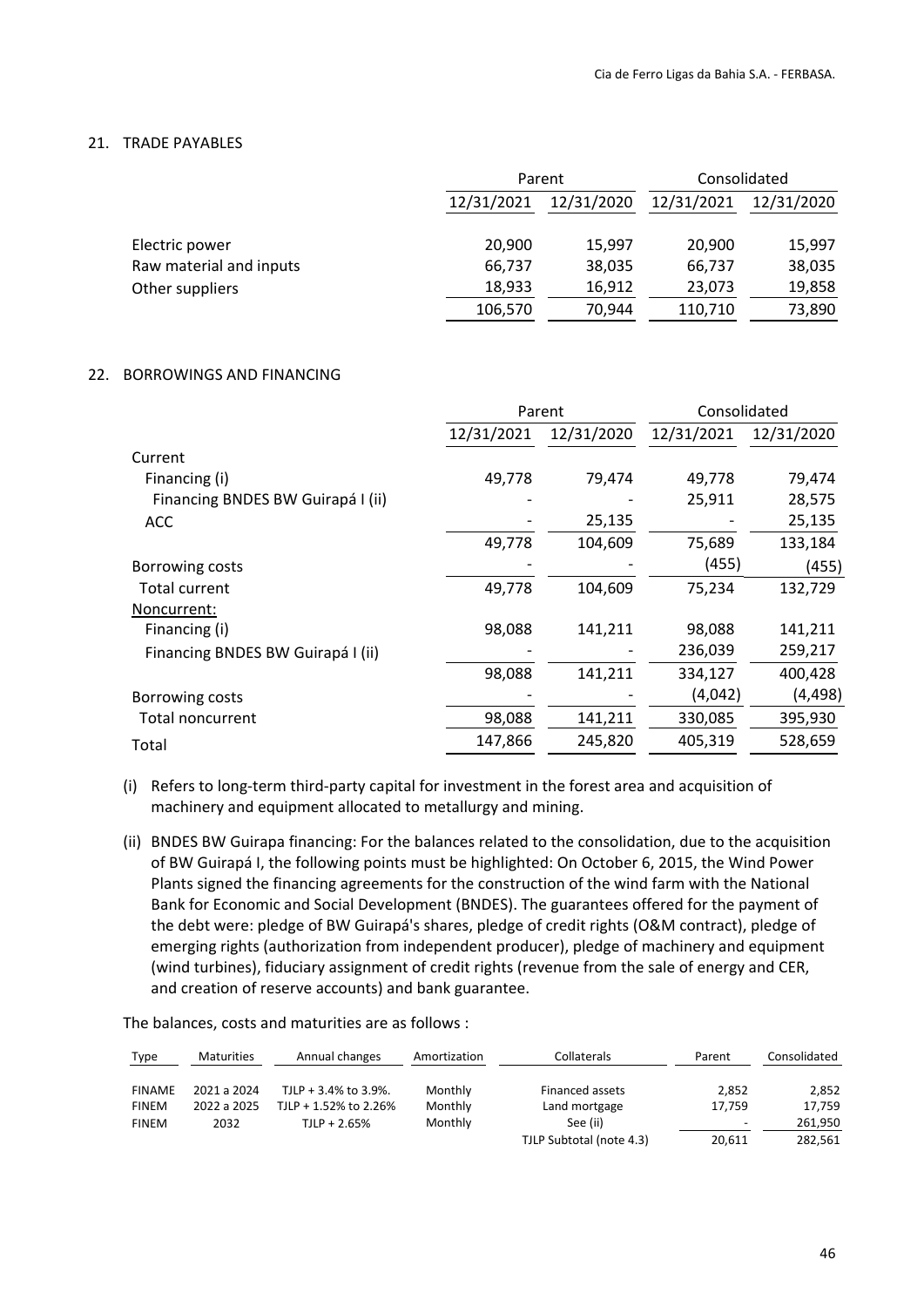## 21. TRADE PAYABLES

| | Parent | | Consolidated | |
|---|---|---|---|---|
| | 12/31/2021 | 12/31/2020 | 12/31/2021 | 12/31/2020 |
| Electric power | 20,900 | 15,997 | 20,900 | 15,997 |
| Raw material and inputs | 66,737 | 38,035 | 66,737 | 38,035 |
| Other suppliers | 18,933 | 16,912 | 23,073 | 19,858 |
| | 106,570 | 70,944 | 110,710 | 73,890 |

## 22. BORROWINGS AND FINANCING

| | Parent | | Consolidated | |
|---|---|---|---|---|
| | 12/31/2021 | 12/31/2020 | 12/31/2021 | 12/31/2020 |
| Current | | | | |
| Financing (i) | 49,778 | 79,474 | 49,778 | 79,474 |
| Financing BNDES BW Guirapá I (ii) | - | - | 25,911 | 28,575 |
| ACC | - | 25,135 | - | 25,135 |
| | 49,778 | 104,609 | 75,689 | 133,184 |
| Borrowing costs | - | - | (455) | (455) |
| Total current | 49,778 | 104,609 | 75,234 | 132,729 |
| Noncurrent: | | | | |
| Financing (i) | 98,088 | 141,211 | 98,088 | 141,211 |
| Financing BNDES BW Guirapá I (ii) | - | - | 236,039 | 259,217 |
| | 98,088 | 141,211 | 334,127 | 400,428 |
| Borrowing costs | - | - | (4,042) | (4,498) |
| Total noncurrent | 98,088 | 141,211 | 330,085 | 395,930 |
| Total | 147,866 | 245,820 | 405,319 | 528,659 |

(i) Refers to long-term third-party capital for investment in the forest area and acquisition of machinery and equipment allocated to metallurgy and mining.

(ii) BNDES BW Guirapa financing: For the balances related to the consolidation, due to the acquisition of BW Guirapá I, the following points must be highlighted: On October 6, 2015, the Wind Power Plants signed the financing agreements for the construction of the wind farm with the National Bank for Economic and Social Development (BNDES). The guarantees offered for the payment of the debt were: pledge of BW Guirapá's shares, pledge of credit rights (O&M contract), pledge of emerging rights (authorization from independent producer), pledge of machinery and equipment (wind turbines), fiduciary assignment of credit rights (revenue from the sale of energy and CER, and creation of reserve accounts) and bank guarantee.

The balances, costs and maturities are as follows :

| Type | Maturities | Annual changes | Amortization | Collaterals | Parent | Consolidated |
|---|---|---|---|---|---|---|
| FINAME | 2021 a 2024 | TJLP + 3.4% to 3.9%. | Monthly | Financed assets | 2,852 | 2,852 |
| FINEM | 2022 a 2025 | TJLP + 1.52% to 2.26% | Monthly | Land mortgage | 17,759 | 17,759 |
| FINEM | 2032 | TJLP + 2.65% | Monthly | See (ii) | - | 261,950 |
| | | | | TJLP Subtotal (note 4.3) | 20,611 | 282,561 |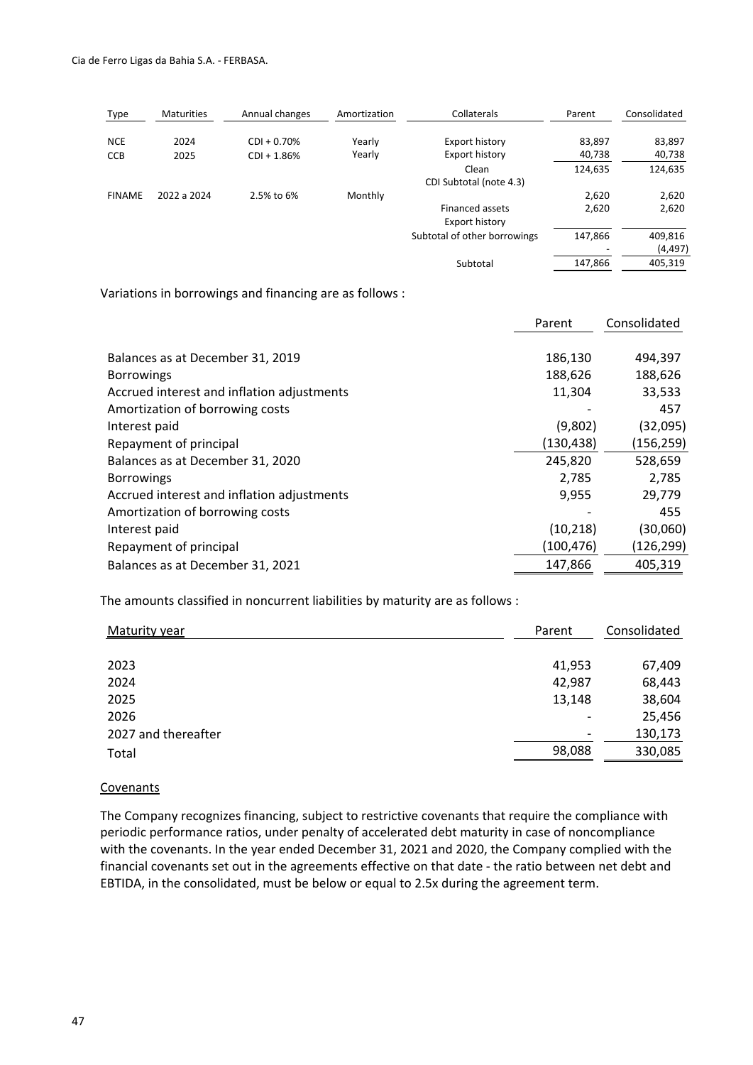| Type | Maturities | Annual changes | Amortization | Collaterals | Parent | Consolidated |
|---|---|---|---|---|---|---|
| NCE | 2024 | CDI + 0.70% | Yearly | Export history | 83,897 | 83,897 |
| CCB | 2025 | CDI + 1.86% | Yearly | Export history | 40,738 | 40,738 |
| | | | | Clean | 124,635 | 124,635 |
| | | | | CDI Subtotal (note 4.3) | | |
| FINAME | 2022 a 2024 | 2.5% to 6% | Monthly | | 2,620 | 2,620 |
| | | | | Financed assets | 2,620 | 2,620 |
| | | | | Export history | | |
| | | | | Subtotal of other borrowings | 147,866 | 409,816 |
| | | | | | - | (4,497) |
| | | | | Subtotal | 147,866 | 405,319 |

Variations in borrowings and financing are as follows :

| | Parent | Consolidated |
|---|---|---|
| Balances as at December 31, 2019 | 186,130 | 494,397 |
| Borrowings | 188,626 | 188,626 |
| Accrued interest and inflation adjustments | 11,304 | 33,533 |
| Amortization of borrowing costs | - | 457 |
| Interest paid | (9,802) | (32,095) |
| Repayment of principal | (130,438) | (156,259) |
| Balances as at December 31, 2020 | 245,820 | 528,659 |
| Borrowings | 2,785 | 2,785 |
| Accrued interest and inflation adjustments | 9,955 | 29,779 |
| Amortization of borrowing costs | - | 455 |
| Interest paid | (10,218) | (30,060) |
| Repayment of principal | (100,476) | (126,299) |
| Balances as at December 31, 2021 | 147,866 | 405,319 |

The amounts classified in noncurrent liabilities by maturity are as follows :

| Maturity year | Parent | Consolidated |
|---|---|---|
| 2023 | 41,953 | 67,409 |
| 2024 | 42,987 | 68,443 |
| 2025 | 13,148 | 38,604 |
| 2026 | - | 25,456 |
| 2027 and thereafter | - | 130,173 |
| Total | 98,088 | 330,085 |

Covenants

The Company recognizes financing, subject to restrictive covenants that require the compliance with periodic performance ratios, under penalty of accelerated debt maturity in case of noncompliance with the covenants. In the year ended December 31, 2021 and 2020, the Company complied with the financial covenants set out in the agreements effective on that date - the ratio between net debt and EBTIDA, in the consolidated, must be below or equal to 2.5x during the agreement term.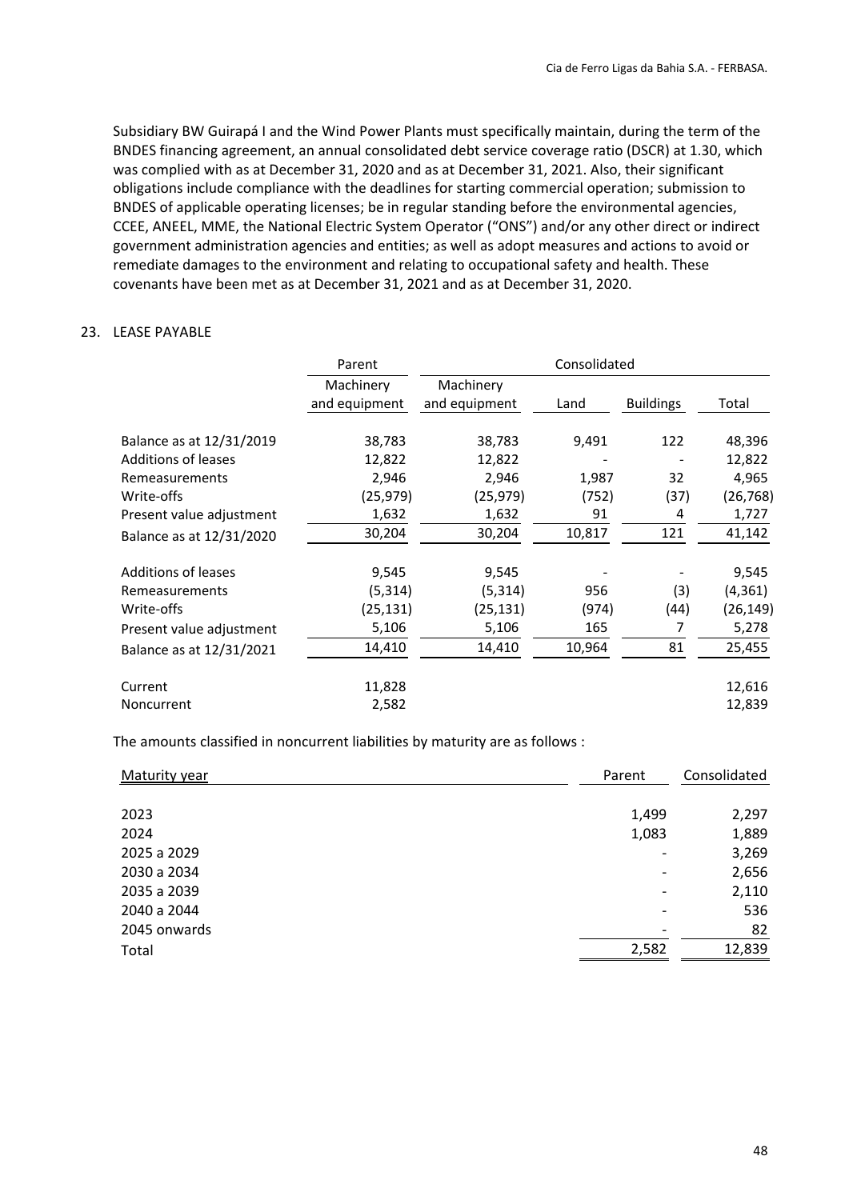Subsidiary BW Guirapá I and the Wind Power Plants must specifically maintain, during the term of the BNDES financing agreement, an annual consolidated debt service coverage ratio (DSCR) at 1.30, which was complied with as at December 31, 2020 and as at December 31, 2021. Also, their significant obligations include compliance with the deadlines for starting commercial operation; submission to BNDES of applicable operating licenses; be in regular standing before the environmental agencies, CCEE, ANEEL, MME, the National Electric System Operator ("ONS") and/or any other direct or indirect government administration agencies and entities; as well as adopt measures and actions to avoid or remediate damages to the environment and relating to occupational safety and health. These covenants have been met as at December 31, 2021 and as at December 31, 2020.

23. LEASE PAYABLE

| | Parent | Consolidated | | | |
|---|---|---|---|---|---|
| | Machinery and equipment | Machinery and equipment | Land | Buildings | Total |
| Balance as at 12/31/2019 | 38,783 | 38,783 | 9,491 | 122 | 48,396 |
| Additions of leases | 12,822 | 12,822 | - | - | 12,822 |
| Remeasurements | 2,946 | 2,946 | 1,987 | 32 | 4,965 |
| Write-offs | (25,979) | (25,979) | (752) | (37) | (26,768) |
| Present value adjustment | 1,632 | 1,632 | 91 | 4 | 1,727 |
| Balance as at 12/31/2020 | 30,204 | 30,204 | 10,817 | 121 | 41,142 |
| Additions of leases | 9,545 | 9,545 | - | - | 9,545 |
| Remeasurements | (5,314) | (5,314) | 956 | (3) | (4,361) |
| Write-offs | (25,131) | (25,131) | (974) | (44) | (26,149) |
| Present value adjustment | 5,106 | 5,106 | 165 | 7 | 5,278 |
| Balance as at 12/31/2021 | 14,410 | 14,410 | 10,964 | 81 | 25,455 |
| Current | 11,828 | | | | 12,616 |
| Noncurrent | 2,582 | | | | 12,839 |

The amounts classified in noncurrent liabilities by maturity are as follows :

| Maturity year | Parent | Consolidated |
|---|---|---|
| 2023 | 1,499 | 2,297 |
| 2024 | 1,083 | 1,889 |
| 2025 a 2029 | - | 3,269 |
| 2030 a 2034 | - | 2,656 |
| 2035 a 2039 | - | 2,110 |
| 2040 a 2044 | - | 536 |
| 2045 onwards | - | 82 |
| Total | 2,582 | 12,839 |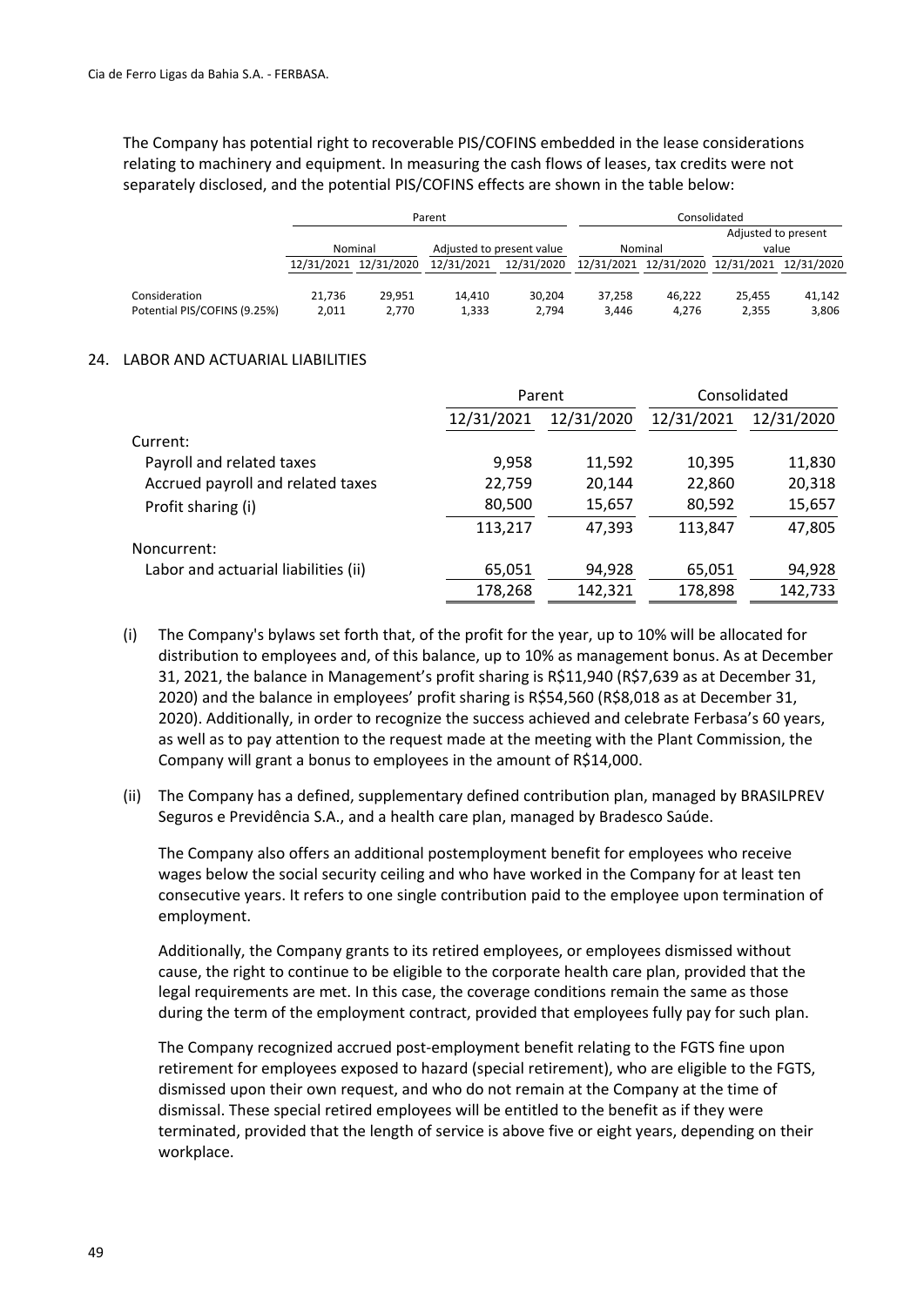The Company has potential right to recoverable PIS/COFINS embedded in the lease considerations relating to machinery and equipment. In measuring the cash flows of leases, tax credits were not separately disclosed, and the potential PIS/COFINS effects are shown in the table below:

| | Parent | | | | Consolidated | | | |
|---|---|---|---|---|---|---|---|---|
| | Nominal | | Adjusted to present value | | Nominal | | Adjusted to present value | |
| | 12/31/2021 | 12/31/2020 | 12/31/2021 | 12/31/2020 | 12/31/2021 | 12/31/2020 | 12/31/2021 | 12/31/2020 |
| Consideration | 21,736 | 29,951 | 14,410 | 30,204 | 37,258 | 46,222 | 25,455 | 41,142 |
| Potential PIS/COFINS (9.25%) | 2,011 | 2,770 | 1,333 | 2,794 | 3,446 | 4,276 | 2,355 | 3,806 |

## 24. LABOR AND ACTUARIAL LIABILITIES

| | Parent | | Consolidated | |
|---|---|---|---|---|
| | 12/31/2021 | 12/31/2020 | 12/31/2021 | 12/31/2020 |
| Current: | | | | |
| Payroll and related taxes | 9,958 | 11,592 | 10,395 | 11,830 |
| Accrued payroll and related taxes | 22,759 | 20,144 | 22,860 | 20,318 |
| Profit sharing (i) | 80,500 | 15,657 | 80,592 | 15,657 |
| | 113,217 | 47,393 | 113,847 | 47,805 |
| Noncurrent: | | | | |
| Labor and actuarial liabilities (ii) | 65,051 | 94,928 | 65,051 | 94,928 |
| | 178,268 | 142,321 | 178,898 | 142,733 |

(i) The Company's bylaws set forth that, of the profit for the year, up to 10% will be allocated for distribution to employees and, of this balance, up to 10% as management bonus. As at December 31, 2021, the balance in Management's profit sharing is R$11,940 (R$7,639 as at December 31, 2020) and the balance in employees' profit sharing is R$54,560 (R$8,018 as at December 31, 2020). Additionally, in order to recognize the success achieved and celebrate Ferbasa's 60 years, as well as to pay attention to the request made at the meeting with the Plant Commission, the Company will grant a bonus to employees in the amount of R$14,000.

(ii) The Company has a defined, supplementary defined contribution plan, managed by BRASILPREV Seguros e Previdência S.A., and a health care plan, managed by Bradesco Saúde.

The Company also offers an additional postemployment benefit for employees who receive wages below the social security ceiling and who have worked in the Company for at least ten consecutive years. It refers to one single contribution paid to the employee upon termination of employment.

Additionally, the Company grants to its retired employees, or employees dismissed without cause, the right to continue to be eligible to the corporate health care plan, provided that the legal requirements are met. In this case, the coverage conditions remain the same as those during the term of the employment contract, provided that employees fully pay for such plan.

The Company recognized accrued post-employment benefit relating to the FGTS fine upon retirement for employees exposed to hazard (special retirement), who are eligible to the FGTS, dismissed upon their own request, and who do not remain at the Company at the time of dismissal. These special retired employees will be entitled to the benefit as if they were terminated, provided that the length of service is above five or eight years, depending on their workplace.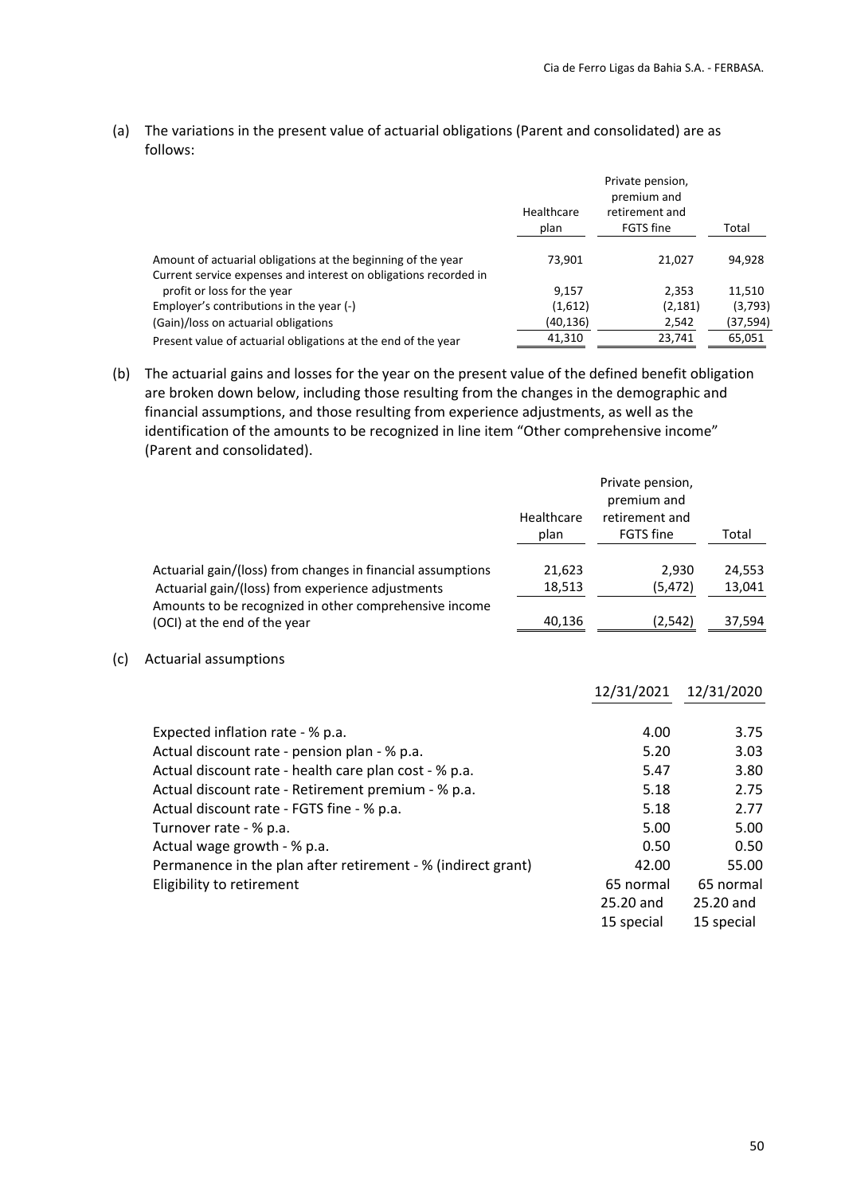(a) The variations in the present value of actuarial obligations (Parent and consolidated) are as follows:

| | Healthcare plan | Private pension, premium and retirement and FGTS fine | Total |
|---|---|---|---|
| Amount of actuarial obligations at the beginning of the year | 73,901 | 21,027 | 94,928 |
| Current service expenses and interest on obligations recorded in profit or loss for the year | 9,157 | 2,353 | 11,510 |
| Employer's contributions in the year (-) | (1,612) | (2,181) | (3,793) |
| (Gain)/loss on actuarial obligations | (40,136) | 2,542 | (37,594) |
| Present value of actuarial obligations at the end of the year | 41,310 | 23,741 | 65,051 |

(b) The actuarial gains and losses for the year on the present value of the defined benefit obligation are broken down below, including those resulting from the changes in the demographic and financial assumptions, and those resulting from experience adjustments, as well as the identification of the amounts to be recognized in line item "Other comprehensive income" (Parent and consolidated).

| | Healthcare plan | Private pension, premium and retirement and FGTS fine | Total |
|---|---|---|---|
| Actuarial gain/(loss) from changes in financial assumptions | 21,623 | 2,930 | 24,553 |
| Actuarial gain/(loss) from experience adjustments | 18,513 | (5,472) | 13,041 |
| Amounts to be recognized in other comprehensive income (OCI) at the end of the year | 40,136 | (2,542) | 37,594 |

(c) Actuarial assumptions

| | 12/31/2021 | 12/31/2020 |
|---|---|---|
| Expected inflation rate - % p.a. | 4.00 | 3.75 |
| Actual discount rate - pension plan - % p.a. | 5.20 | 3.03 |
| Actual discount rate - health care plan cost - % p.a. | 5.47 | 3.80 |
| Actual discount rate - Retirement premium - % p.a. | 5.18 | 2.75 |
| Actual discount rate - FGTS fine - % p.a. | 5.18 | 2.77 |
| Turnover rate - % p.a. | 5.00 | 5.00 |
| Actual wage growth - % p.a. | 0.50 | 0.50 |
| Permanence in the plan after retirement - % (indirect grant) | 42.00 | 55.00 |
| Eligibility to retirement | 65 normal 25.20 and 15 special | 65 normal 25.20 and 15 special |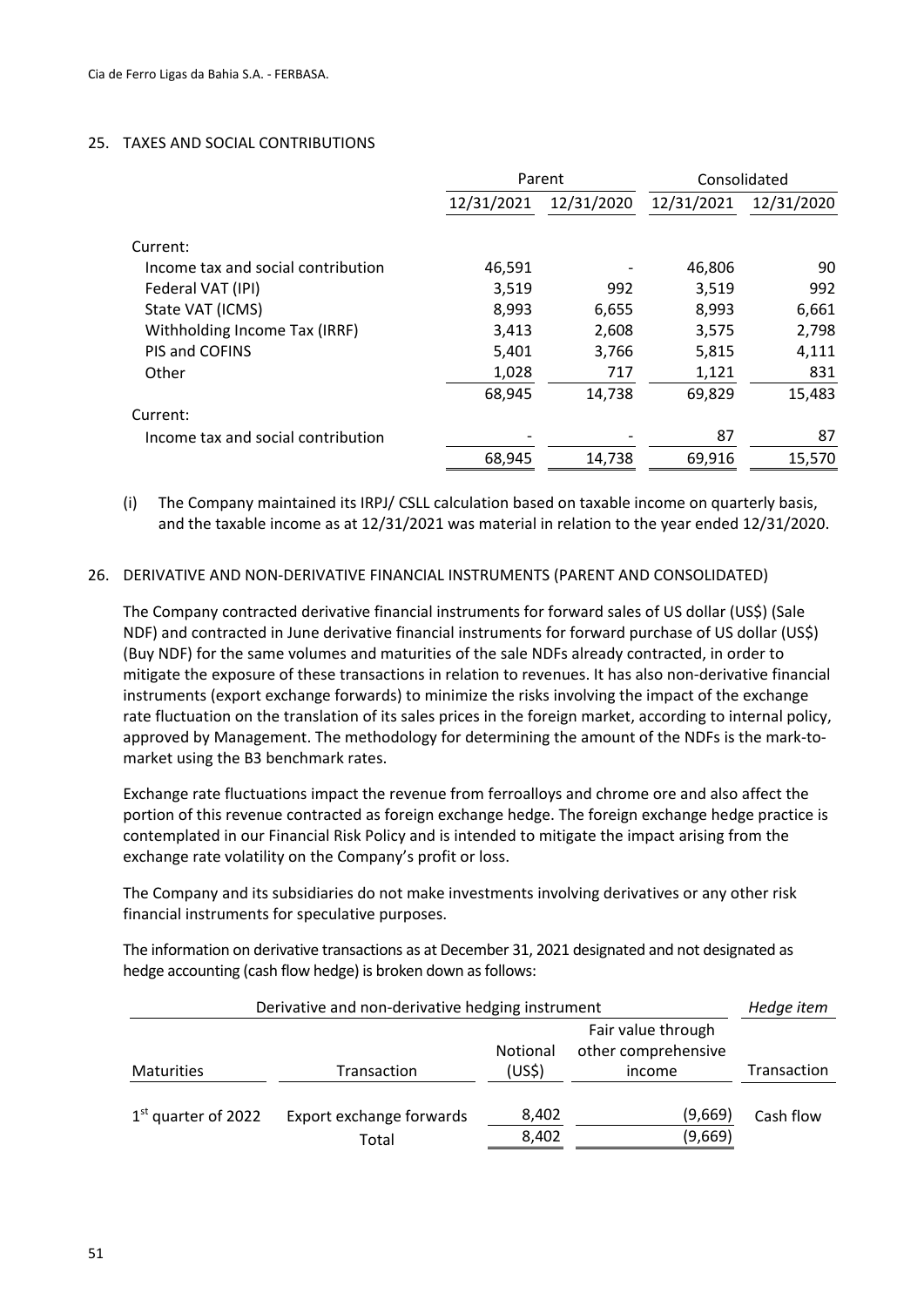## 25. TAXES AND SOCIAL CONTRIBUTIONS

| | Parent | | Consolidated | |
|---|---|---|---|---|
| | 12/31/2021 | 12/31/2020 | 12/31/2021 | 12/31/2020 |
| Current: | | | | |
| Income tax and social contribution | 46,591 | - | 46,806 | 90 |
| Federal VAT (IPI) | 3,519 | 992 | 3,519 | 992 |
| State VAT (ICMS) | 8,993 | 6,655 | 8,993 | 6,661 |
| Withholding Income Tax (IRRF) | 3,413 | 2,608 | 3,575 | 2,798 |
| PIS and COFINS | 5,401 | 3,766 | 5,815 | 4,111 |
| Other | 1,028 | 717 | 1,121 | 831 |
| | 68,945 | 14,738 | 69,829 | 15,483 |
| Current: | | | | |
| Income tax and social contribution | - | - | 87 | 87 |
| | 68,945 | 14,738 | 69,916 | 15,570 |

(i) The Company maintained its IRPJ/ CSLL calculation based on taxable income on quarterly basis, and the taxable income as at 12/31/2021 was material in relation to the year ended 12/31/2020.

## 26. DERIVATIVE AND NON-DERIVATIVE FINANCIAL INSTRUMENTS (PARENT AND CONSOLIDATED)

The Company contracted derivative financial instruments for forward sales of US dollar (US$) (Sale NDF) and contracted in June derivative financial instruments for forward purchase of US dollar (US$) (Buy NDF) for the same volumes and maturities of the sale NDFs already contracted, in order to mitigate the exposure of these transactions in relation to revenues. It has also non-derivative financial instruments (export exchange forwards) to minimize the risks involving the impact of the exchange rate fluctuation on the translation of its sales prices in the foreign market, according to internal policy, approved by Management. The methodology for determining the amount of the NDFs is the mark-to-market using the B3 benchmark rates.

Exchange rate fluctuations impact the revenue from ferroalloys and chrome ore and also affect the portion of this revenue contracted as foreign exchange hedge. The foreign exchange hedge practice is contemplated in our Financial Risk Policy and is intended to mitigate the impact arising from the exchange rate volatility on the Company's profit or loss.

The Company and its subsidiaries do not make investments involving derivatives or any other risk financial instruments for speculative purposes.

The information on derivative transactions as at December 31, 2021 designated and not designated as hedge accounting (cash flow hedge) is broken down as follows:

| Derivative and non-derivative hedging instrument | | | | *Hedge item* |
|---|---|---|---|---|
| Maturities | Transaction | Notional (US$) | Fair value through other comprehensive income | Transaction |
| 1st quarter of 2022 | Export exchange forwards | 8,402 | (9,669) | Cash flow |
| | Total | 8,402 | (9,669) | |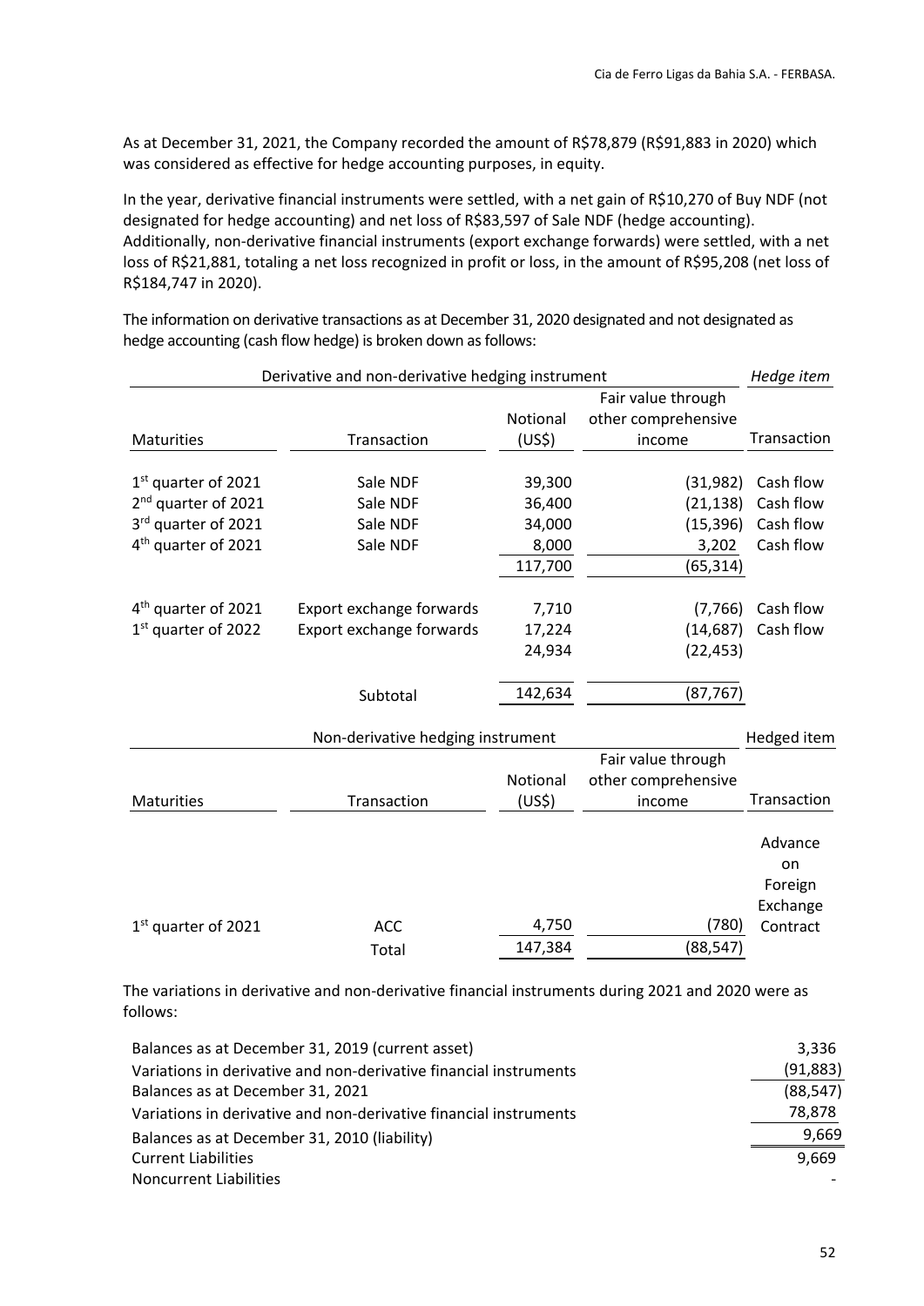As at December 31, 2021, the Company recorded the amount of R$78,879 (R$91,883 in 2020) which was considered as effective for hedge accounting purposes, in equity.

In the year, derivative financial instruments were settled, with a net gain of R$10,270 of Buy NDF (not designated for hedge accounting) and net loss of R$83,597 of Sale NDF (hedge accounting). Additionally, non-derivative financial instruments (export exchange forwards) were settled, with a net loss of R$21,881, totaling a net loss recognized in profit or loss, in the amount of R$95,208 (net loss of R$184,747 in 2020).

The information on derivative transactions as at December 31, 2020 designated and not designated as hedge accounting (cash flow hedge) is broken down as follows:

| Derivative and non-derivative hedging instrument | | | | *Hedge item* |
|---|---|---|---|---|
| Maturities | Transaction | Notional (US$) | Fair value through other comprehensive income | Transaction |
| 1st quarter of 2021 | Sale NDF | 39,300 | (31,982) | Cash flow |
| 2nd quarter of 2021 | Sale NDF | 36,400 | (21,138) | Cash flow |
| 3rd quarter of 2021 | Sale NDF | 34,000 | (15,396) | Cash flow |
| 4th quarter of 2021 | Sale NDF | 8,000 | 3,202 | Cash flow |
| | | 117,700 | (65,314) | |
| 4th quarter of 2021 | Export exchange forwards | 7,710 | (7,766) | Cash flow |
| 1st quarter of 2022 | Export exchange forwards | 17,224 | (14,687) | Cash flow |
| | | 24,934 | (22,453) | |
| | Subtotal | 142,634 | (87,767) | |

| Non-derivative hedging instrument | | | | Hedged item |
|---|---|---|---|---|
| Maturities | Transaction | Notional (US$) | Fair value through other comprehensive income | Transaction |
| 1st quarter of 2021 | ACC | 4,750 | (780) | Advance on Foreign Exchange Contract |
| | Total | 147,384 | (88,547) | |

The variations in derivative and non-derivative financial instruments during 2021 and 2020 were as follows:

| | |
|---|---|
| Balances as at December 31, 2019 (current asset) | 3,336 |
| Variations in derivative and non-derivative financial instruments | (91,883) |
| Balances as at December 31, 2021 | (88,547) |
| Variations in derivative and non-derivative financial instruments | 78,878 |
| Balances as at December 31, 2010 (liability) | 9,669 |
| Current Liabilities | 9,669 |
| Noncurrent Liabilities | - |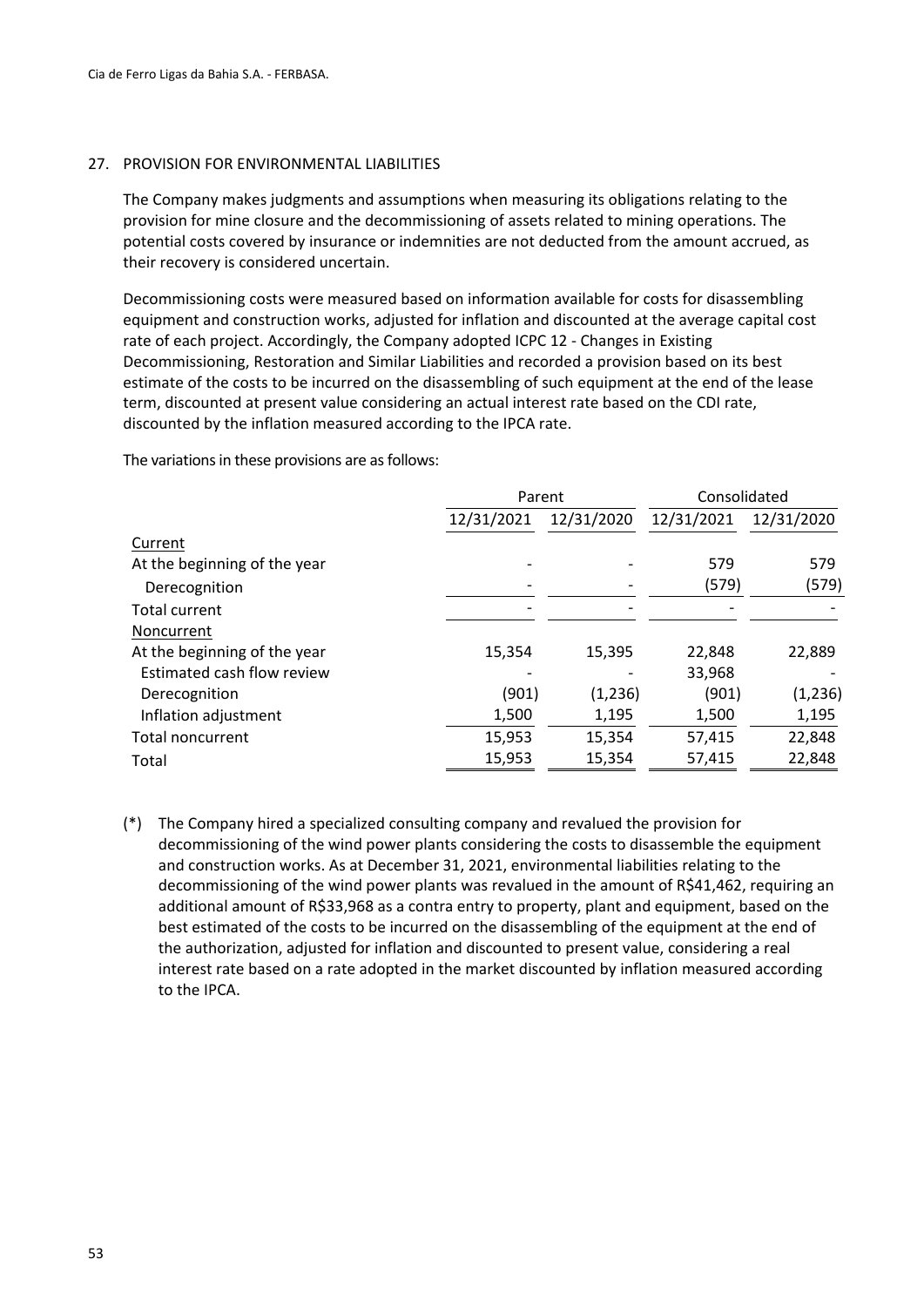## 27. PROVISION FOR ENVIRONMENTAL LIABILITIES

The Company makes judgments and assumptions when measuring its obligations relating to the provision for mine closure and the decommissioning of assets related to mining operations. The potential costs covered by insurance or indemnities are not deducted from the amount accrued, as their recovery is considered uncertain.

Decommissioning costs were measured based on information available for costs for disassembling equipment and construction works, adjusted for inflation and discounted at the average capital cost rate of each project. Accordingly, the Company adopted ICPC 12 - Changes in Existing Decommissioning, Restoration and Similar Liabilities and recorded a provision based on its best estimate of the costs to be incurred on the disassembling of such equipment at the end of the lease term, discounted at present value considering an actual interest rate based on the CDI rate, discounted by the inflation measured according to the IPCA rate.

The variations in these provisions are as follows:

| | Parent | | Consolidated | |
|---|---|---|---|---|
| | 12/31/2021 | 12/31/2020 | 12/31/2021 | 12/31/2020 |
| Current | | | | |
| At the beginning of the year | - | - | 579 | 579 |
| Derecognition | - | - | (579) | (579) |
| Total current | - | - | - | - |
| Noncurrent | | | | |
| At the beginning of the year | 15,354 | 15,395 | 22,848 | 22,889 |
| Estimated cash flow review | - | - | 33,968 | - |
| Derecognition | (901) | (1,236) | (901) | (1,236) |
| Inflation adjustment | 1,500 | 1,195 | 1,500 | 1,195 |
| Total noncurrent | 15,953 | 15,354 | 57,415 | 22,848 |
| Total | 15,953 | 15,354 | 57,415 | 22,848 |

(*) The Company hired a specialized consulting company and revalued the provision for decommissioning of the wind power plants considering the costs to disassemble the equipment and construction works. As at December 31, 2021, environmental liabilities relating to the decommissioning of the wind power plants was revalued in the amount of R$41,462, requiring an additional amount of R$33,968 as a contra entry to property, plant and equipment, based on the best estimated of the costs to be incurred on the disassembling of the equipment at the end of the authorization, adjusted for inflation and discounted to present value, considering a real interest rate based on a rate adopted in the market discounted by inflation measured according to the IPCA.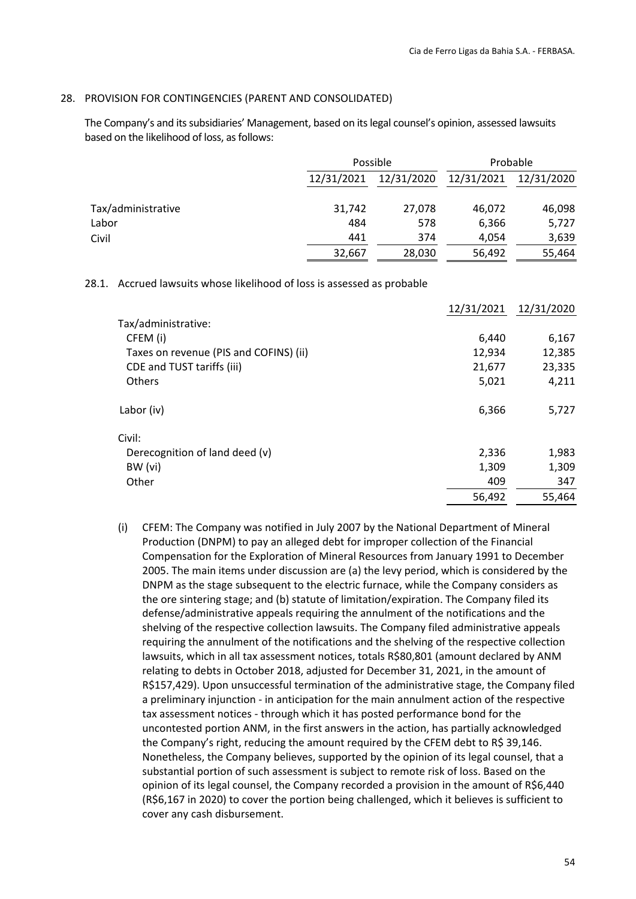## 28. PROVISION FOR CONTINGENCIES (PARENT AND CONSOLIDATED)

The Company's and its subsidiaries' Management, based on its legal counsel's opinion, assessed lawsuits based on the likelihood of loss, as follows:

| | Possible | | Probable | |
|---|---|---|---|---|
| | 12/31/2021 | 12/31/2020 | 12/31/2021 | 12/31/2020 |
| Tax/administrative | 31,742 | 27,078 | 46,072 | 46,098 |
| Labor | 484 | 578 | 6,366 | 5,727 |
| Civil | 441 | 374 | 4,054 | 3,639 |
| | 32,667 | 28,030 | 56,492 | 55,464 |

### 28.1. Accrued lawsuits whose likelihood of loss is assessed as probable

| | 12/31/2021 | 12/31/2020 |
|---|---|---|
| Tax/administrative: | | |
| CFEM (i) | 6,440 | 6,167 |
| Taxes on revenue (PIS and COFINS) (ii) | 12,934 | 12,385 |
| CDE and TUST tariffs (iii) | 21,677 | 23,335 |
| Others | 5,021 | 4,211 |
| Labor (iv) | 6,366 | 5,727 |
| Civil: | | |
| Derecognition of land deed (v) | 2,336 | 1,983 |
| BW (vi) | 1,309 | 1,309 |
| Other | 409 | 347 |
| | 56,492 | 55,464 |

(i) CFEM: The Company was notified in July 2007 by the National Department of Mineral Production (DNPM) to pay an alleged debt for improper collection of the Financial Compensation for the Exploration of Mineral Resources from January 1991 to December 2005. The main items under discussion are (a) the levy period, which is considered by the DNPM as the stage subsequent to the electric furnace, while the Company considers as the ore sintering stage; and (b) statute of limitation/expiration. The Company filed its defense/administrative appeals requiring the annulment of the notifications and the shelving of the respective collection lawsuits. The Company filed administrative appeals requiring the annulment of the notifications and the shelving of the respective collection lawsuits, which in all tax assessment notices, totals R$80,801 (amount declared by ANM relating to debts in October 2018, adjusted for December 31, 2021, in the amount of R$157,429). Upon unsuccessful termination of the administrative stage, the Company filed a preliminary injunction - in anticipation for the main annulment action of the respective tax assessment notices - through which it has posted performance bond for the uncontested portion ANM, in the first answers in the action, has partially acknowledged the Company's right, reducing the amount required by the CFEM debt to R$ 39,146. Nonetheless, the Company believes, supported by the opinion of its legal counsel, that a substantial portion of such assessment is subject to remote risk of loss. Based on the opinion of its legal counsel, the Company recorded a provision in the amount of R$6,440 (R$6,167 in 2020) to cover the portion being challenged, which it believes is sufficient to cover any cash disbursement.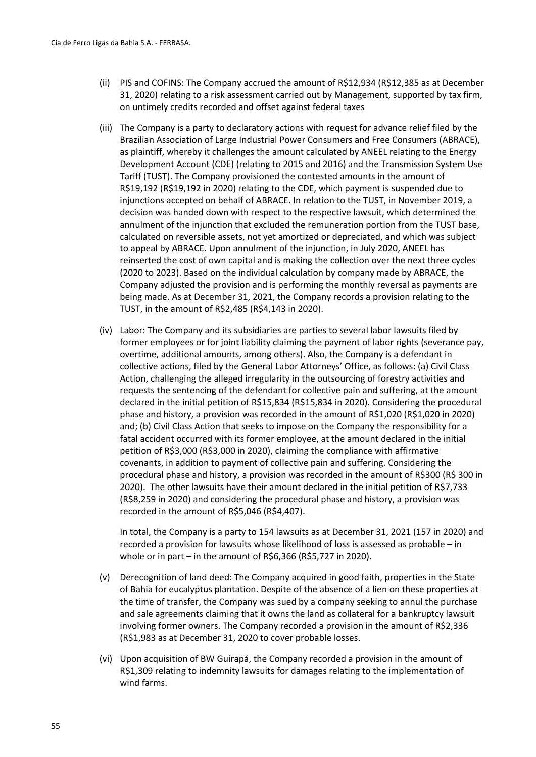(ii) PIS and COFINS: The Company accrued the amount of R$12,934 (R$12,385 as at December 31, 2020) relating to a risk assessment carried out by Management, supported by tax firm, on untimely credits recorded and offset against federal taxes

(iii) The Company is a party to declaratory actions with request for advance relief filed by the Brazilian Association of Large Industrial Power Consumers and Free Consumers (ABRACE), as plaintiff, whereby it challenges the amount calculated by ANEEL relating to the Energy Development Account (CDE) (relating to 2015 and 2016) and the Transmission System Use Tariff (TUST). The Company provisioned the contested amounts in the amount of R$19,192 (R$19,192 in 2020) relating to the CDE, which payment is suspended due to injunctions accepted on behalf of ABRACE. In relation to the TUST, in November 2019, a decision was handed down with respect to the respective lawsuit, which determined the annulment of the injunction that excluded the remuneration portion from the TUST base, calculated on reversible assets, not yet amortized or depreciated, and which was subject to appeal by ABRACE. Upon annulment of the injunction, in July 2020, ANEEL has reinserted the cost of own capital and is making the collection over the next three cycles (2020 to 2023). Based on the individual calculation by company made by ABRACE, the Company adjusted the provision and is performing the monthly reversal as payments are being made. As at December 31, 2021, the Company records a provision relating to the TUST, in the amount of R$2,485 (R$4,143 in 2020).

(iv) Labor: The Company and its subsidiaries are parties to several labor lawsuits filed by former employees or for joint liability claiming the payment of labor rights (severance pay, overtime, additional amounts, among others). Also, the Company is a defendant in collective actions, filed by the General Labor Attorneys' Office, as follows: (a) Civil Class Action, challenging the alleged irregularity in the outsourcing of forestry activities and requests the sentencing of the defendant for collective pain and suffering, at the amount declared in the initial petition of R$15,834 (R$15,834 in 2020). Considering the procedural phase and history, a provision was recorded in the amount of R$1,020 (R$1,020 in 2020) and; (b) Civil Class Action that seeks to impose on the Company the responsibility for a fatal accident occurred with its former employee, at the amount declared in the initial petition of R$3,000 (R$3,000 in 2020), claiming the compliance with affirmative covenants, in addition to payment of collective pain and suffering. Considering the procedural phase and history, a provision was recorded in the amount of R$300 (R$ 300 in 2020). The other lawsuits have their amount declared in the initial petition of R$7,733 (R$8,259 in 2020) and considering the procedural phase and history, a provision was recorded in the amount of R$5,046 (R$4,407).

In total, the Company is a party to 154 lawsuits as at December 31, 2021 (157 in 2020) and recorded a provision for lawsuits whose likelihood of loss is assessed as probable – in whole or in part – in the amount of R$6,366 (R$5,727 in 2020).

(v) Derecognition of land deed: The Company acquired in good faith, properties in the State of Bahia for eucalyptus plantation. Despite of the absence of a lien on these properties at the time of transfer, the Company was sued by a company seeking to annul the purchase and sale agreements claiming that it owns the land as collateral for a bankruptcy lawsuit involving former owners. The Company recorded a provision in the amount of R$2,336 (R$1,983 as at December 31, 2020 to cover probable losses.

(vi) Upon acquisition of BW Guirapá, the Company recorded a provision in the amount of R$1,309 relating to indemnity lawsuits for damages relating to the implementation of wind farms.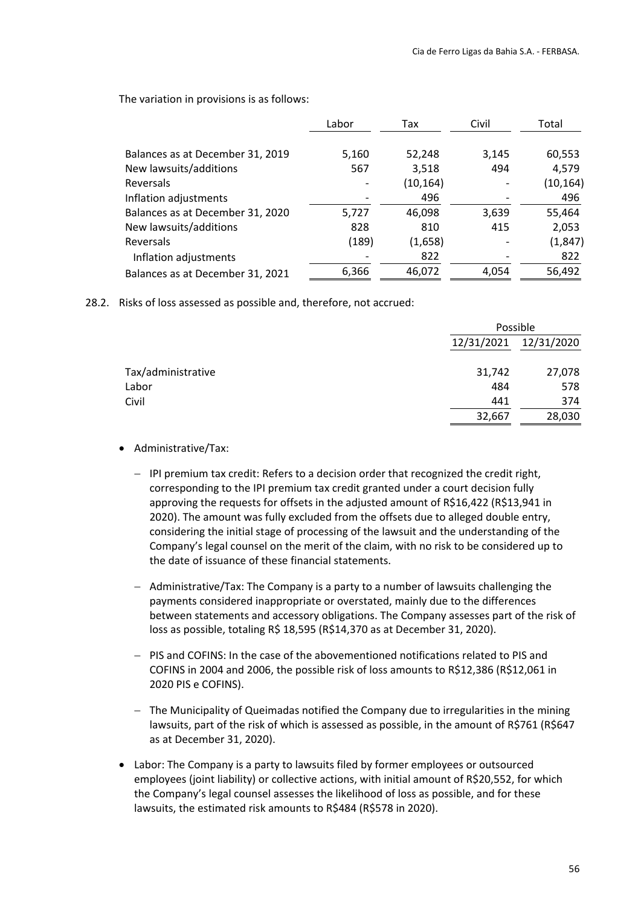The variation in provisions is as follows:

| | Labor | Tax | Civil | Total |
|---|---|---|---|---|
| Balances as at December 31, 2019 | 5,160 | 52,248 | 3,145 | 60,553 |
| New lawsuits/additions | 567 | 3,518 | 494 | 4,579 |
| Reversals | - | (10,164) | - | (10,164) |
| Inflation adjustments | - | 496 | - | 496 |
| Balances as at December 31, 2020 | 5,727 | 46,098 | 3,639 | 55,464 |
| New lawsuits/additions | 828 | 810 | 415 | 2,053 |
| Reversals | (189) | (1,658) | - | (1,847) |
| Inflation adjustments | - | 822 | - | 822 |
| Balances as at December 31, 2021 | 6,366 | 46,072 | 4,054 | 56,492 |

28.2. Risks of loss assessed as possible and, therefore, not accrued:

| | Possible | |
|---|---|---|
| | 12/31/2021 | 12/31/2020 |
| Tax/administrative | 31,742 | 27,078 |
| Labor | 484 | 578 |
| Civil | 441 | 374 |
| | 32,667 | 28,030 |

- Administrative/Tax:
  - IPI premium tax credit: Refers to a decision order that recognized the credit right, corresponding to the IPI premium tax credit granted under a court decision fully approving the requests for offsets in the adjusted amount of R$16,422 (R$13,941 in 2020). The amount was fully excluded from the offsets due to alleged double entry, considering the initial stage of processing of the lawsuit and the understanding of the Company's legal counsel on the merit of the claim, with no risk to be considered up to the date of issuance of these financial statements.
  - Administrative/Tax: The Company is a party to a number of lawsuits challenging the payments considered inappropriate or overstated, mainly due to the differences between statements and accessory obligations. The Company assesses part of the risk of loss as possible, totaling R$ 18,595 (R$14,370 as at December 31, 2020).
  - PIS and COFINS: In the case of the abovementioned notifications related to PIS and COFINS in 2004 and 2006, the possible risk of loss amounts to R$12,386 (R$12,061 in 2020 PIS e COFINS).
  - The Municipality of Queimadas notified the Company due to irregularities in the mining lawsuits, part of the risk of which is assessed as possible, in the amount of R$761 (R$647 as at December 31, 2020).
- Labor: The Company is a party to lawsuits filed by former employees or outsourced employees (joint liability) or collective actions, with initial amount of R$20,552, for which the Company's legal counsel assesses the likelihood of loss as possible, and for these lawsuits, the estimated risk amounts to R$484 (R$578 in 2020).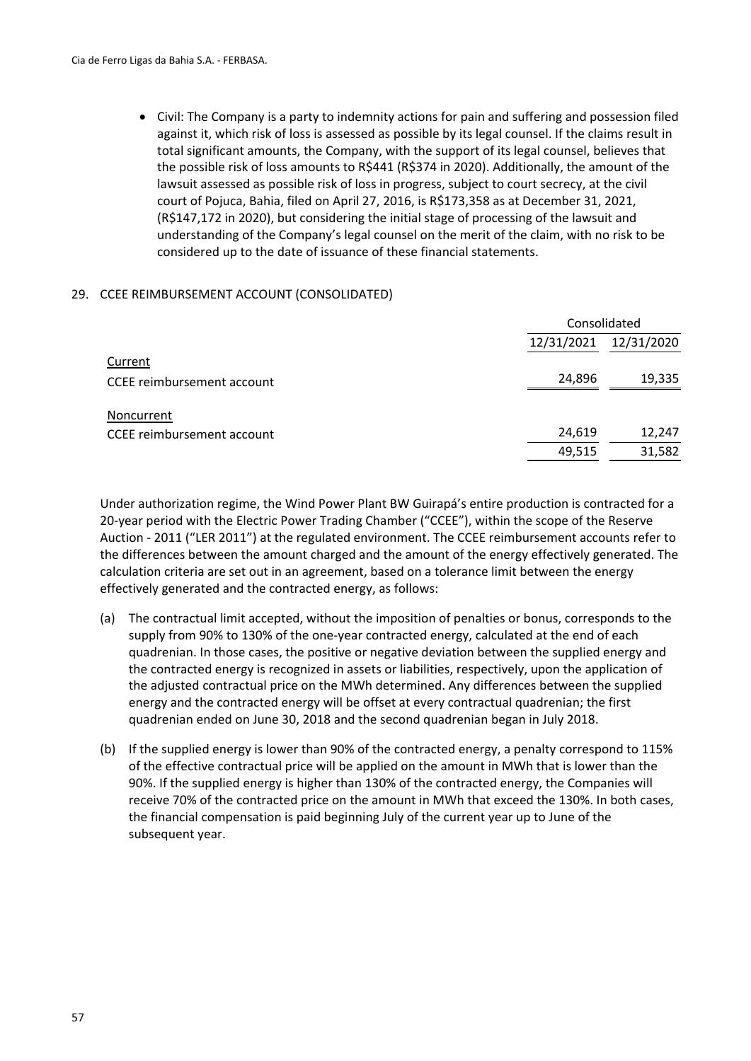- Civil: The Company is a party to indemnity actions for pain and suffering and possession filed against it, which risk of loss is assessed as possible by its legal counsel. If the claims result in total significant amounts, the Company, with the support of its legal counsel, believes that the possible risk of loss amounts to R$441 (R$374 in 2020). Additionally, the amount of the lawsuit assessed as possible risk of loss in progress, subject to court secrecy, at the civil court of Pojuca, Bahia, filed on April 27, 2016, is R$173,358 as at December 31, 2021, (R$147,172 in 2020), but considering the initial stage of processing of the lawsuit and understanding of the Company's legal counsel on the merit of the claim, with no risk to be considered up to the date of issuance of these financial statements.

## 29. CCEE REIMBURSEMENT ACCOUNT (CONSOLIDATED)

| | Consolidated | |
|---|---|---|
| | 12/31/2021 | 12/31/2020 |
| Current | | |
| CCEE reimbursement account | 24,896 | 19,335 |
| Noncurrent | | |
| CCEE reimbursement account | 24,619 | 12,247 |
| | 49,515 | 31,582 |

Under authorization regime, the Wind Power Plant BW Guirapá's entire production is contracted for a 20-year period with the Electric Power Trading Chamber ("CCEE"), within the scope of the Reserve Auction - 2011 ("LER 2011") at the regulated environment. The CCEE reimbursement accounts refer to the differences between the amount charged and the amount of the energy effectively generated. The calculation criteria are set out in an agreement, based on a tolerance limit between the energy effectively generated and the contracted energy, as follows:

(a) The contractual limit accepted, without the imposition of penalties or bonus, corresponds to the supply from 90% to 130% of the one-year contracted energy, calculated at the end of each quadrenian. In those cases, the positive or negative deviation between the supplied energy and the contracted energy is recognized in assets or liabilities, respectively, upon the application of the adjusted contractual price on the MWh determined. Any differences between the supplied energy and the contracted energy will be offset at every contractual quadrenian; the first quadrenian ended on June 30, 2018 and the second quadrenian began in July 2018.

(b) If the supplied energy is lower than 90% of the contracted energy, a penalty correspond to 115% of the effective contractual price will be applied on the amount in MWh that is lower than the 90%. If the supplied energy is higher than 130% of the contracted energy, the Companies will receive 70% of the contracted price on the amount in MWh that exceed the 130%. In both cases, the financial compensation is paid beginning July of the current year up to June of the subsequent year.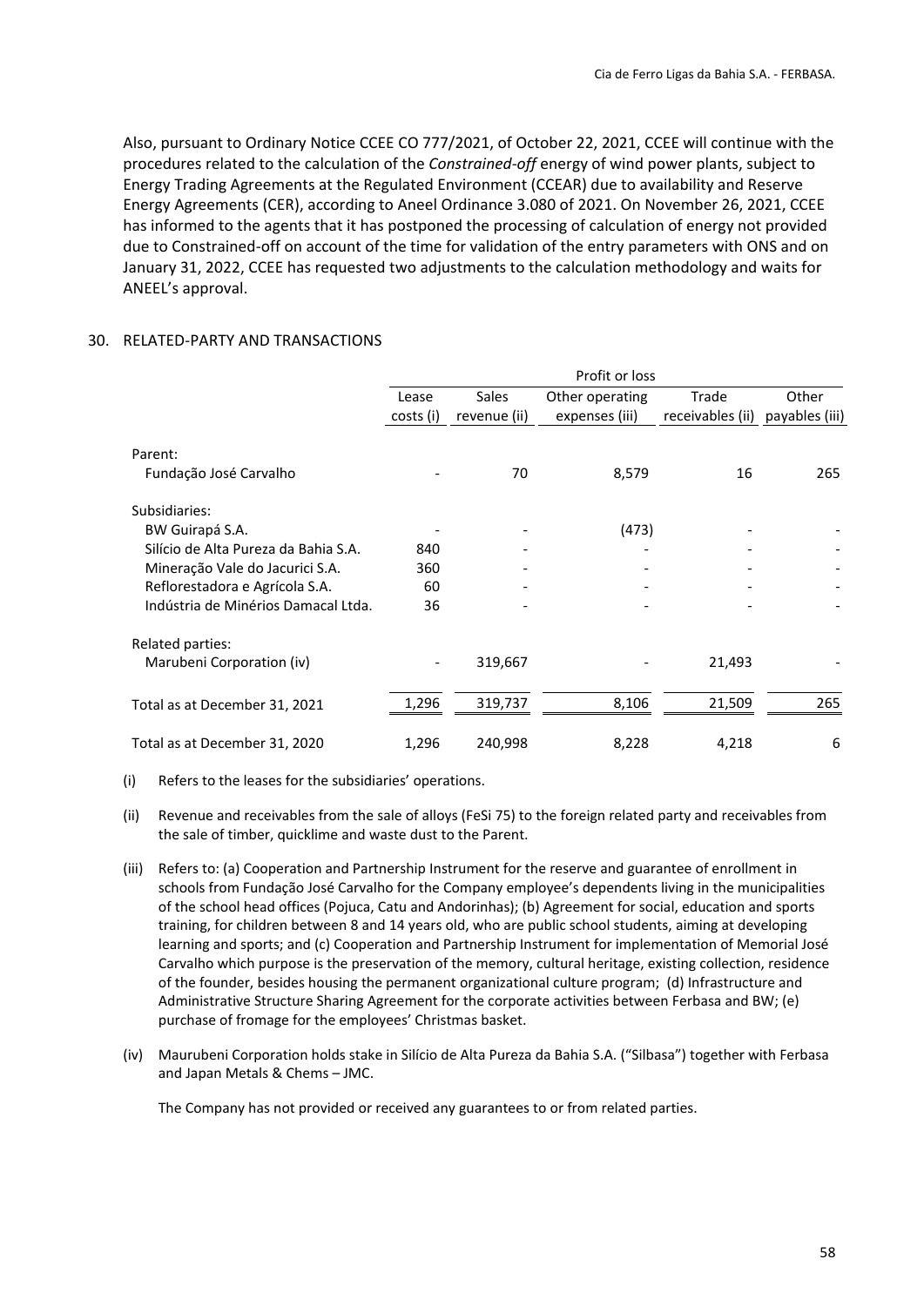Also, pursuant to Ordinary Notice CCEE CO 777/2021, of October 22, 2021, CCEE will continue with the procedures related to the calculation of the *Constrained-off* energy of wind power plants, subject to Energy Trading Agreements at the Regulated Environment (CCEAR) due to availability and Reserve Energy Agreements (CER), according to Aneel Ordinance 3.080 of 2021. On November 26, 2021, CCEE has informed to the agents that it has postponed the processing of calculation of energy not provided due to Constrained-off on account of the time for validation of the entry parameters with ONS and on January 31, 2022, CCEE has requested two adjustments to the calculation methodology and waits for ANEEL's approval.

## 30. RELATED-PARTY AND TRANSACTIONS

| | Profit or loss | | | | |
|---|---|---|---|---|---|
| | Lease costs (i) | Sales revenue (ii) | Other operating expenses (iii) | Trade receivables (ii) | Other payables (iii) |
| Parent: | | | | | |
| Fundação José Carvalho | - | 70 | 8,579 | 16 | 265 |
| Subsidiaries: | | | | | |
| BW Guirapá S.A. | - | - | (473) | - | - |
| Silício de Alta Pureza da Bahia S.A. | 840 | - | - | - | - |
| Mineração Vale do Jacurici S.A. | 360 | - | - | - | - |
| Reflorestadora e Agrícola S.A. | 60 | - | - | - | - |
| Indústria de Minérios Damacal Ltda. | 36 | - | - | - | - |
| Related parties: | | | | | |
| Marubeni Corporation (iv) | - | 319,667 | - | 21,493 | - |
| Total as at December 31, 2021 | 1,296 | 319,737 | 8,106 | 21,509 | 265 |
| Total as at December 31, 2020 | 1,296 | 240,998 | 8,228 | 4,218 | 6 |

(i) Refers to the leases for the subsidiaries' operations.

(ii) Revenue and receivables from the sale of alloys (FeSi 75) to the foreign related party and receivables from the sale of timber, quicklime and waste dust to the Parent.

(iii) Refers to: (a) Cooperation and Partnership Instrument for the reserve and guarantee of enrollment in schools from Fundação José Carvalho for the Company employee's dependents living in the municipalities of the school head offices (Pojuca, Catu and Andorinhas); (b) Agreement for social, education and sports training, for children between 8 and 14 years old, who are public school students, aiming at developing learning and sports; and (c) Cooperation and Partnership Instrument for implementation of Memorial José Carvalho which purpose is the preservation of the memory, cultural heritage, existing collection, residence of the founder, besides housing the permanent organizational culture program; (d) Infrastructure and Administrative Structure Sharing Agreement for the corporate activities between Ferbasa and BW; (e) purchase of fromage for the employees' Christmas basket.

(iv) Maurubeni Corporation holds stake in Silício de Alta Pureza da Bahia S.A. ("Silbasa") together with Ferbasa and Japan Metals & Chems – JMC.

The Company has not provided or received any guarantees to or from related parties.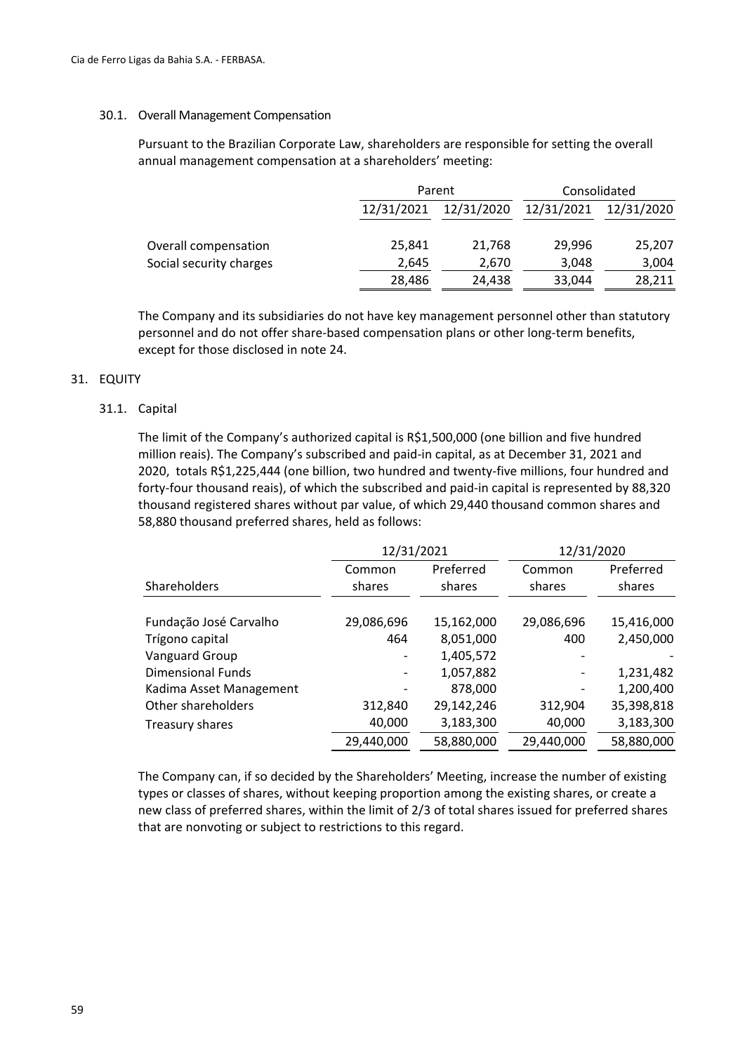### 30.1. Overall Management Compensation

Pursuant to the Brazilian Corporate Law, shareholders are responsible for setting the overall annual management compensation at a shareholders' meeting:

| | Parent | | Consolidated | |
|---|---|---|---|---|
| | 12/31/2021 | 12/31/2020 | 12/31/2021 | 12/31/2020 |
| Overall compensation | 25,841 | 21,768 | 29,996 | 25,207 |
| Social security charges | 2,645 | 2,670 | 3,048 | 3,004 |
| | 28,486 | 24,438 | 33,044 | 28,211 |

The Company and its subsidiaries do not have key management personnel other than statutory personnel and do not offer share-based compensation plans or other long-term benefits, except for those disclosed in note 24.

## 31. EQUITY

### 31.1. Capital

The limit of the Company's authorized capital is R$1,500,000 (one billion and five hundred million reais). The Company's subscribed and paid-in capital, as at December 31, 2021 and 2020, totals R$1,225,444 (one billion, two hundred and twenty-five millions, four hundred and forty-four thousand reais), of which the subscribed and paid-in capital is represented by 88,320 thousand registered shares without par value, of which 29,440 thousand common shares and 58,880 thousand preferred shares, held as follows:

| | 12/31/2021 | | 12/31/2020 | |
|---|---|---|---|---|
| Shareholders | Common shares | Preferred shares | Common shares | Preferred shares |
| Fundação José Carvalho | 29,086,696 | 15,162,000 | 29,086,696 | 15,416,000 |
| Trígono capital | 464 | 8,051,000 | 400 | 2,450,000 |
| Vanguard Group | - | 1,405,572 | - | - |
| Dimensional Funds | - | 1,057,882 | - | 1,231,482 |
| Kadima Asset Management | - | 878,000 | - | 1,200,400 |
| Other shareholders | 312,840 | 29,142,246 | 312,904 | 35,398,818 |
| Treasury shares | 40,000 | 3,183,300 | 40,000 | 3,183,300 |
| | 29,440,000 | 58,880,000 | 29,440,000 | 58,880,000 |

The Company can, if so decided by the Shareholders' Meeting, increase the number of existing types or classes of shares, without keeping proportion among the existing shares, or create a new class of preferred shares, within the limit of 2/3 of total shares issued for preferred shares that are nonvoting or subject to restrictions to this regard.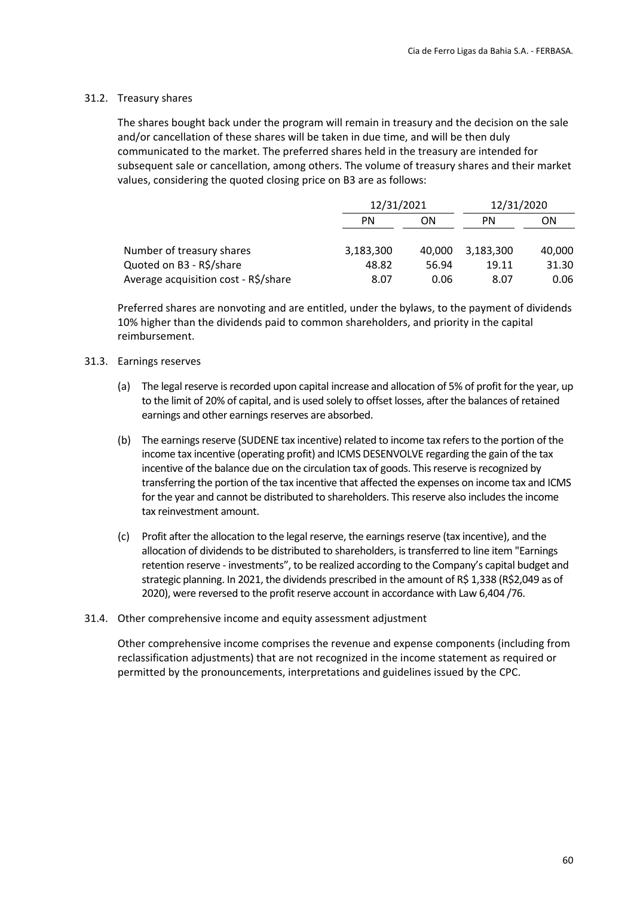### 31.2. Treasury shares

The shares bought back under the program will remain in treasury and the decision on the sale and/or cancellation of these shares will be taken in due time, and will be then duly communicated to the market. The preferred shares held in the treasury are intended for subsequent sale or cancellation, among others. The volume of treasury shares and their market values, considering the quoted closing price on B3 are as follows:

| | 12/31/2021 | | 12/31/2020 | |
|---|---|---|---|---|
| | PN | ON | PN | ON |
| Number of treasury shares | 3,183,300 | 40,000 | 3,183,300 | 40,000 |
| Quoted on B3 - R$/share | 48.82 | 56.94 | 19.11 | 31.30 |
| Average acquisition cost - R$/share | 8.07 | 0.06 | 8.07 | 0.06 |

Preferred shares are nonvoting and are entitled, under the bylaws, to the payment of dividends 10% higher than the dividends paid to common shareholders, and priority in the capital reimbursement.

### 31.3. Earnings reserves

(a) The legal reserve is recorded upon capital increase and allocation of 5% of profit for the year, up to the limit of 20% of capital, and is used solely to offset losses, after the balances of retained earnings and other earnings reserves are absorbed.

(b) The earnings reserve (SUDENE tax incentive) related to income tax refers to the portion of the income tax incentive (operating profit) and ICMS DESENVOLVE regarding the gain of the tax incentive of the balance due on the circulation tax of goods. This reserve is recognized by transferring the portion of the tax incentive that affected the expenses on income tax and ICMS for the year and cannot be distributed to shareholders. This reserve also includes the income tax reinvestment amount.

(c) Profit after the allocation to the legal reserve, the earnings reserve (tax incentive), and the allocation of dividends to be distributed to shareholders, is transferred to line item "Earnings retention reserve - investments", to be realized according to the Company's capital budget and strategic planning. In 2021, the dividends prescribed in the amount of R$ 1,338 (R$2,049 as of 2020), were reversed to the profit reserve account in accordance with Law 6,404 /76.

### 31.4. Other comprehensive income and equity assessment adjustment

Other comprehensive income comprises the revenue and expense components (including from reclassification adjustments) that are not recognized in the income statement as required or permitted by the pronouncements, interpretations and guidelines issued by the CPC.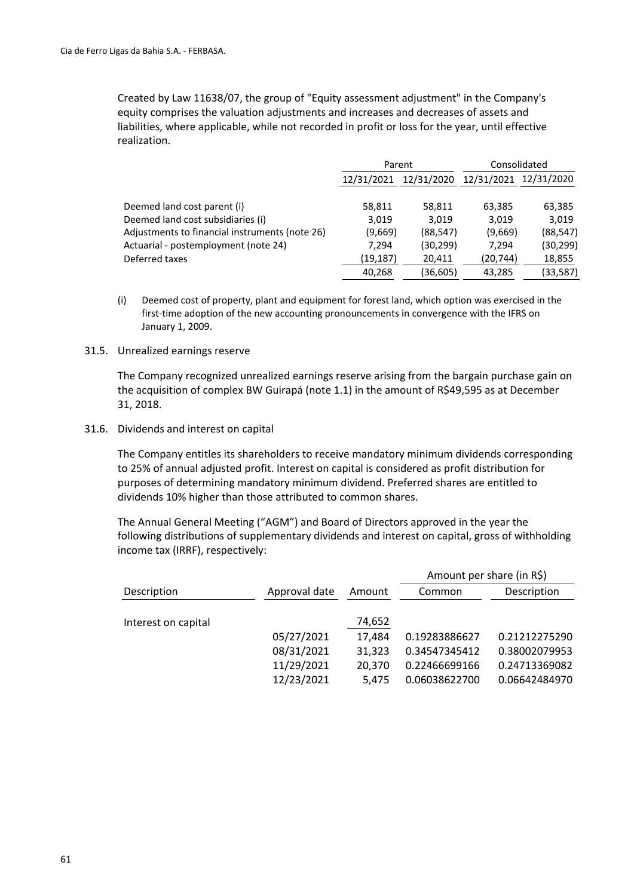Created by Law 11638/07, the group of "Equity assessment adjustment" in the Company's equity comprises the valuation adjustments and increases and decreases of assets and liabilities, where applicable, while not recorded in profit or loss for the year, until effective realization.

| | Parent | | Consolidated | |
|---|---|---|---|---|
| | 12/31/2021 | 12/31/2020 | 12/31/2021 | 12/31/2020 |
| Deemed land cost parent (i) | 58,811 | 58,811 | 63,385 | 63,385 |
| Deemed land cost subsidiaries (i) | 3,019 | 3,019 | 3,019 | 3,019 |
| Adjustments to financial instruments (note 26) | (9,669) | (88,547) | (9,669) | (88,547) |
| Actuarial - postemployment (note 24) | 7,294 | (30,299) | 7,294 | (30,299) |
| Deferred taxes | (19,187) | 20,411 | (20,744) | 18,855 |
| | 40,268 | (36,605) | 43,285 | (33,587) |

(i) Deemed cost of property, plant and equipment for forest land, which option was exercised in the first-time adoption of the new accounting pronouncements in convergence with the IFRS on January 1, 2009.

### 31.5. Unrealized earnings reserve

The Company recognized unrealized earnings reserve arising from the bargain purchase gain on the acquisition of complex BW Guirapá (note 1.1) in the amount of R$49,595 as at December 31, 2018.

### 31.6. Dividends and interest on capital

The Company entitles its shareholders to receive mandatory minimum dividends corresponding to 25% of annual adjusted profit. Interest on capital is considered as profit distribution for purposes of determining mandatory minimum dividend. Preferred shares are entitled to dividends 10% higher than those attributed to common shares.

The Annual General Meeting ("AGM") and Board of Directors approved in the year the following distributions of supplementary dividends and interest on capital, gross of withholding income tax (IRRF), respectively:

| | | | Amount per share (in R$) | |
|---|---|---|---|---|
| Description | Approval date | Amount | Common | Description |
| Interest on capital | | 74,652 | | |
| | 05/27/2021 | 17,484 | 0.19283886627 | 0.21212275290 |
| | 08/31/2021 | 31,323 | 0.34547345412 | 0.38002079953 |
| | 11/29/2021 | 20,370 | 0.22466699166 | 0.24713369082 |
| | 12/23/2021 | 5,475 | 0.06038622700 | 0.06642484970 |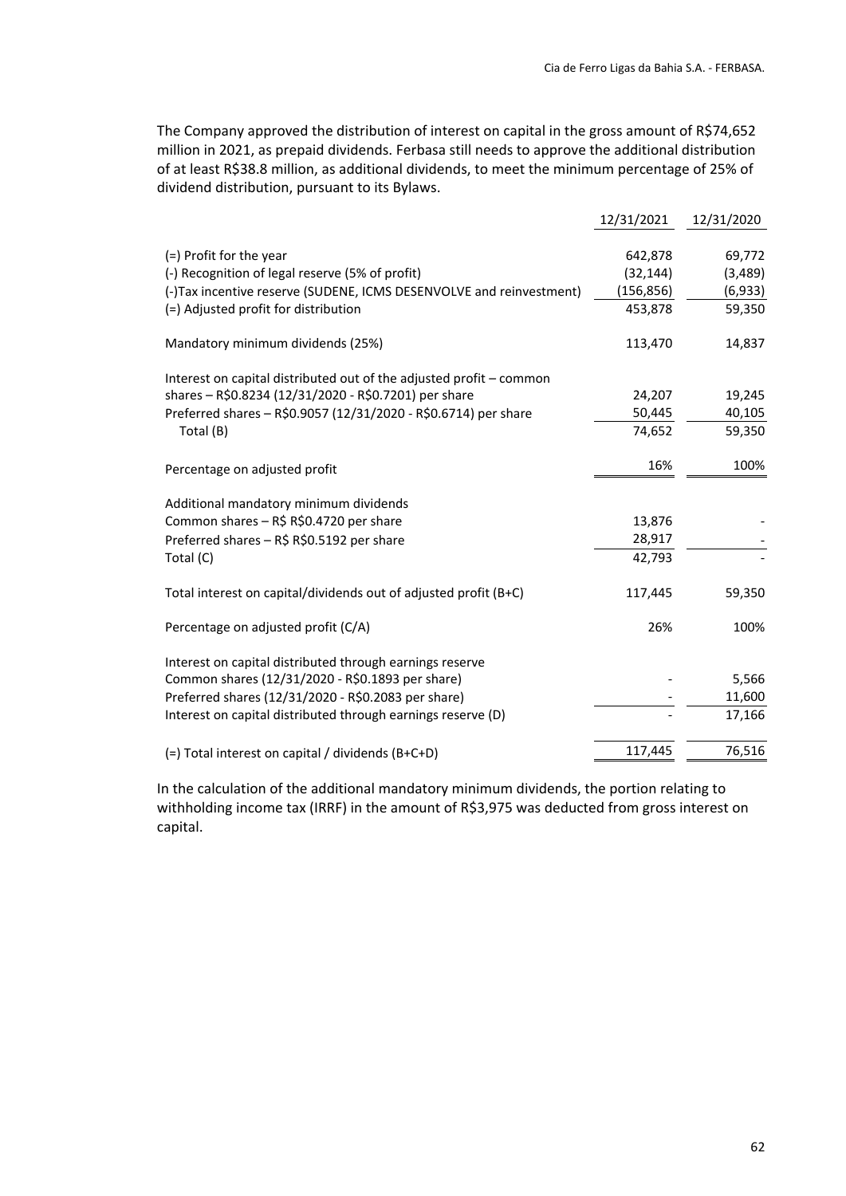The Company approved the distribution of interest on capital in the gross amount of R$74,652 million in 2021, as prepaid dividends. Ferbasa still needs to approve the additional distribution of at least R$38.8 million, as additional dividends, to meet the minimum percentage of 25% of dividend distribution, pursuant to its Bylaws.

| | 12/31/2021 | 12/31/2020 |
|---|---|---|
| (=) Profit for the year | 642,878 | 69,772 |
| (-) Recognition of legal reserve (5% of profit) | (32,144) | (3,489) |
| (-)Tax incentive reserve (SUDENE, ICMS DESENVOLVE and reinvestment) | (156,856) | (6,933) |
| (=) Adjusted profit for distribution | 453,878 | 59,350 |
| | | |
| Mandatory minimum dividends (25%) | 113,470 | 14,837 |
| | | |
| Interest on capital distributed out of the adjusted profit – common shares – R$0.8234 (12/31/2020 - R$0.7201) per share | 24,207 | 19,245 |
| Preferred shares – R$0.9057 (12/31/2020 - R$0.6714) per share | 50,445 | 40,105 |
| Total (B) | 74,652 | 59,350 |
| | | |
| Percentage on adjusted profit | 16% | 100% |
| | | |
| Additional mandatory minimum dividends | | |
| Common shares – R$ R$0.4720 per share | 13,876 | - |
| Preferred shares – R$ R$0.5192 per share | 28,917 | - |
| Total (C) | 42,793 | - |
| | | |
| Total interest on capital/dividends out of adjusted profit (B+C) | 117,445 | 59,350 |
| | | |
| Percentage on adjusted profit (C/A) | 26% | 100% |
| | | |
| Interest on capital distributed through earnings reserve | | |
| Common shares (12/31/2020 - R$0.1893 per share) | - | 5,566 |
| Preferred shares (12/31/2020 - R$0.2083 per share) | - | 11,600 |
| Interest on capital distributed through earnings reserve (D) | - | 17,166 |
| | | |
| (=) Total interest on capital / dividends (B+C+D) | 117,445 | 76,516 |

In the calculation of the additional mandatory minimum dividends, the portion relating to withholding income tax (IRRF) in the amount of R$3,975 was deducted from gross interest on capital.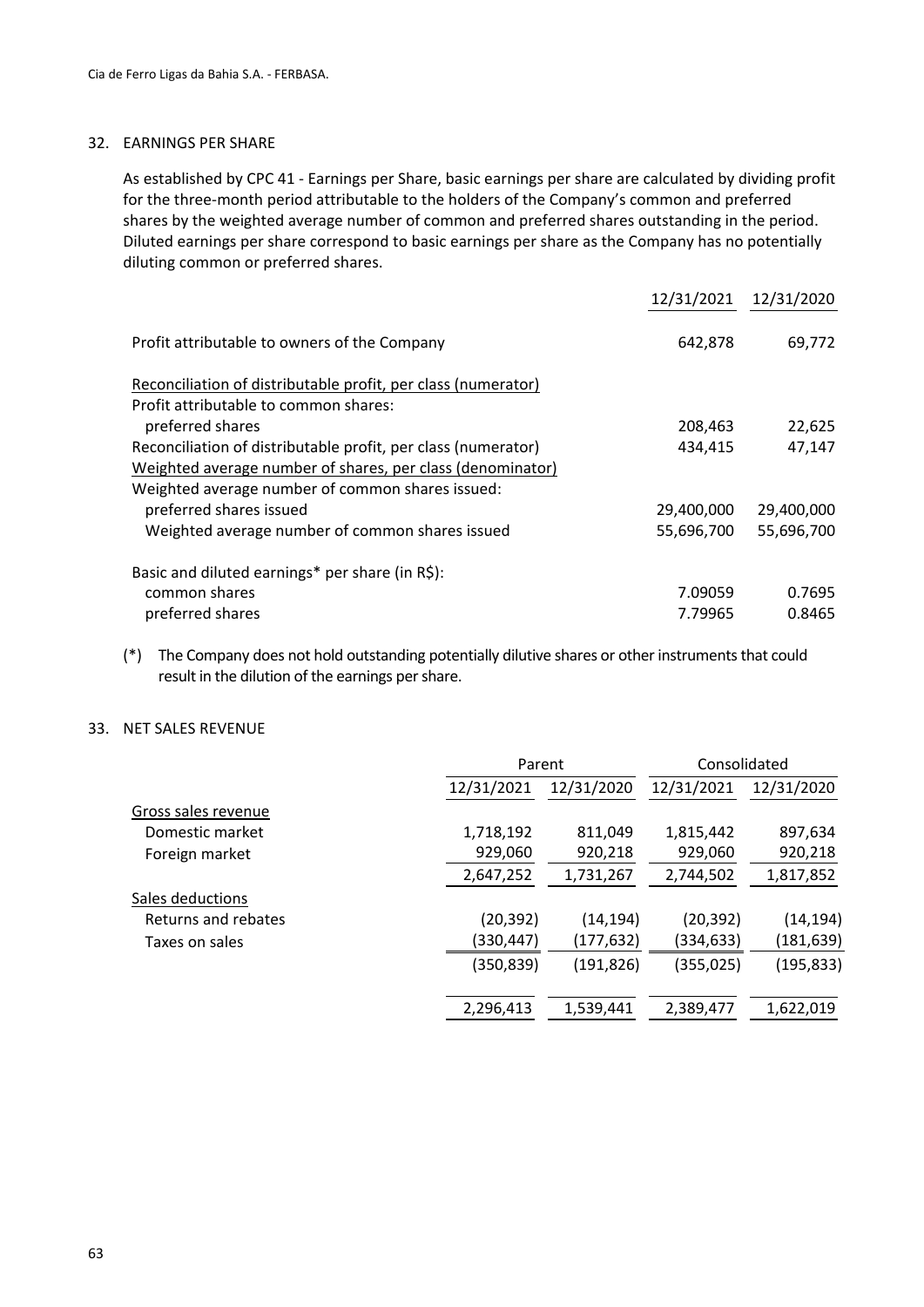## 32. EARNINGS PER SHARE

As established by CPC 41 - Earnings per Share, basic earnings per share are calculated by dividing profit for the three-month period attributable to the holders of the Company's common and preferred shares by the weighted average number of common and preferred shares outstanding in the period. Diluted earnings per share correspond to basic earnings per share as the Company has no potentially diluting common or preferred shares.

| | 12/31/2021 | 12/31/2020 |
|---|---|---|
| Profit attributable to owners of the Company | 642,878 | 69,772 |
| Reconciliation of distributable profit, per class (numerator) | | |
| Profit attributable to common shares: | | |
| preferred shares | 208,463 | 22,625 |
| Reconciliation of distributable profit, per class (numerator) | 434,415 | 47,147 |
| Weighted average number of shares, per class (denominator) | | |
| Weighted average number of common shares issued: | | |
| preferred shares issued | 29,400,000 | 29,400,000 |
| Weighted average number of common shares issued | 55,696,700 | 55,696,700 |
| Basic and diluted earnings* per share (in R$): | | |
| common shares | 7.09059 | 0.7695 |
| preferred shares | 7.79965 | 0.8465 |

(*) The Company does not hold outstanding potentially dilutive shares or other instruments that could result in the dilution of the earnings per share.

## 33. NET SALES REVENUE

| | Parent | | Consolidated | |
|---|---|---|---|---|
| | 12/31/2021 | 12/31/2020 | 12/31/2021 | 12/31/2020 |
| Gross sales revenue | | | | |
| Domestic market | 1,718,192 | 811,049 | 1,815,442 | 897,634 |
| Foreign market | 929,060 | 920,218 | 929,060 | 920,218 |
| | 2,647,252 | 1,731,267 | 2,744,502 | 1,817,852 |
| Sales deductions | | | | |
| Returns and rebates | (20,392) | (14,194) | (20,392) | (14,194) |
| Taxes on sales | (330,447) | (177,632) | (334,633) | (181,639) |
| | (350,839) | (191,826) | (355,025) | (195,833) |
| | 2,296,413 | 1,539,441 | 2,389,477 | 1,622,019 |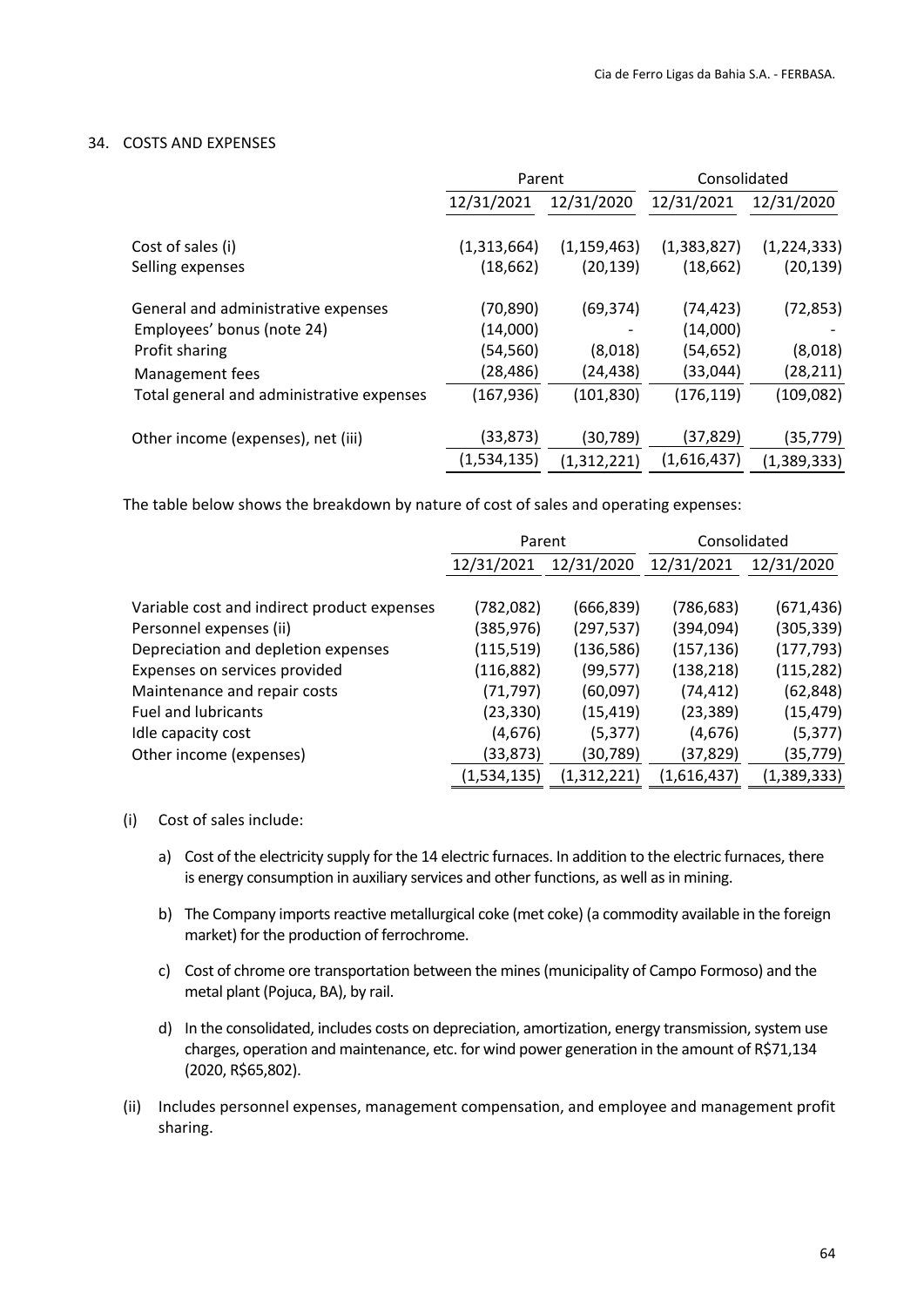## 34. COSTS AND EXPENSES

| | Parent | | Consolidated | |
|---|---|---|---|---|
| | 12/31/2021 | 12/31/2020 | 12/31/2021 | 12/31/2020 |
| Cost of sales (i) | (1,313,664) | (1,159,463) | (1,383,827) | (1,224,333) |
| Selling expenses | (18,662) | (20,139) | (18,662) | (20,139) |
| General and administrative expenses | (70,890) | (69,374) | (74,423) | (72,853) |
| Employees' bonus (note 24) | (14,000) | - | (14,000) | - |
| Profit sharing | (54,560) | (8,018) | (54,652) | (8,018) |
| Management fees | (28,486) | (24,438) | (33,044) | (28,211) |
| Total general and administrative expenses | (167,936) | (101,830) | (176,119) | (109,082) |
| Other income (expenses), net (iii) | (33,873) | (30,789) | (37,829) | (35,779) |
| | (1,534,135) | (1,312,221) | (1,616,437) | (1,389,333) |

The table below shows the breakdown by nature of cost of sales and operating expenses:

| | Parent | | Consolidated | |
|---|---|---|---|---|
| | 12/31/2021 | 12/31/2020 | 12/31/2021 | 12/31/2020 |
| Variable cost and indirect product expenses | (782,082) | (666,839) | (786,683) | (671,436) |
| Personnel expenses (ii) | (385,976) | (297,537) | (394,094) | (305,339) |
| Depreciation and depletion expenses | (115,519) | (136,586) | (157,136) | (177,793) |
| Expenses on services provided | (116,882) | (99,577) | (138,218) | (115,282) |
| Maintenance and repair costs | (71,797) | (60,097) | (74,412) | (62,848) |
| Fuel and lubricants | (23,330) | (15,419) | (23,389) | (15,479) |
| Idle capacity cost | (4,676) | (5,377) | (4,676) | (5,377) |
| Other income (expenses) | (33,873) | (30,789) | (37,829) | (35,779) |
| | (1,534,135) | (1,312,221) | (1,616,437) | (1,389,333) |

(i) Cost of sales include:

a) Cost of the electricity supply for the 14 electric furnaces. In addition to the electric furnaces, there is energy consumption in auxiliary services and other functions, as well as in mining.

b) The Company imports reactive metallurgical coke (met coke) (a commodity available in the foreign market) for the production of ferrochrome.

c) Cost of chrome ore transportation between the mines (municipality of Campo Formoso) and the metal plant (Pojuca, BA), by rail.

d) In the consolidated, includes costs on depreciation, amortization, energy transmission, system use charges, operation and maintenance, etc. for wind power generation in the amount of R$71,134 (2020, R$65,802).

(ii) Includes personnel expenses, management compensation, and employee and management profit sharing.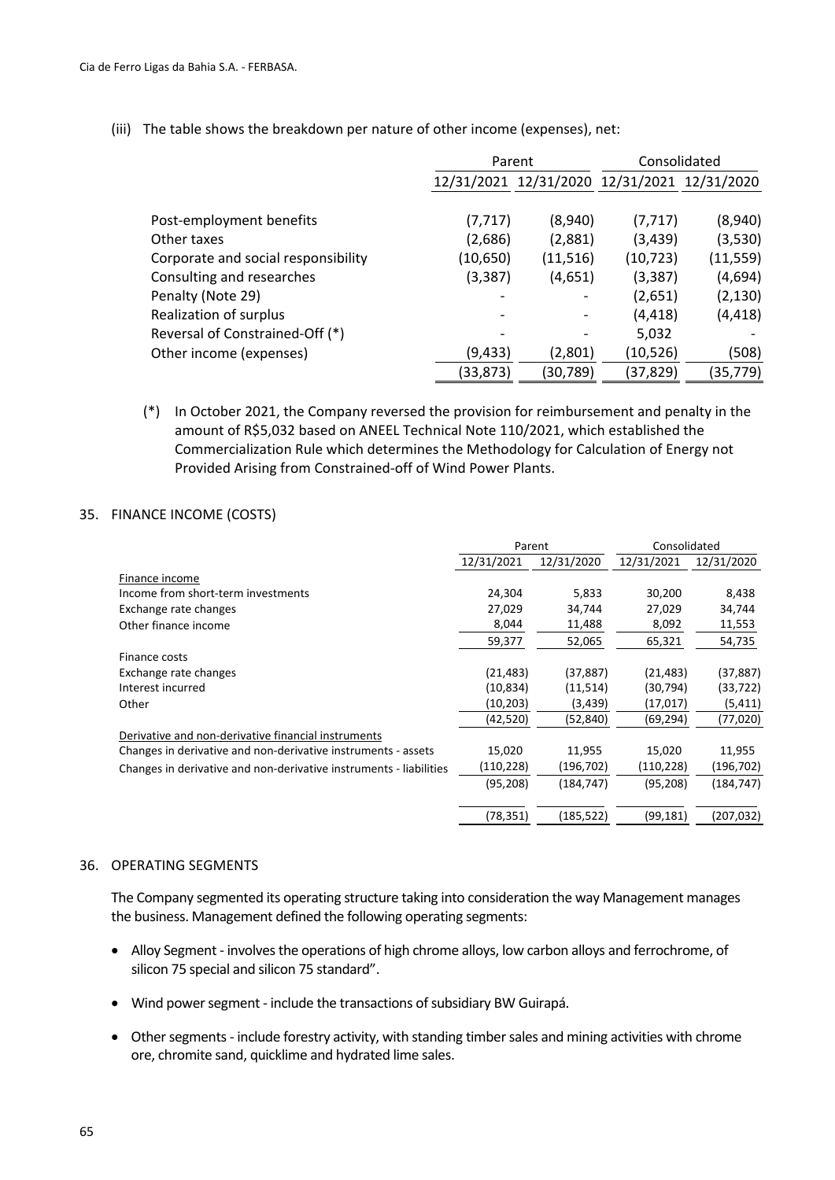(iii) The table shows the breakdown per nature of other income (expenses), net:

| | Parent | | Consolidated | |
|---|---|---|---|---|
| | 12/31/2021 | 12/31/2020 | 12/31/2021 | 12/31/2020 |
| Post-employment benefits | (7,717) | (8,940) | (7,717) | (8,940) |
| Other taxes | (2,686) | (2,881) | (3,439) | (3,530) |
| Corporate and social responsibility | (10,650) | (11,516) | (10,723) | (11,559) |
| Consulting and researches | (3,387) | (4,651) | (3,387) | (4,694) |
| Penalty (Note 29) | - | - | (2,651) | (2,130) |
| Realization of surplus | - | - | (4,418) | (4,418) |
| Reversal of Constrained-Off (*) | - | - | 5,032 | - |
| Other income (expenses) | (9,433) | (2,801) | (10,526) | (508) |
| | (33,873) | (30,789) | (37,829) | (35,779) |

(*) In October 2021, the Company reversed the provision for reimbursement and penalty in the amount of R$5,032 based on ANEEL Technical Note 110/2021, which established the Commercialization Rule which determines the Methodology for Calculation of Energy not Provided Arising from Constrained-off of Wind Power Plants.

## 35. FINANCE INCOME (COSTS)

| | Parent | | Consolidated | |
|---|---|---|---|---|
| | 12/31/2021 | 12/31/2020 | 12/31/2021 | 12/31/2020 |
| Finance income | | | | |
| Income from short-term investments | 24,304 | 5,833 | 30,200 | 8,438 |
| Exchange rate changes | 27,029 | 34,744 | 27,029 | 34,744 |
| Other finance income | 8,044 | 11,488 | 8,092 | 11,553 |
| | 59,377 | 52,065 | 65,321 | 54,735 |
| Finance costs | | | | |
| Exchange rate changes | (21,483) | (37,887) | (21,483) | (37,887) |
| Interest incurred | (10,834) | (11,514) | (30,794) | (33,722) |
| Other | (10,203) | (3,439) | (17,017) | (5,411) |
| | (42,520) | (52,840) | (69,294) | (77,020) |
| Derivative and non-derivative financial instruments | | | | |
| Changes in derivative and non-derivative instruments - assets | 15,020 | 11,955 | 15,020 | 11,955 |
| Changes in derivative and non-derivative instruments - liabilities | (110,228) | (196,702) | (110,228) | (196,702) |
| | (95,208) | (184,747) | (95,208) | (184,747) |
| | (78,351) | (185,522) | (99,181) | (207,032) |

## 36. OPERATING SEGMENTS

The Company segmented its operating structure taking into consideration the way Management manages the business. Management defined the following operating segments:

- Alloy Segment - involves the operations of high chrome alloys, low carbon alloys and ferrochrome, of silicon 75 special and silicon 75 standard".
- Wind power segment - include the transactions of subsidiary BW Guirapá.
- Other segments - include forestry activity, with standing timber sales and mining activities with chrome ore, chromite sand, quicklime and hydrated lime sales.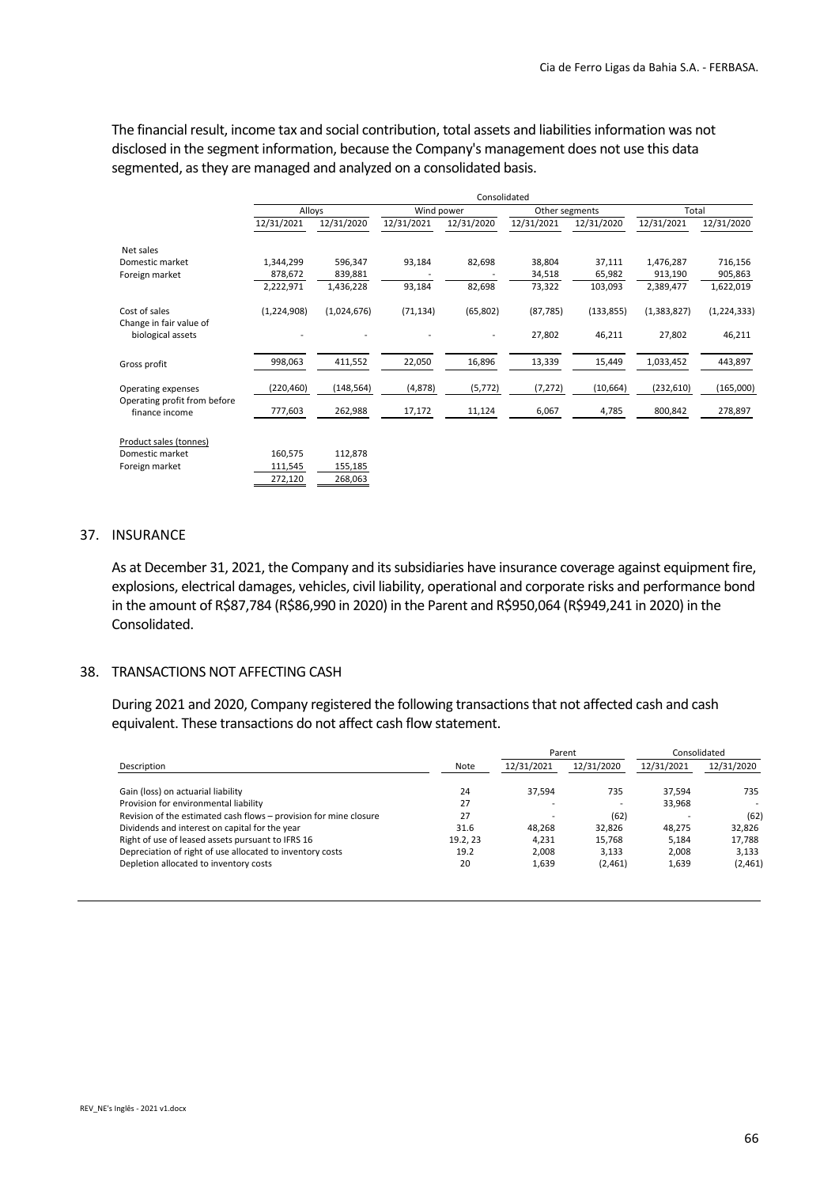The financial result, income tax and social contribution, total assets and liabilities information was not disclosed in the segment information, because the Company's management does not use this data segmented, as they are managed and analyzed on a consolidated basis.

| | Consolidated | | | | | | | |
|---|---|---|---|---|---|---|---|---|
| | Alloys | | Wind power | | Other segments | | Total | |
| | 12/31/2021 | 12/31/2020 | 12/31/2021 | 12/31/2020 | 12/31/2021 | 12/31/2020 | 12/31/2021 | 12/31/2020 |
| Net sales | | | | | | | | |
| Domestic market | 1,344,299 | 596,347 | 93,184 | 82,698 | 38,804 | 37,111 | 1,476,287 | 716,156 |
| Foreign market | 878,672 | 839,881 | - | - | 34,518 | 65,982 | 913,190 | 905,863 |
| | 2,222,971 | 1,436,228 | 93,184 | 82,698 | 73,322 | 103,093 | 2,389,477 | 1,622,019 |
| Cost of sales | (1,224,908) | (1,024,676) | (71,134) | (65,802) | (87,785) | (133,855) | (1,383,827) | (1,224,333) |
| Change in fair value of biological assets | - | - | - | - | 27,802 | 46,211 | 27,802 | 46,211 |
| Gross profit | 998,063 | 411,552 | 22,050 | 16,896 | 13,339 | 15,449 | 1,033,452 | 443,897 |
| Operating expenses | (220,460) | (148,564) | (4,878) | (5,772) | (7,272) | (10,664) | (232,610) | (165,000) |
| Operating profit from before finance income | 777,603 | 262,988 | 17,172 | 11,124 | 6,067 | 4,785 | 800,842 | 278,897 |
| Product sales (tonnes) | | | | | | | | |
| Domestic market | 160,575 | 112,878 | | | | | | |
| Foreign market | 111,545 | 155,185 | | | | | | |
| | 272,120 | 268,063 | | | | | | |

## 37. INSURANCE

As at December 31, 2021, the Company and its subsidiaries have insurance coverage against equipment fire, explosions, electrical damages, vehicles, civil liability, operational and corporate risks and performance bond in the amount of R$87,784 (R$86,990 in 2020) in the Parent and R$950,064 (R$949,241 in 2020) in the Consolidated.

## 38. TRANSACTIONS NOT AFFECTING CASH

During 2021 and 2020, Company registered the following transactions that not affected cash and cash equivalent. These transactions do not affect cash flow statement.

| | | Parent | | Consolidated | |
|---|---|---|---|---|---|
| Description | Note | 12/31/2021 | 12/31/2020 | 12/31/2021 | 12/31/2020 |
| Gain (loss) on actuarial liability | 24 | 37,594 | 735 | 37,594 | 735 |
| Provision for environmental liability | 27 | - | - | 33,968 | - |
| Revision of the estimated cash flows – provision for mine closure | 27 | - | (62) | - | (62) |
| Dividends and interest on capital for the year | 31.6 | 48,268 | 32,826 | 48,275 | 32,826 |
| Right of use of leased assets pursuant to IFRS 16 | 19.2, 23 | 4,231 | 15,768 | 5,184 | 17,788 |
| Depreciation of right of use allocated to inventory costs | 19.2 | 2,008 | 3,133 | 2,008 | 3,133 |
| Depletion allocated to inventory costs | 20 | 1,639 | (2,461) | 1,639 | (2,461) |